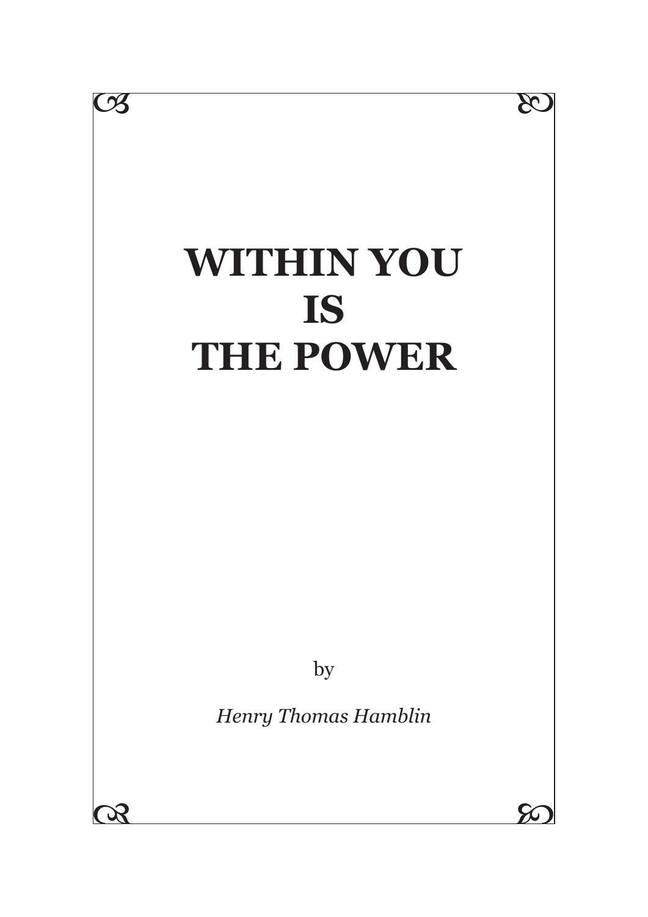# WITHIN YOU IS THE POWER

by

*Henry Thomas Hamblin*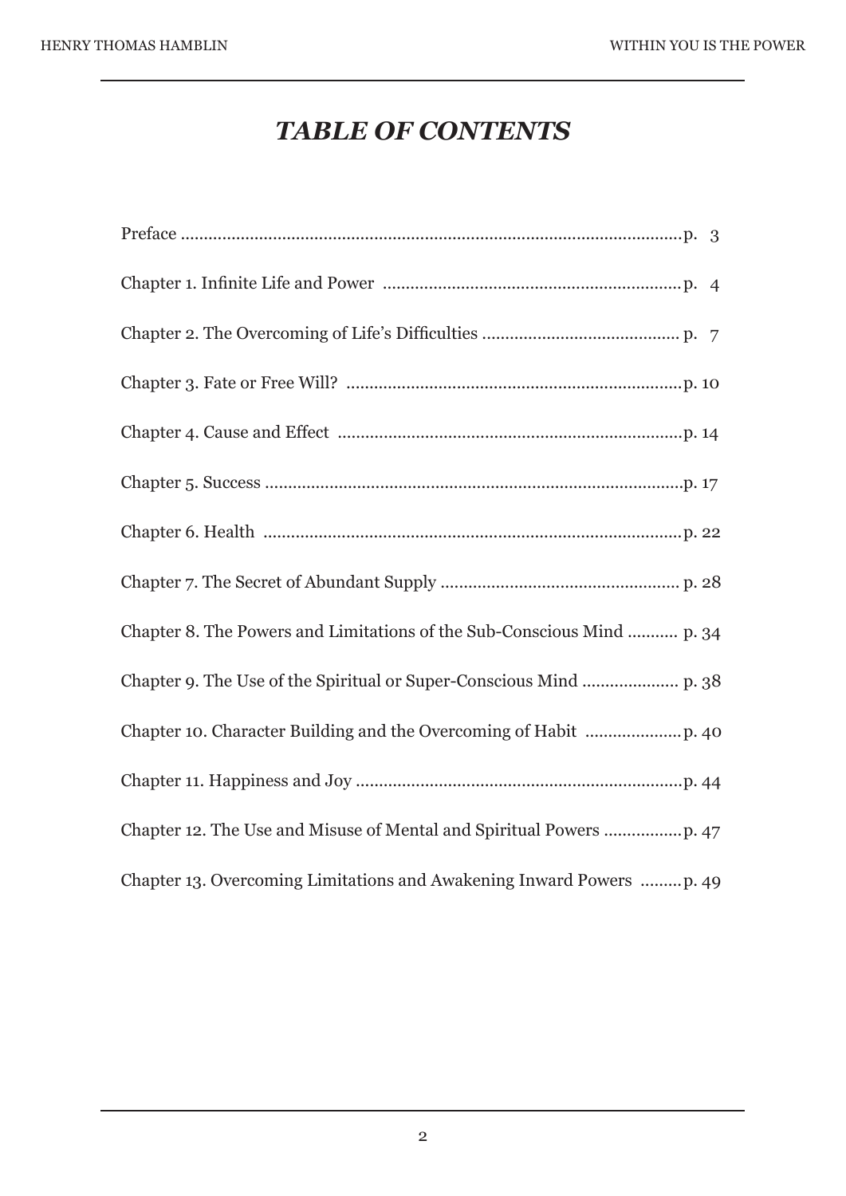# *TABLE OF CONTENTS*

Preface ........................................................................................................p. 3

Chapter 1. Infinite Life and Power ..................................................................p. 4

Chapter 2. The Overcoming of Life's Difficulties .......................................... p. 7

Chapter 3. Fate or Free Will? ........................................................................p. 10

Chapter 4. Cause and Effect ..........................................................................p. 14

Chapter 5. Success ........................................................................................p. 17

Chapter 6. Health ..........................................................................................p. 22

Chapter 7. The Secret of Abundant Supply ................................................... p. 28

Chapter 8. The Powers and Limitations of the Sub-Conscious Mind ........... p. 34

Chapter 9. The Use of the Spiritual or Super-Conscious Mind .................... p. 38

Chapter 10. Character Building and the Overcoming of Habit ....................p. 40

Chapter 11. Happiness and Joy .....................................................................p. 44

Chapter 12. The Use and Misuse of Mental and Spiritual Powers ................p. 47

Chapter 13. Overcoming Limitations and Awakening Inward Powers .........p. 49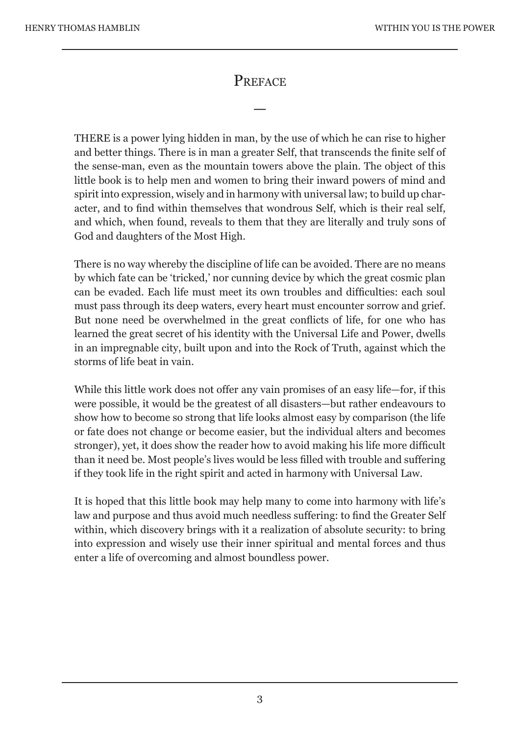# Preface

THERE is a power lying hidden in man, by the use of which he can rise to higher and better things. There is in man a greater Self, that transcends the finite self of the sense-man, even as the mountain towers above the plain. The object of this little book is to help men and women to bring their inward powers of mind and spirit into expression, wisely and in harmony with universal law; to build up character, and to find within themselves that wondrous Self, which is their real self, and which, when found, reveals to them that they are literally and truly sons of God and daughters of the Most High.

There is no way whereby the discipline of life can be avoided. There are no means by which fate can be 'tricked,' nor cunning device by which the great cosmic plan can be evaded. Each life must meet its own troubles and difficulties: each soul must pass through its deep waters, every heart must encounter sorrow and grief. But none need be overwhelmed in the great conflicts of life, for one who has learned the great secret of his identity with the Universal Life and Power, dwells in an impregnable city, built upon and into the Rock of Truth, against which the storms of life beat in vain.

While this little work does not offer any vain promises of an easy life—for, if this were possible, it would be the greatest of all disasters—but rather endeavours to show how to become so strong that life looks almost easy by comparison (the life or fate does not change or become easier, but the individual alters and becomes stronger), yet, it does show the reader how to avoid making his life more difficult than it need be. Most people's lives would be less filled with trouble and suffering if they took life in the right spirit and acted in harmony with Universal Law.

It is hoped that this little book may help many to come into harmony with life's law and purpose and thus avoid much needless suffering: to find the Greater Self within, which discovery brings with it a realization of absolute security: to bring into expression and wisely use their inner spiritual and mental forces and thus enter a life of overcoming and almost boundless power.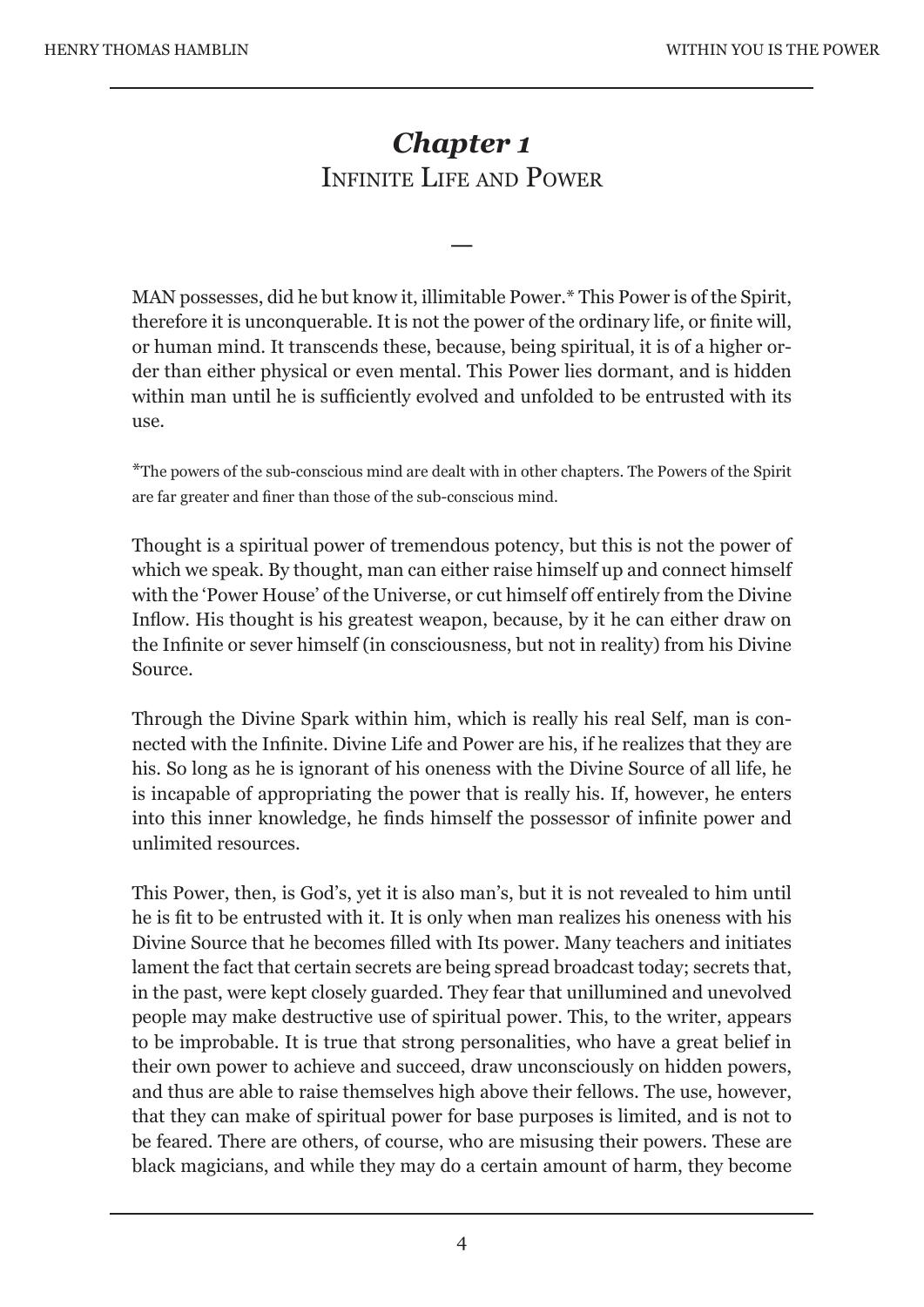# *Chapter 1*
## Infinite Life and Power

—

MAN possesses, did he but know it, illimitable Power.* This Power is of the Spirit, therefore it is unconquerable. It is not the power of the ordinary life, or finite will, or human mind. It transcends these, because, being spiritual, it is of a higher order than either physical or even mental. This Power lies dormant, and is hidden within man until he is sufficiently evolved and unfolded to be entrusted with its use.

*The powers of the sub-conscious mind are dealt with in other chapters. The Powers of the Spirit are far greater and finer than those of the sub-conscious mind.

Thought is a spiritual power of tremendous potency, but this is not the power of which we speak. By thought, man can either raise himself up and connect himself with the 'Power House' of the Universe, or cut himself off entirely from the Divine Inflow. His thought is his greatest weapon, because, by it he can either draw on the Infinite or sever himself (in consciousness, but not in reality) from his Divine Source.

Through the Divine Spark within him, which is really his real Self, man is connected with the Infinite. Divine Life and Power are his, if he realizes that they are his. So long as he is ignorant of his oneness with the Divine Source of all life, he is incapable of appropriating the power that is really his. If, however, he enters into this inner knowledge, he finds himself the possessor of infinite power and unlimited resources.

This Power, then, is God's, yet it is also man's, but it is not revealed to him until he is fit to be entrusted with it. It is only when man realizes his oneness with his Divine Source that he becomes filled with Its power. Many teachers and initiates lament the fact that certain secrets are being spread broadcast today; secrets that, in the past, were kept closely guarded. They fear that unillumined and unevolved people may make destructive use of spiritual power. This, to the writer, appears to be improbable. It is true that strong personalities, who have a great belief in their own power to achieve and succeed, draw unconsciously on hidden powers, and thus are able to raise themselves high above their fellows. The use, however, that they can make of spiritual power for base purposes is limited, and is not to be feared. There are others, of course, who are misusing their powers. These are black magicians, and while they may do a certain amount of harm, they become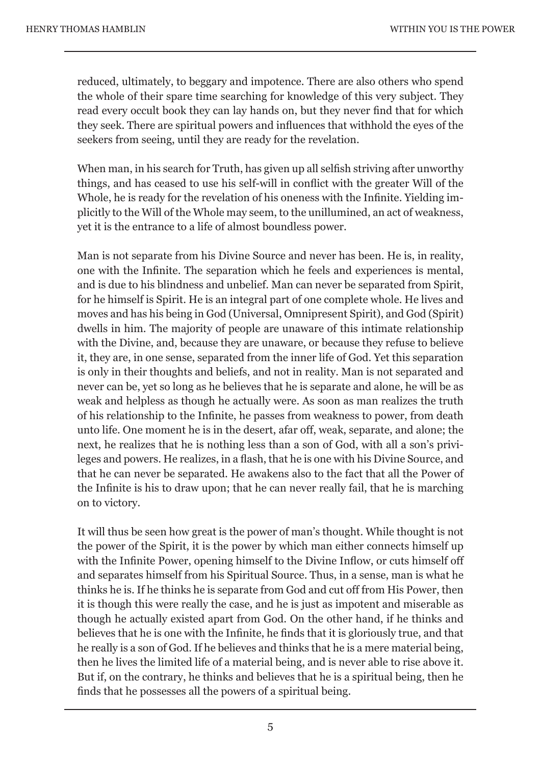reduced, ultimately, to beggary and impotence. There are also others who spend the whole of their spare time searching for knowledge of this very subject. They read every occult book they can lay hands on, but they never find that for which they seek. There are spiritual powers and influences that withhold the eyes of the seekers from seeing, until they are ready for the revelation.

When man, in his search for Truth, has given up all selfish striving after unworthy things, and has ceased to use his self-will in conflict with the greater Will of the Whole, he is ready for the revelation of his oneness with the Infinite. Yielding implicitly to the Will of the Whole may seem, to the unillumined, an act of weakness, yet it is the entrance to a life of almost boundless power.

Man is not separate from his Divine Source and never has been. He is, in reality, one with the Infinite. The separation which he feels and experiences is mental, and is due to his blindness and unbelief. Man can never be separated from Spirit, for he himself is Spirit. He is an integral part of one complete whole. He lives and moves and has his being in God (Universal, Omnipresent Spirit), and God (Spirit) dwells in him. The majority of people are unaware of this intimate relationship with the Divine, and, because they are unaware, or because they refuse to believe it, they are, in one sense, separated from the inner life of God. Yet this separation is only in their thoughts and beliefs, and not in reality. Man is not separated and never can be, yet so long as he believes that he is separate and alone, he will be as weak and helpless as though he actually were. As soon as man realizes the truth of his relationship to the Infinite, he passes from weakness to power, from death unto life. One moment he is in the desert, afar off, weak, separate, and alone; the next, he realizes that he is nothing less than a son of God, with all a son's privileges and powers. He realizes, in a flash, that he is one with his Divine Source, and that he can never be separated. He awakens also to the fact that all the Power of the Infinite is his to draw upon; that he can never really fail, that he is marching on to victory.

It will thus be seen how great is the power of man's thought. While thought is not the power of the Spirit, it is the power by which man either connects himself up with the Infinite Power, opening himself to the Divine Inflow, or cuts himself off and separates himself from his Spiritual Source. Thus, in a sense, man is what he thinks he is. If he thinks he is separate from God and cut off from His Power, then it is though this were really the case, and he is just as impotent and miserable as though he actually existed apart from God. On the other hand, if he thinks and believes that he is one with the Infinite, he finds that it is gloriously true, and that he really is a son of God. If he believes and thinks that he is a mere material being, then he lives the limited life of a material being, and is never able to rise above it. But if, on the contrary, he thinks and believes that he is a spiritual being, then he finds that he possesses all the powers of a spiritual being.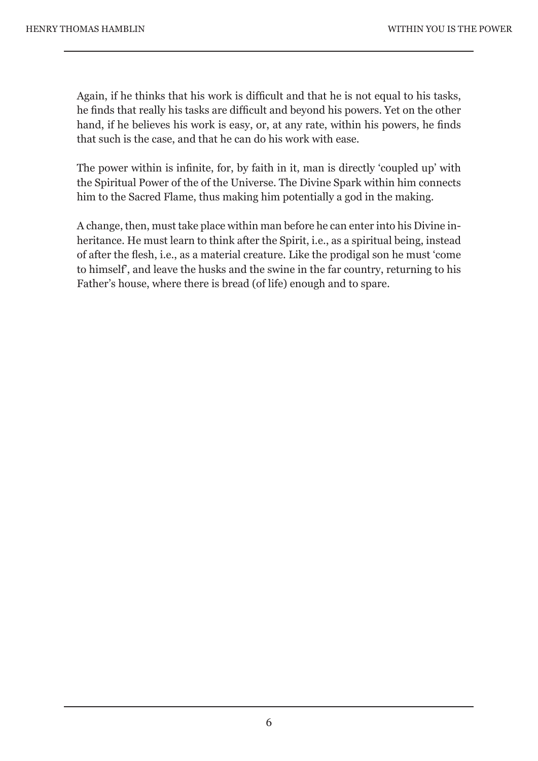Again, if he thinks that his work is difficult and that he is not equal to his tasks, he finds that really his tasks are difficult and beyond his powers. Yet on the other hand, if he believes his work is easy, or, at any rate, within his powers, he finds that such is the case, and that he can do his work with ease.

The power within is infinite, for, by faith in it, man is directly 'coupled up' with the Spiritual Power of the of the Universe. The Divine Spark within him connects him to the Sacred Flame, thus making him potentially a god in the making.

A change, then, must take place within man before he can enter into his Divine inheritance. He must learn to think after the Spirit, i.e., as a spiritual being, instead of after the flesh, i.e., as a material creature. Like the prodigal son he must 'come to himself', and leave the husks and the swine in the far country, returning to his Father's house, where there is bread (of life) enough and to spare.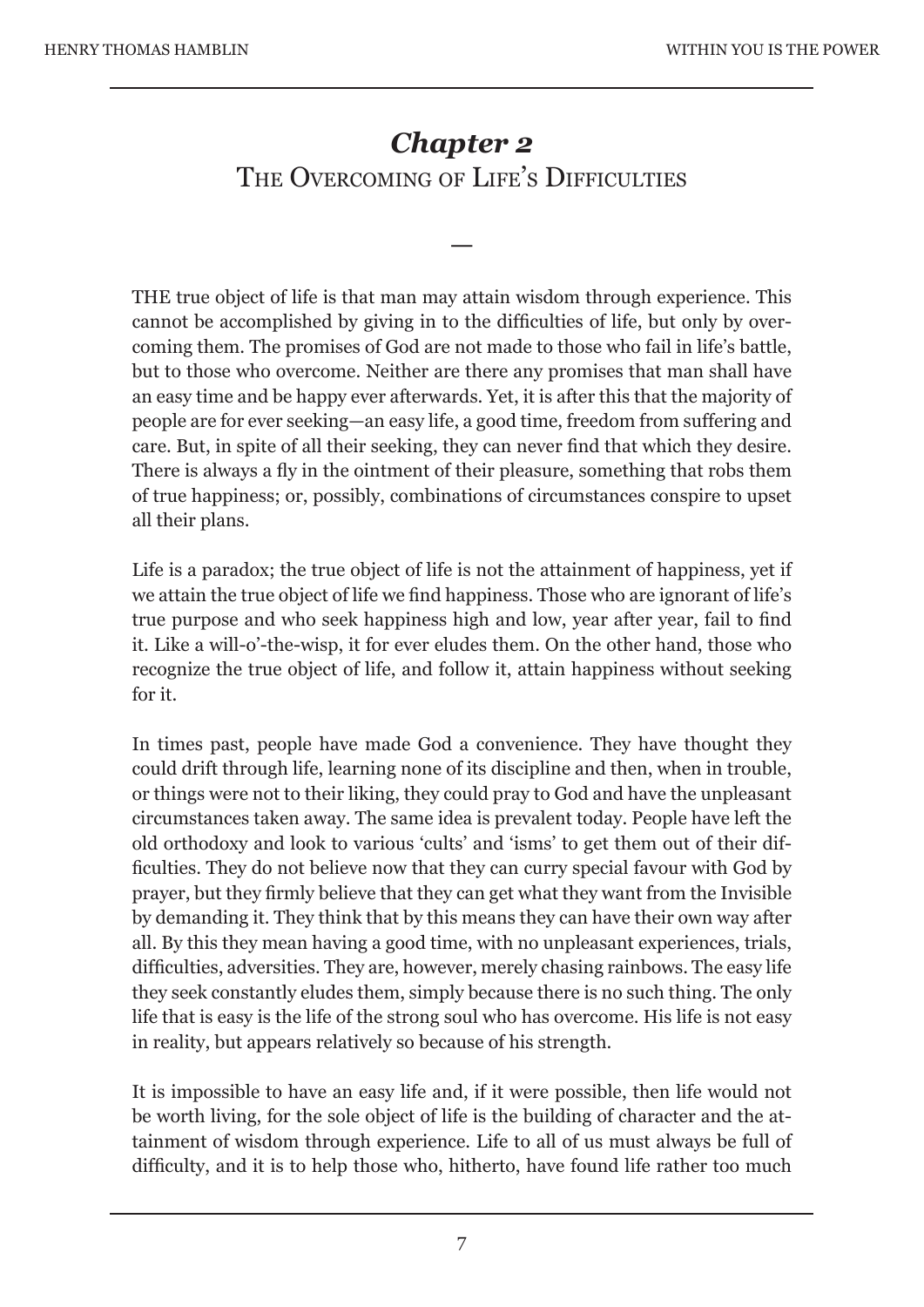## *Chapter 2*
## The Overcoming of Life's Difficulties

—

THE true object of life is that man may attain wisdom through experience. This cannot be accomplished by giving in to the difficulties of life, but only by overcoming them. The promises of God are not made to those who fail in life's battle, but to those who overcome. Neither are there any promises that man shall have an easy time and be happy ever afterwards. Yet, it is after this that the majority of people are for ever seeking—an easy life, a good time, freedom from suffering and care. But, in spite of all their seeking, they can never find that which they desire. There is always a fly in the ointment of their pleasure, something that robs them of true happiness; or, possibly, combinations of circumstances conspire to upset all their plans.

Life is a paradox; the true object of life is not the attainment of happiness, yet if we attain the true object of life we find happiness. Those who are ignorant of life's true purpose and who seek happiness high and low, year after year, fail to find it. Like a will-o'-the-wisp, it for ever eludes them. On the other hand, those who recognize the true object of life, and follow it, attain happiness without seeking for it.

In times past, people have made God a convenience. They have thought they could drift through life, learning none of its discipline and then, when in trouble, or things were not to their liking, they could pray to God and have the unpleasant circumstances taken away. The same idea is prevalent today. People have left the old orthodoxy and look to various 'cults' and 'isms' to get them out of their difficulties. They do not believe now that they can curry special favour with God by prayer, but they firmly believe that they can get what they want from the Invisible by demanding it. They think that by this means they can have their own way after all. By this they mean having a good time, with no unpleasant experiences, trials, difficulties, adversities. They are, however, merely chasing rainbows. The easy life they seek constantly eludes them, simply because there is no such thing. The only life that is easy is the life of the strong soul who has overcome. His life is not easy in reality, but appears relatively so because of his strength.

It is impossible to have an easy life and, if it were possible, then life would not be worth living, for the sole object of life is the building of character and the attainment of wisdom through experience. Life to all of us must always be full of difficulty, and it is to help those who, hitherto, have found life rather too much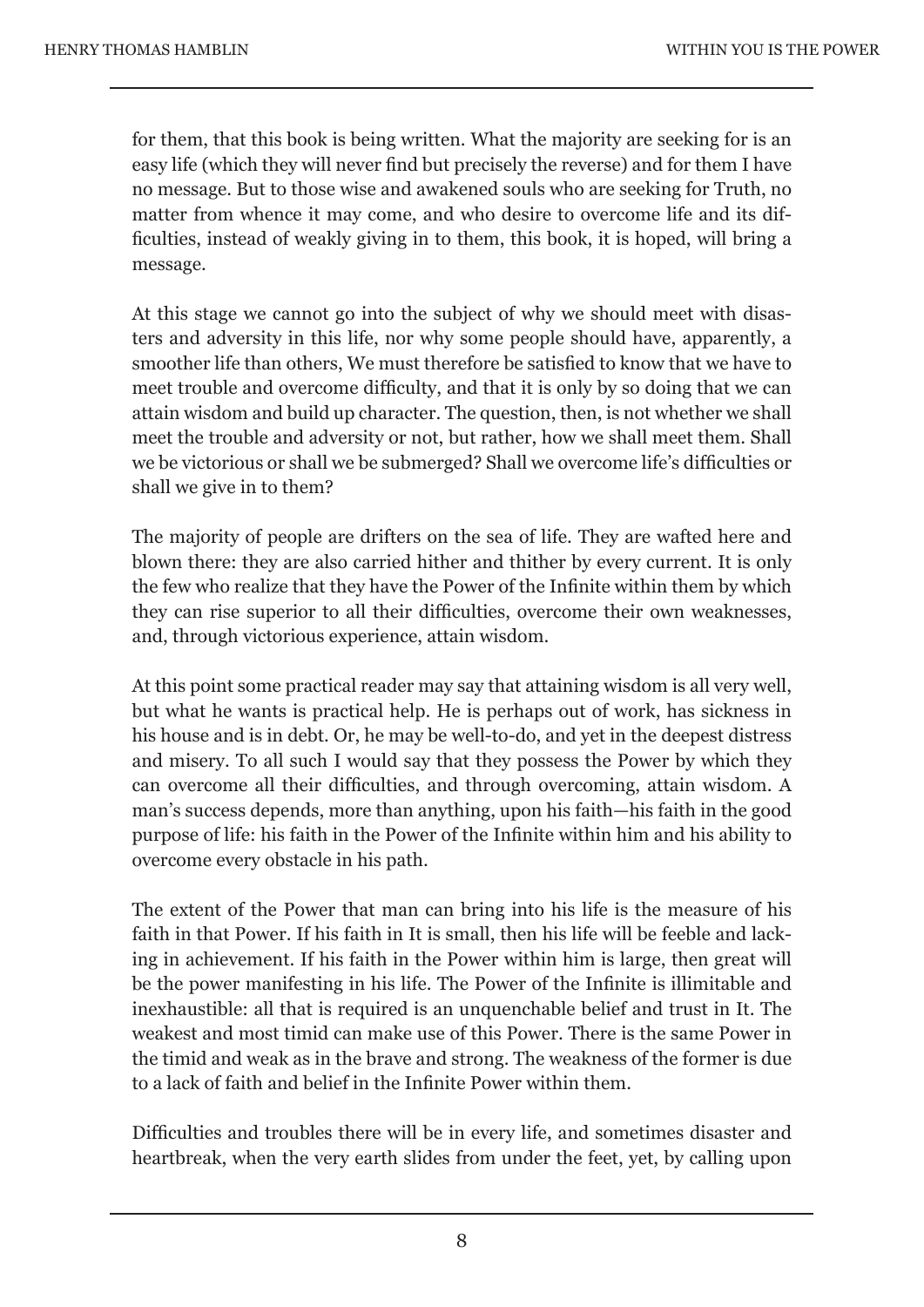for them, that this book is being written. What the majority are seeking for is an easy life (which they will never find but precisely the reverse) and for them I have no message. But to those wise and awakened souls who are seeking for Truth, no matter from whence it may come, and who desire to overcome life and its difficulties, instead of weakly giving in to them, this book, it is hoped, will bring a message.

At this stage we cannot go into the subject of why we should meet with disasters and adversity in this life, nor why some people should have, apparently, a smoother life than others, We must therefore be satisfied to know that we have to meet trouble and overcome difficulty, and that it is only by so doing that we can attain wisdom and build up character. The question, then, is not whether we shall meet the trouble and adversity or not, but rather, how we shall meet them. Shall we be victorious or shall we be submerged? Shall we overcome life's difficulties or shall we give in to them?

The majority of people are drifters on the sea of life. They are wafted here and blown there: they are also carried hither and thither by every current. It is only the few who realize that they have the Power of the Infinite within them by which they can rise superior to all their difficulties, overcome their own weaknesses, and, through victorious experience, attain wisdom.

At this point some practical reader may say that attaining wisdom is all very well, but what he wants is practical help. He is perhaps out of work, has sickness in his house and is in debt. Or, he may be well-to-do, and yet in the deepest distress and misery. To all such I would say that they possess the Power by which they can overcome all their difficulties, and through overcoming, attain wisdom. A man's success depends, more than anything, upon his faith—his faith in the good purpose of life: his faith in the Power of the Infinite within him and his ability to overcome every obstacle in his path.

The extent of the Power that man can bring into his life is the measure of his faith in that Power. If his faith in It is small, then his life will be feeble and lacking in achievement. If his faith in the Power within him is large, then great will be the power manifesting in his life. The Power of the Infinite is illimitable and inexhaustible: all that is required is an unquenchable belief and trust in It. The weakest and most timid can make use of this Power. There is the same Power in the timid and weak as in the brave and strong. The weakness of the former is due to a lack of faith and belief in the Infinite Power within them.

Difficulties and troubles there will be in every life, and sometimes disaster and heartbreak, when the very earth slides from under the feet, yet, by calling upon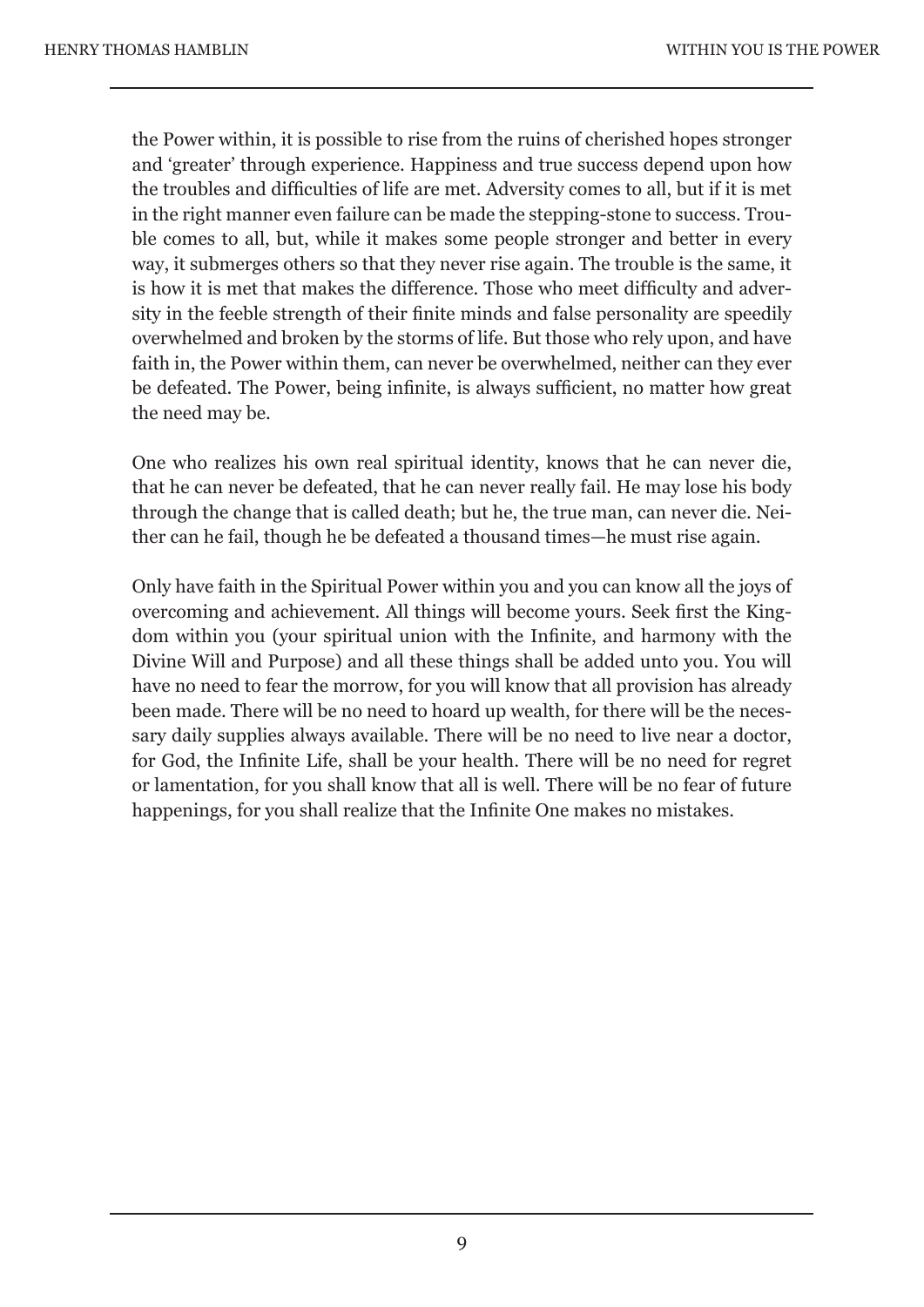the Power within, it is possible to rise from the ruins of cherished hopes stronger and 'greater' through experience. Happiness and true success depend upon how the troubles and difficulties of life are met. Adversity comes to all, but if it is met in the right manner even failure can be made the stepping-stone to success. Trouble comes to all, but, while it makes some people stronger and better in every way, it submerges others so that they never rise again. The trouble is the same, it is how it is met that makes the difference. Those who meet difficulty and adversity in the feeble strength of their finite minds and false personality are speedily overwhelmed and broken by the storms of life. But those who rely upon, and have faith in, the Power within them, can never be overwhelmed, neither can they ever be defeated. The Power, being infinite, is always sufficient, no matter how great the need may be.

One who realizes his own real spiritual identity, knows that he can never die, that he can never be defeated, that he can never really fail. He may lose his body through the change that is called death; but he, the true man, can never die. Neither can he fail, though he be defeated a thousand times—he must rise again.

Only have faith in the Spiritual Power within you and you can know all the joys of overcoming and achievement. All things will become yours. Seek first the Kingdom within you (your spiritual union with the Infinite, and harmony with the Divine Will and Purpose) and all these things shall be added unto you. You will have no need to fear the morrow, for you will know that all provision has already been made. There will be no need to hoard up wealth, for there will be the necessary daily supplies always available. There will be no need to live near a doctor, for God, the Infinite Life, shall be your health. There will be no need for regret or lamentation, for you shall know that all is well. There will be no fear of future happenings, for you shall realize that the Infinite One makes no mistakes.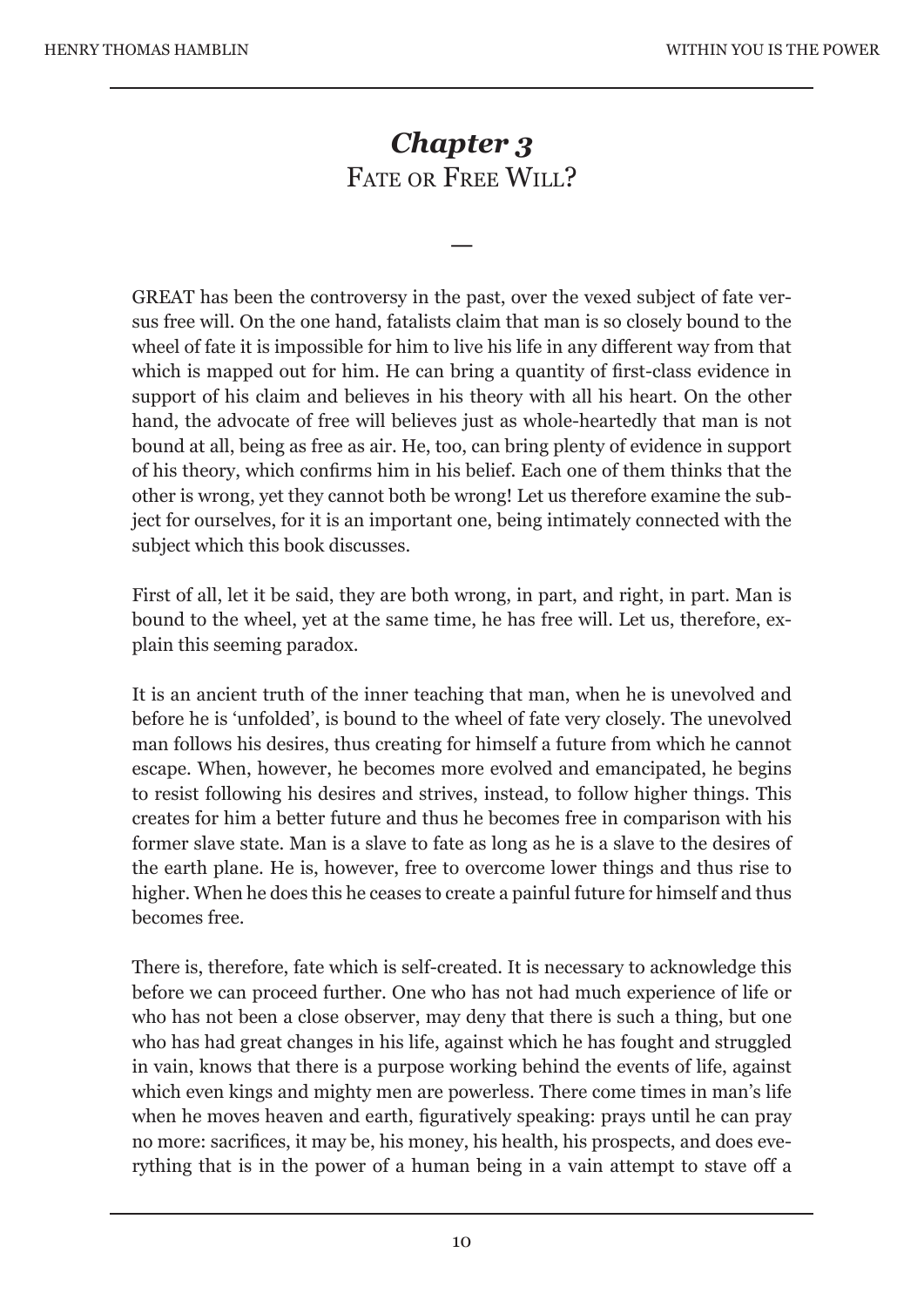# *Chapter 3*
## Fate or Free Will?

—

GREAT has been the controversy in the past, over the vexed subject of fate versus free will. On the one hand, fatalists claim that man is so closely bound to the wheel of fate it is impossible for him to live his life in any different way from that which is mapped out for him. He can bring a quantity of first-class evidence in support of his claim and believes in his theory with all his heart. On the other hand, the advocate of free will believes just as whole-heartedly that man is not bound at all, being as free as air. He, too, can bring plenty of evidence in support of his theory, which confirms him in his belief. Each one of them thinks that the other is wrong, yet they cannot both be wrong! Let us therefore examine the subject for ourselves, for it is an important one, being intimately connected with the subject which this book discusses.

First of all, let it be said, they are both wrong, in part, and right, in part. Man is bound to the wheel, yet at the same time, he has free will. Let us, therefore, explain this seeming paradox.

It is an ancient truth of the inner teaching that man, when he is unevolved and before he is 'unfolded', is bound to the wheel of fate very closely. The unevolved man follows his desires, thus creating for himself a future from which he cannot escape. When, however, he becomes more evolved and emancipated, he begins to resist following his desires and strives, instead, to follow higher things. This creates for him a better future and thus he becomes free in comparison with his former slave state. Man is a slave to fate as long as he is a slave to the desires of the earth plane. He is, however, free to overcome lower things and thus rise to higher. When he does this he ceases to create a painful future for himself and thus becomes free.

There is, therefore, fate which is self-created. It is necessary to acknowledge this before we can proceed further. One who has not had much experience of life or who has not been a close observer, may deny that there is such a thing, but one who has had great changes in his life, against which he has fought and struggled in vain, knows that there is a purpose working behind the events of life, against which even kings and mighty men are powerless. There come times in man's life when he moves heaven and earth, figuratively speaking: prays until he can pray no more: sacrifices, it may be, his money, his health, his prospects, and does everything that is in the power of a human being in a vain attempt to stave off a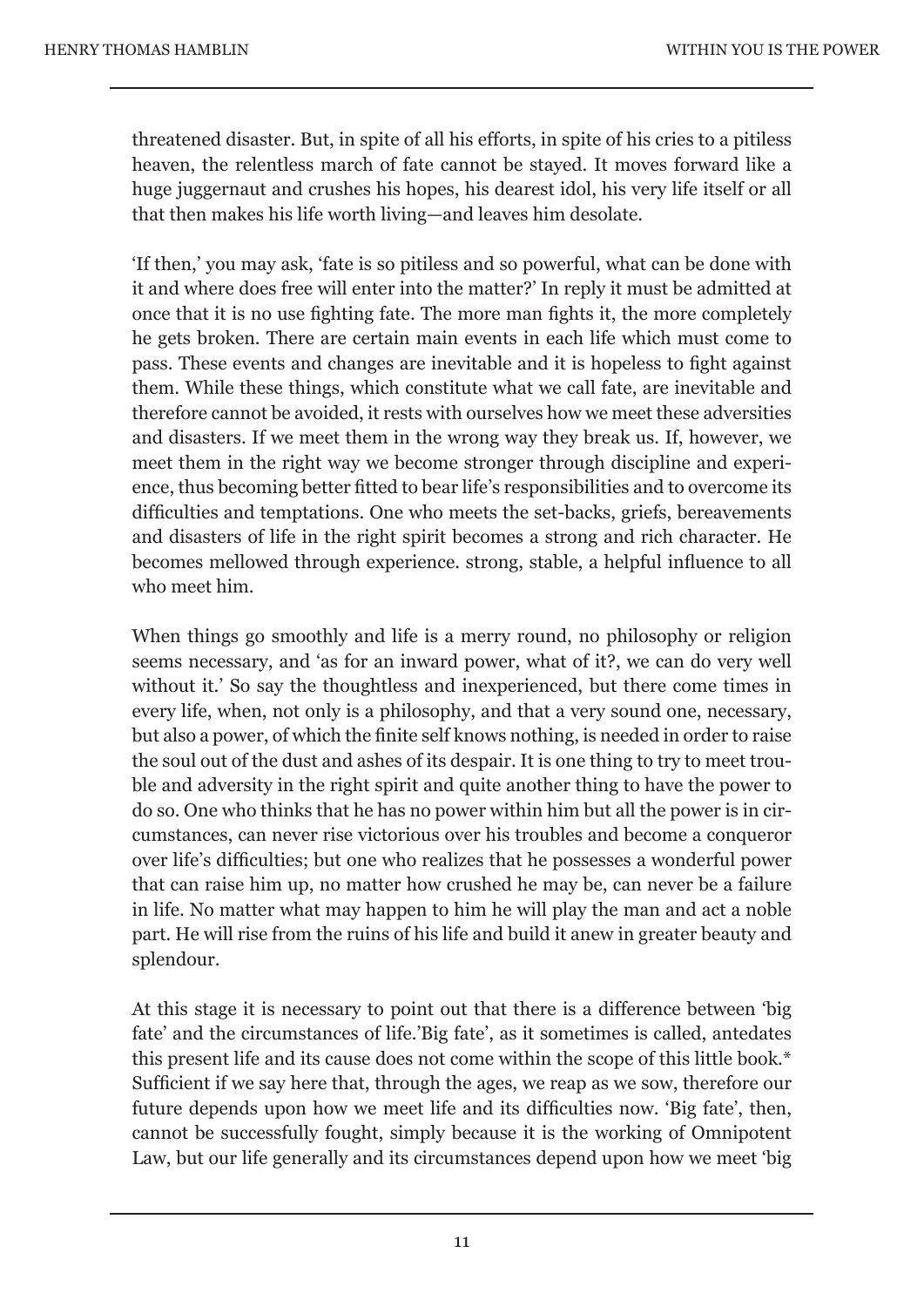threatened disaster. But, in spite of all his efforts, in spite of his cries to a pitiless heaven, the relentless march of fate cannot be stayed. It moves forward like a huge juggernaut and crushes his hopes, his dearest idol, his very life itself or all that then makes his life worth living—and leaves him desolate.

'If then,' you may ask, 'fate is so pitiless and so powerful, what can be done with it and where does free will enter into the matter?' In reply it must be admitted at once that it is no use fighting fate. The more man fights it, the more completely he gets broken. There are certain main events in each life which must come to pass. These events and changes are inevitable and it is hopeless to fight against them. While these things, which constitute what we call fate, are inevitable and therefore cannot be avoided, it rests with ourselves how we meet these adversities and disasters. If we meet them in the wrong way they break us. If, however, we meet them in the right way we become stronger through discipline and experience, thus becoming better fitted to bear life's responsibilities and to overcome its difficulties and temptations. One who meets the set-backs, griefs, bereavements and disasters of life in the right spirit becomes a strong and rich character. He becomes mellowed through experience. strong, stable, a helpful influence to all who meet him.

When things go smoothly and life is a merry round, no philosophy or religion seems necessary, and 'as for an inward power, what of it?, we can do very well without it.' So say the thoughtless and inexperienced, but there come times in every life, when, not only is a philosophy, and that a very sound one, necessary, but also a power, of which the finite self knows nothing, is needed in order to raise the soul out of the dust and ashes of its despair. It is one thing to try to meet trouble and adversity in the right spirit and quite another thing to have the power to do so. One who thinks that he has no power within him but all the power is in circumstances, can never rise victorious over his troubles and become a conqueror over life's difficulties; but one who realizes that he possesses a wonderful power that can raise him up, no matter how crushed he may be, can never be a failure in life. No matter what may happen to him he will play the man and act a noble part. He will rise from the ruins of his life and build it anew in greater beauty and splendour.

At this stage it is necessary to point out that there is a difference between 'big fate' and the circumstances of life.'Big fate', as it sometimes is called, antedates this present life and its cause does not come within the scope of this little book.* Sufficient if we say here that, through the ages, we reap as we sow, therefore our future depends upon how we meet life and its difficulties now. 'Big fate', then, cannot be successfully fought, simply because it is the working of Omnipotent Law, but our life generally and its circumstances depend upon how we meet 'big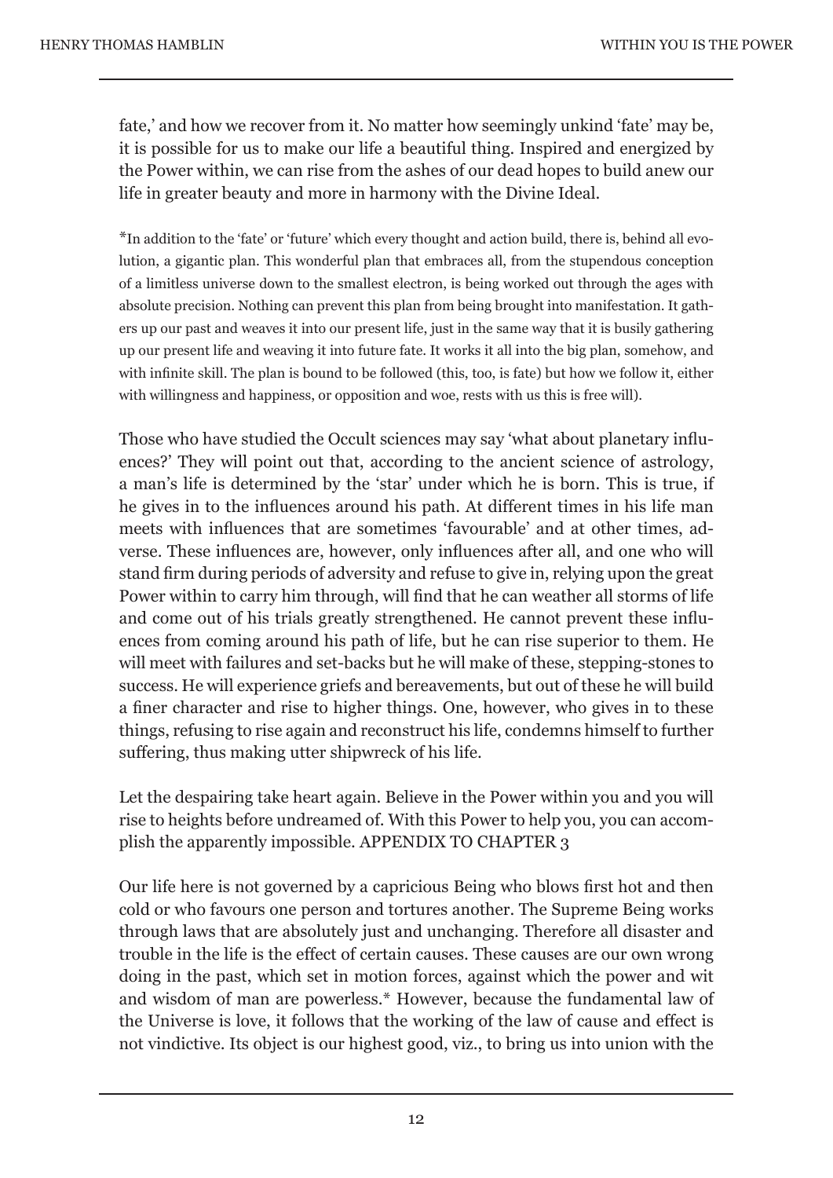fate,' and how we recover from it. No matter how seemingly unkind 'fate' may be, it is possible for us to make our life a beautiful thing. Inspired and energized by the Power within, we can rise from the ashes of our dead hopes to build anew our life in greater beauty and more in harmony with the Divine Ideal.

*In addition to the 'fate' or 'future' which every thought and action build, there is, behind all evolution, a gigantic plan. This wonderful plan that embraces all, from the stupendous conception of a limitless universe down to the smallest electron, is being worked out through the ages with absolute precision. Nothing can prevent this plan from being brought into manifestation. It gathers up our past and weaves it into our present life, just in the same way that it is busily gathering up our present life and weaving it into future fate. It works it all into the big plan, somehow, and with infinite skill. The plan is bound to be followed (this, too, is fate) but how we follow it, either with willingness and happiness, or opposition and woe, rests with us this is free will).

Those who have studied the Occult sciences may say 'what about planetary influences?' They will point out that, according to the ancient science of astrology, a man's life is determined by the 'star' under which he is born. This is true, if he gives in to the influences around his path. At different times in his life man meets with influences that are sometimes 'favourable' and at other times, adverse. These influences are, however, only influences after all, and one who will stand firm during periods of adversity and refuse to give in, relying upon the great Power within to carry him through, will find that he can weather all storms of life and come out of his trials greatly strengthened. He cannot prevent these influences from coming around his path of life, but he can rise superior to them. He will meet with failures and set-backs but he will make of these, stepping-stones to success. He will experience griefs and bereavements, but out of these he will build a finer character and rise to higher things. One, however, who gives in to these things, refusing to rise again and reconstruct his life, condemns himself to further suffering, thus making utter shipwreck of his life.

Let the despairing take heart again. Believe in the Power within you and you will rise to heights before undreamed of. With this Power to help you, you can accomplish the apparently impossible. APPENDIX TO CHAPTER 3

Our life here is not governed by a capricious Being who blows first hot and then cold or who favours one person and tortures another. The Supreme Being works through laws that are absolutely just and unchanging. Therefore all disaster and trouble in the life is the effect of certain causes. These causes are our own wrong doing in the past, which set in motion forces, against which the power and wit and wisdom of man are powerless.* However, because the fundamental law of the Universe is love, it follows that the working of the law of cause and effect is not vindictive. Its object is our highest good, viz., to bring us into union with the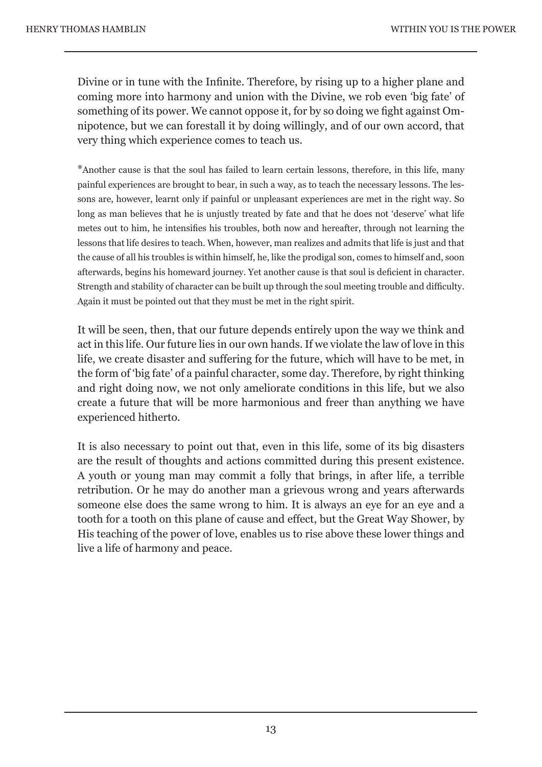Divine or in tune with the Infinite. Therefore, by rising up to a higher plane and coming more into harmony and union with the Divine, we rob even 'big fate' of something of its power. We cannot oppose it, for by so doing we fight against Omnipotence, but we can forestall it by doing willingly, and of our own accord, that very thing which experience comes to teach us.

*Another cause is that the soul has failed to learn certain lessons, therefore, in this life, many painful experiences are brought to bear, in such a way, as to teach the necessary lessons. The lessons are, however, learnt only if painful or unpleasant experiences are met in the right way. So long as man believes that he is unjustly treated by fate and that he does not 'deserve' what life metes out to him, he intensifies his troubles, both now and hereafter, through not learning the lessons that life desires to teach. When, however, man realizes and admits that life is just and that the cause of all his troubles is within himself, he, like the prodigal son, comes to himself and, soon afterwards, begins his homeward journey. Yet another cause is that soul is deficient in character. Strength and stability of character can be built up through the soul meeting trouble and difficulty. Again it must be pointed out that they must be met in the right spirit.

It will be seen, then, that our future depends entirely upon the way we think and act in this life. Our future lies in our own hands. If we violate the law of love in this life, we create disaster and suffering for the future, which will have to be met, in the form of 'big fate' of a painful character, some day. Therefore, by right thinking and right doing now, we not only ameliorate conditions in this life, but we also create a future that will be more harmonious and freer than anything we have experienced hitherto.

It is also necessary to point out that, even in this life, some of its big disasters are the result of thoughts and actions committed during this present existence. A youth or young man may commit a folly that brings, in after life, a terrible retribution. Or he may do another man a grievous wrong and years afterwards someone else does the same wrong to him. It is always an eye for an eye and a tooth for a tooth on this plane of cause and effect, but the Great Way Shower, by His teaching of the power of love, enables us to rise above these lower things and live a life of harmony and peace.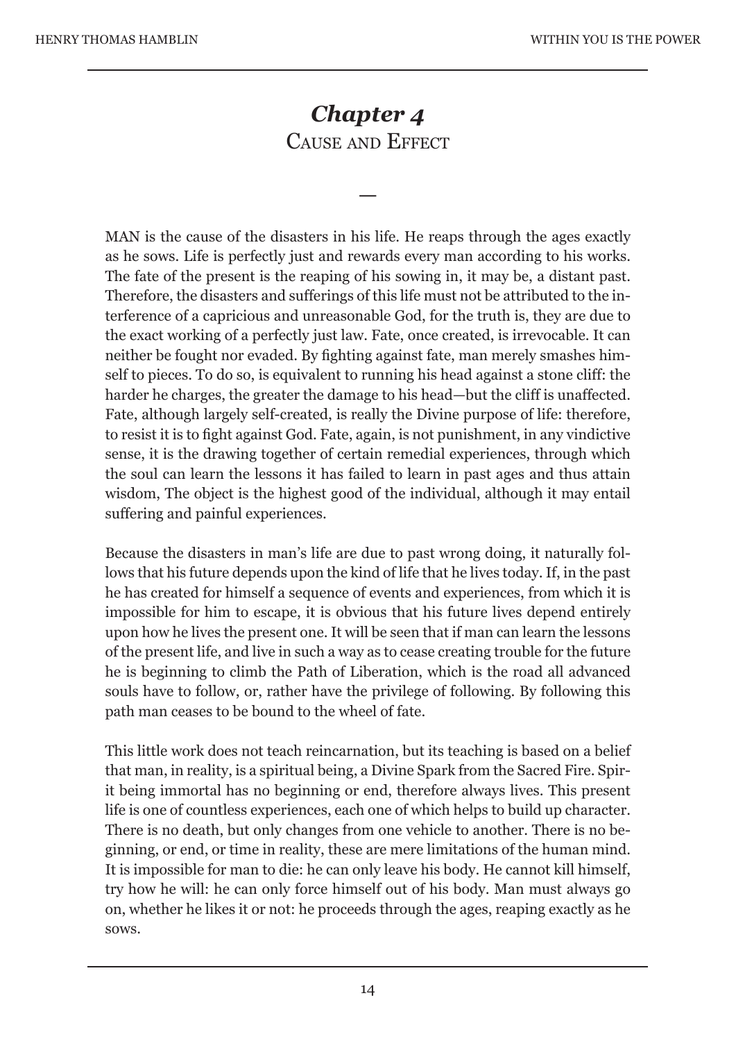## *Chapter 4*
## Cause and Effect

—

MAN is the cause of the disasters in his life. He reaps through the ages exactly as he sows. Life is perfectly just and rewards every man according to his works. The fate of the present is the reaping of his sowing in, it may be, a distant past. Therefore, the disasters and sufferings of this life must not be attributed to the interference of a capricious and unreasonable God, for the truth is, they are due to the exact working of a perfectly just law. Fate, once created, is irrevocable. It can neither be fought nor evaded. By fighting against fate, man merely smashes himself to pieces. To do so, is equivalent to running his head against a stone cliff: the harder he charges, the greater the damage to his head—but the cliff is unaffected. Fate, although largely self-created, is really the Divine purpose of life: therefore, to resist it is to fight against God. Fate, again, is not punishment, in any vindictive sense, it is the drawing together of certain remedial experiences, through which the soul can learn the lessons it has failed to learn in past ages and thus attain wisdom, The object is the highest good of the individual, although it may entail suffering and painful experiences.

Because the disasters in man's life are due to past wrong doing, it naturally follows that his future depends upon the kind of life that he lives today. If, in the past he has created for himself a sequence of events and experiences, from which it is impossible for him to escape, it is obvious that his future lives depend entirely upon how he lives the present one. It will be seen that if man can learn the lessons of the present life, and live in such a way as to cease creating trouble for the future he is beginning to climb the Path of Liberation, which is the road all advanced souls have to follow, or, rather have the privilege of following. By following this path man ceases to be bound to the wheel of fate.

This little work does not teach reincarnation, but its teaching is based on a belief that man, in reality, is a spiritual being, a Divine Spark from the Sacred Fire. Spirit being immortal has no beginning or end, therefore always lives. This present life is one of countless experiences, each one of which helps to build up character. There is no death, but only changes from one vehicle to another. There is no beginning, or end, or time in reality, these are mere limitations of the human mind. It is impossible for man to die: he can only leave his body. He cannot kill himself, try how he will: he can only force himself out of his body. Man must always go on, whether he likes it or not: he proceeds through the ages, reaping exactly as he sows.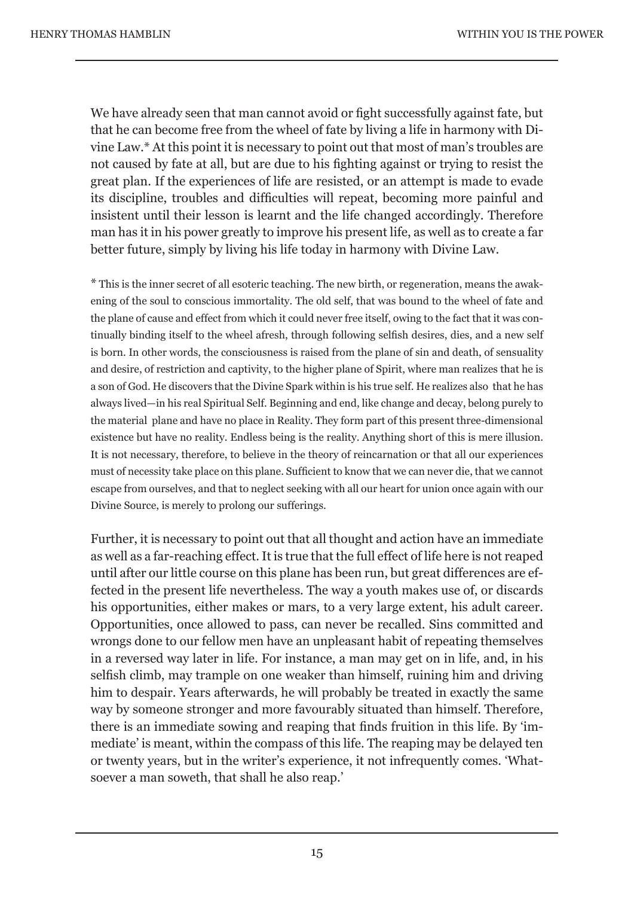We have already seen that man cannot avoid or fight successfully against fate, but that he can become free from the wheel of fate by living a life in harmony with Divine Law.* At this point it is necessary to point out that most of man's troubles are not caused by fate at all, but are due to his fighting against or trying to resist the great plan. If the experiences of life are resisted, or an attempt is made to evade its discipline, troubles and difficulties will repeat, becoming more painful and insistent until their lesson is learnt and the life changed accordingly. Therefore man has it in his power greatly to improve his present life, as well as to create a far better future, simply by living his life today in harmony with Divine Law.

\* This is the inner secret of all esoteric teaching. The new birth, or regeneration, means the awakening of the soul to conscious immortality. The old self, that was bound to the wheel of fate and the plane of cause and effect from which it could never free itself, owing to the fact that it was continually binding itself to the wheel afresh, through following selfish desires, dies, and a new self is born. In other words, the consciousness is raised from the plane of sin and death, of sensuality and desire, of restriction and captivity, to the higher plane of Spirit, where man realizes that he is a son of God. He discovers that the Divine Spark within is his true self. He realizes also that he has always lived—in his real Spiritual Self. Beginning and end, like change and decay, belong purely to the material plane and have no place in Reality. They form part of this present three-dimensional existence but have no reality. Endless being is the reality. Anything short of this is mere illusion. It is not necessary, therefore, to believe in the theory of reincarnation or that all our experiences must of necessity take place on this plane. Sufficient to know that we can never die, that we cannot escape from ourselves, and that to neglect seeking with all our heart for union once again with our Divine Source, is merely to prolong our sufferings.

Further, it is necessary to point out that all thought and action have an immediate as well as a far-reaching effect. It is true that the full effect of life here is not reaped until after our little course on this plane has been run, but great differences are effected in the present life nevertheless. The way a youth makes use of, or discards his opportunities, either makes or mars, to a very large extent, his adult career. Opportunities, once allowed to pass, can never be recalled. Sins committed and wrongs done to our fellow men have an unpleasant habit of repeating themselves in a reversed way later in life. For instance, a man may get on in life, and, in his selfish climb, may trample on one weaker than himself, ruining him and driving him to despair. Years afterwards, he will probably be treated in exactly the same way by someone stronger and more favourably situated than himself. Therefore, there is an immediate sowing and reaping that finds fruition in this life. By 'immediate' is meant, within the compass of this life. The reaping may be delayed ten or twenty years, but in the writer's experience, it not infrequently comes. 'Whatsoever a man soweth, that shall he also reap.'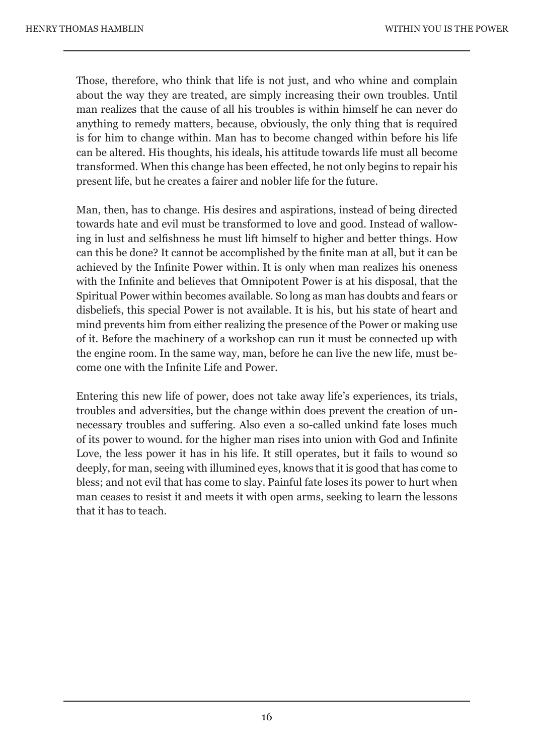Those, therefore, who think that life is not just, and who whine and complain about the way they are treated, are simply increasing their own troubles. Until man realizes that the cause of all his troubles is within himself he can never do anything to remedy matters, because, obviously, the only thing that is required is for him to change within. Man has to become changed within before his life can be altered. His thoughts, his ideals, his attitude towards life must all become transformed. When this change has been effected, he not only begins to repair his present life, but he creates a fairer and nobler life for the future.

Man, then, has to change. His desires and aspirations, instead of being directed towards hate and evil must be transformed to love and good. Instead of wallowing in lust and selfishness he must lift himself to higher and better things. How can this be done? It cannot be accomplished by the finite man at all, but it can be achieved by the Infinite Power within. It is only when man realizes his oneness with the Infinite and believes that Omnipotent Power is at his disposal, that the Spiritual Power within becomes available. So long as man has doubts and fears or disbeliefs, this special Power is not available. It is his, but his state of heart and mind prevents him from either realizing the presence of the Power or making use of it. Before the machinery of a workshop can run it must be connected up with the engine room. In the same way, man, before he can live the new life, must become one with the Infinite Life and Power.

Entering this new life of power, does not take away life's experiences, its trials, troubles and adversities, but the change within does prevent the creation of unnecessary troubles and suffering. Also even a so-called unkind fate loses much of its power to wound. for the higher man rises into union with God and Infinite Love, the less power it has in his life. It still operates, but it fails to wound so deeply, for man, seeing with illumined eyes, knows that it is good that has come to bless; and not evil that has come to slay. Painful fate loses its power to hurt when man ceases to resist it and meets it with open arms, seeking to learn the lessons that it has to teach.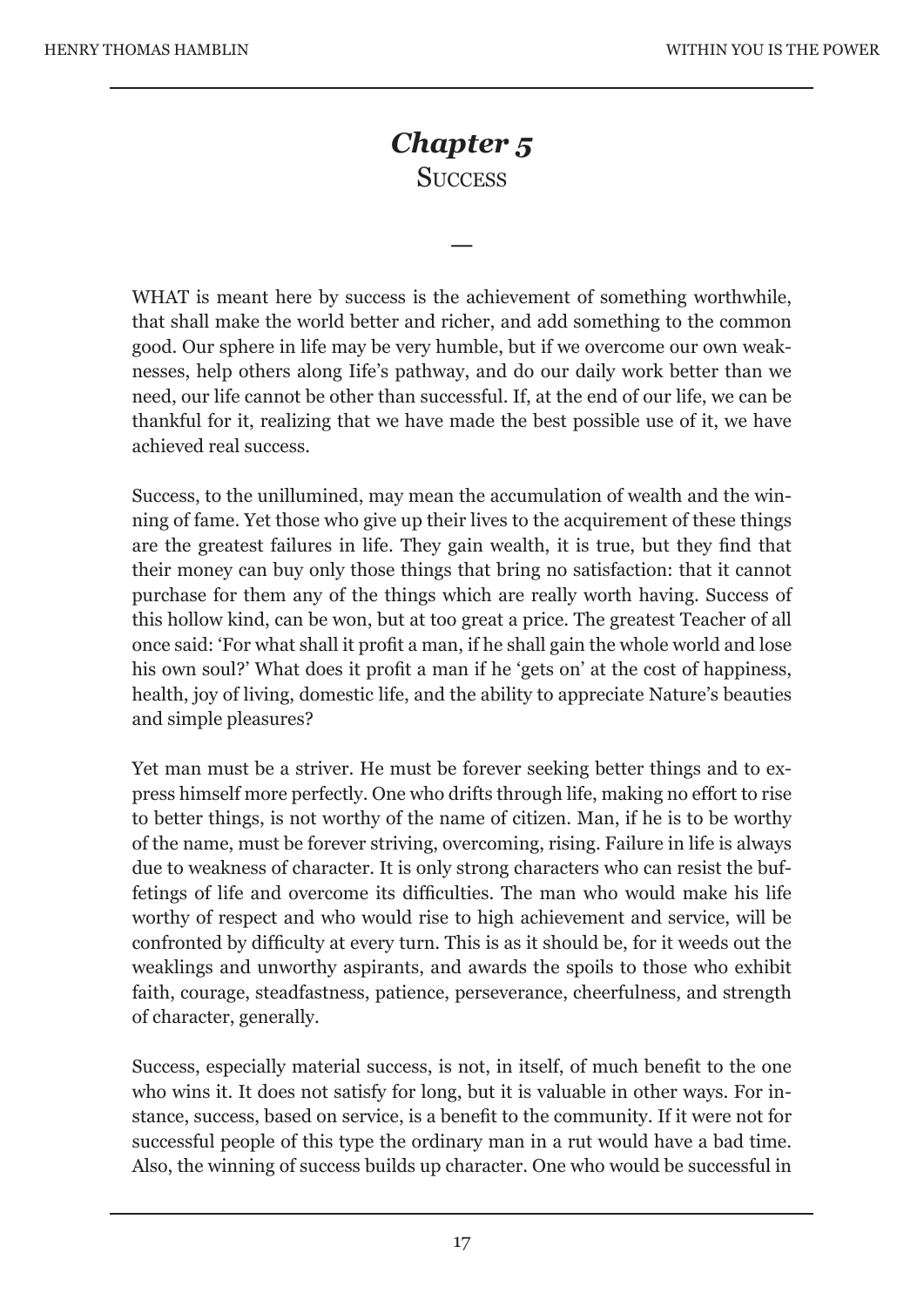# *Chapter 5*
## Success

—

WHAT is meant here by success is the achievement of something worthwhile, that shall make the world better and richer, and add something to the common good. Our sphere in life may be very humble, but if we overcome our own weaknesses, help others along Iife's pathway, and do our daily work better than we need, our life cannot be other than successful. If, at the end of our life, we can be thankful for it, realizing that we have made the best possible use of it, we have achieved real success.

Success, to the unillumined, may mean the accumulation of wealth and the winning of fame. Yet those who give up their lives to the acquirement of these things are the greatest failures in life. They gain wealth, it is true, but they find that their money can buy only those things that bring no satisfaction: that it cannot purchase for them any of the things which are really worth having. Success of this hollow kind, can be won, but at too great a price. The greatest Teacher of all once said: 'For what shall it profit a man, if he shall gain the whole world and lose his own soul?' What does it profit a man if he 'gets on' at the cost of happiness, health, joy of living, domestic life, and the ability to appreciate Nature's beauties and simple pleasures?

Yet man must be a striver. He must be forever seeking better things and to express himself more perfectly. One who drifts through life, making no effort to rise to better things, is not worthy of the name of citizen. Man, if he is to be worthy of the name, must be forever striving, overcoming, rising. Failure in life is always due to weakness of character. It is only strong characters who can resist the buffetings of life and overcome its difficulties. The man who would make his life worthy of respect and who would rise to high achievement and service, will be confronted by difficulty at every turn. This is as it should be, for it weeds out the weaklings and unworthy aspirants, and awards the spoils to those who exhibit faith, courage, steadfastness, patience, perseverance, cheerfulness, and strength of character, generally.

Success, especially material success, is not, in itself, of much benefit to the one who wins it. It does not satisfy for long, but it is valuable in other ways. For instance, success, based on service, is a benefit to the community. If it were not for successful people of this type the ordinary man in a rut would have a bad time. Also, the winning of success builds up character. One who would be successful in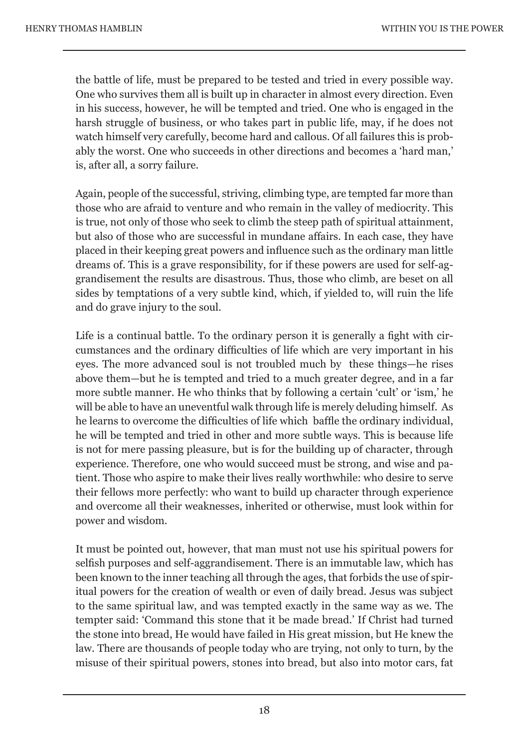the battle of life, must be prepared to be tested and tried in every possible way. One who survives them all is built up in character in almost every direction. Even in his success, however, he will be tempted and tried. One who is engaged in the harsh struggle of business, or who takes part in public life, may, if he does not watch himself very carefully, become hard and callous. Of all failures this is probably the worst. One who succeeds in other directions and becomes a 'hard man,' is, after all, a sorry failure.

Again, people of the successful, striving, climbing type, are tempted far more than those who are afraid to venture and who remain in the valley of mediocrity. This is true, not only of those who seek to climb the steep path of spiritual attainment, but also of those who are successful in mundane affairs. In each case, they have placed in their keeping great powers and influence such as the ordinary man little dreams of. This is a grave responsibility, for if these powers are used for self-aggrandisement the results are disastrous. Thus, those who climb, are beset on all sides by temptations of a very subtle kind, which, if yielded to, will ruin the life and do grave injury to the soul.

Life is a continual battle. To the ordinary person it is generally a fight with circumstances and the ordinary difficulties of life which are very important in his eyes. The more advanced soul is not troubled much by these things—he rises above them—but he is tempted and tried to a much greater degree, and in a far more subtle manner. He who thinks that by following a certain 'cult' or 'ism,' he will be able to have an uneventful walk through life is merely deluding himself. As he learns to overcome the difficulties of life which baffle the ordinary individual, he will be tempted and tried in other and more subtle ways. This is because life is not for mere passing pleasure, but is for the building up of character, through experience. Therefore, one who would succeed must be strong, and wise and patient. Those who aspire to make their lives really worthwhile: who desire to serve their fellows more perfectly: who want to build up character through experience and overcome all their weaknesses, inherited or otherwise, must look within for power and wisdom.

It must be pointed out, however, that man must not use his spiritual powers for selfish purposes and self-aggrandisement. There is an immutable law, which has been known to the inner teaching all through the ages, that forbids the use of spiritual powers for the creation of wealth or even of daily bread. Jesus was subject to the same spiritual law, and was tempted exactly in the same way as we. The tempter said: 'Command this stone that it be made bread.' If Christ had turned the stone into bread, He would have failed in His great mission, but He knew the law. There are thousands of people today who are trying, not only to turn, by the misuse of their spiritual powers, stones into bread, but also into motor cars, fat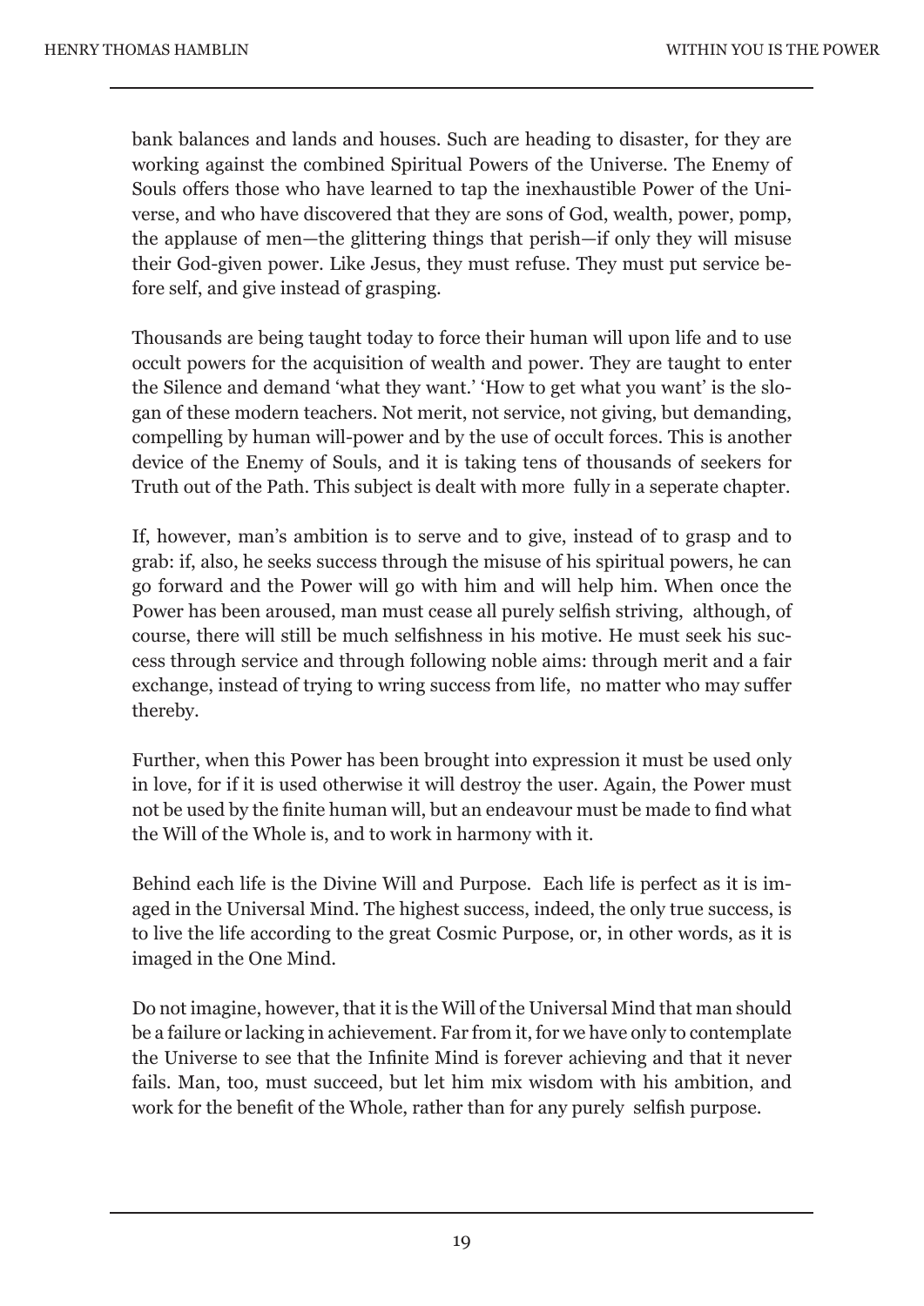bank balances and lands and houses. Such are heading to disaster, for they are working against the combined Spiritual Powers of the Universe. The Enemy of Souls offers those who have learned to tap the inexhaustible Power of the Universe, and who have discovered that they are sons of God, wealth, power, pomp, the applause of men—the glittering things that perish—if only they will misuse their God-given power. Like Jesus, they must refuse. They must put service before self, and give instead of grasping.

Thousands are being taught today to force their human will upon life and to use occult powers for the acquisition of wealth and power. They are taught to enter the Silence and demand 'what they want.' 'How to get what you want' is the slogan of these modern teachers. Not merit, not service, not giving, but demanding, compelling by human will-power and by the use of occult forces. This is another device of the Enemy of Souls, and it is taking tens of thousands of seekers for Truth out of the Path. This subject is dealt with more fully in a seperate chapter.

If, however, man's ambition is to serve and to give, instead of to grasp and to grab: if, also, he seeks success through the misuse of his spiritual powers, he can go forward and the Power will go with him and will help him. When once the Power has been aroused, man must cease all purely selfish striving, although, of course, there will still be much selfishness in his motive. He must seek his success through service and through following noble aims: through merit and a fair exchange, instead of trying to wring success from life, no matter who may suffer thereby.

Further, when this Power has been brought into expression it must be used only in love, for if it is used otherwise it will destroy the user. Again, the Power must not be used by the finite human will, but an endeavour must be made to find what the Will of the Whole is, and to work in harmony with it.

Behind each life is the Divine Will and Purpose. Each life is perfect as it is imaged in the Universal Mind. The highest success, indeed, the only true success, is to live the life according to the great Cosmic Purpose, or, in other words, as it is imaged in the One Mind.

Do not imagine, however, that it is the Will of the Universal Mind that man should be a failure or lacking in achievement. Far from it, for we have only to contemplate the Universe to see that the Infinite Mind is forever achieving and that it never fails. Man, too, must succeed, but let him mix wisdom with his ambition, and work for the benefit of the Whole, rather than for any purely selfish purpose.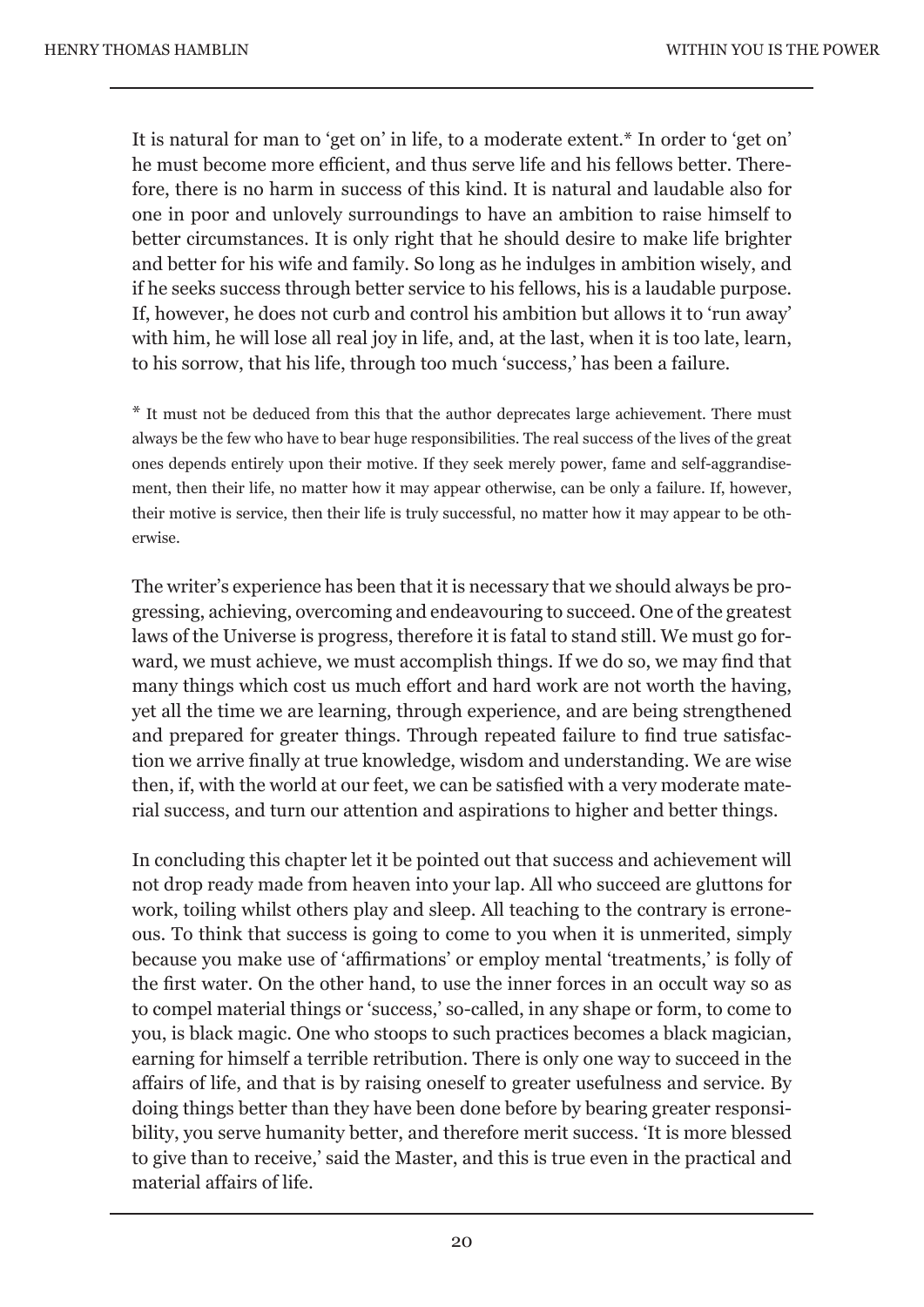It is natural for man to 'get on' in life, to a moderate extent.* In order to 'get on' he must become more efficient, and thus serve life and his fellows better. Therefore, there is no harm in success of this kind. It is natural and laudable also for one in poor and unlovely surroundings to have an ambition to raise himself to better circumstances. It is only right that he should desire to make life brighter and better for his wife and family. So long as he indulges in ambition wisely, and if he seeks success through better service to his fellows, his is a laudable purpose. If, however, he does not curb and control his ambition but allows it to 'run away' with him, he will lose all real joy in life, and, at the last, when it is too late, learn, to his sorrow, that his life, through too much 'success,' has been a failure.

* It must not be deduced from this that the author deprecates large achievement. There must always be the few who have to bear huge responsibilities. The real success of the lives of the great ones depends entirely upon their motive. If they seek merely power, fame and self-aggrandisement, then their life, no matter how it may appear otherwise, can be only a failure. If, however, their motive is service, then their life is truly successful, no matter how it may appear to be otherwise.

The writer's experience has been that it is necessary that we should always be progressing, achieving, overcoming and endeavouring to succeed. One of the greatest laws of the Universe is progress, therefore it is fatal to stand still. We must go forward, we must achieve, we must accomplish things. If we do so, we may find that many things which cost us much effort and hard work are not worth the having, yet all the time we are learning, through experience, and are being strengthened and prepared for greater things. Through repeated failure to find true satisfaction we arrive finally at true knowledge, wisdom and understanding. We are wise then, if, with the world at our feet, we can be satisfied with a very moderate material success, and turn our attention and aspirations to higher and better things.

In concluding this chapter let it be pointed out that success and achievement will not drop ready made from heaven into your lap. All who succeed are gluttons for work, toiling whilst others play and sleep. All teaching to the contrary is erroneous. To think that success is going to come to you when it is unmerited, simply because you make use of 'affirmations' or employ mental 'treatments,' is folly of the first water. On the other hand, to use the inner forces in an occult way so as to compel material things or 'success,' so-called, in any shape or form, to come to you, is black magic. One who stoops to such practices becomes a black magician, earning for himself a terrible retribution. There is only one way to succeed in the affairs of life, and that is by raising oneself to greater usefulness and service. By doing things better than they have been done before by bearing greater responsibility, you serve humanity better, and therefore merit success. 'It is more blessed to give than to receive,' said the Master, and this is true even in the practical and material affairs of life.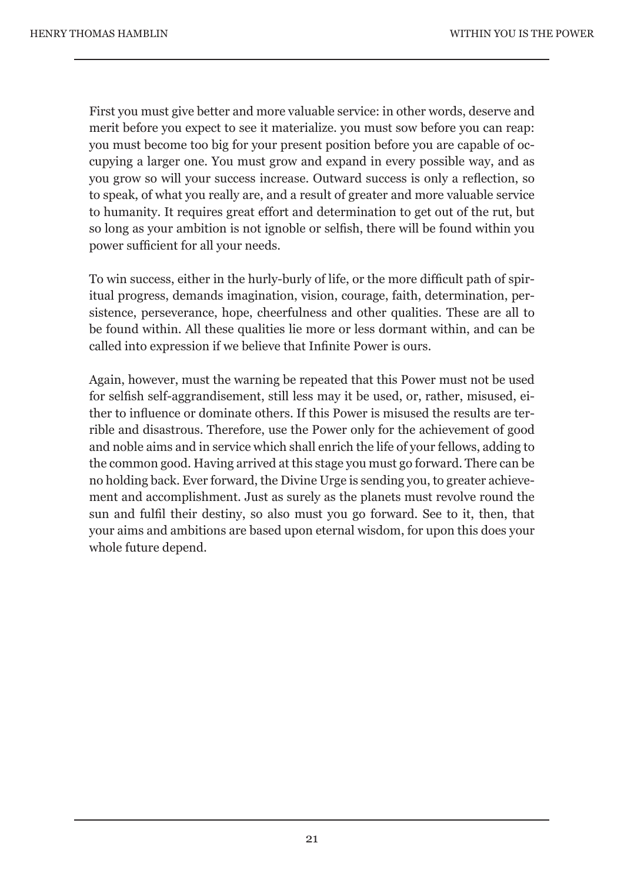First you must give better and more valuable service: in other words, deserve and merit before you expect to see it materialize. you must sow before you can reap: you must become too big for your present position before you are capable of occupying a larger one. You must grow and expand in every possible way, and as you grow so will your success increase. Outward success is only a reflection, so to speak, of what you really are, and a result of greater and more valuable service to humanity. It requires great effort and determination to get out of the rut, but so long as your ambition is not ignoble or selfish, there will be found within you power sufficient for all your needs.

To win success, either in the hurly-burly of life, or the more difficult path of spiritual progress, demands imagination, vision, courage, faith, determination, persistence, perseverance, hope, cheerfulness and other qualities. These are all to be found within. All these qualities lie more or less dormant within, and can be called into expression if we believe that Infinite Power is ours.

Again, however, must the warning be repeated that this Power must not be used for selfish self-aggrandisement, still less may it be used, or, rather, misused, either to influence or dominate others. If this Power is misused the results are terrible and disastrous. Therefore, use the Power only for the achievement of good and noble aims and in service which shall enrich the life of your fellows, adding to the common good. Having arrived at this stage you must go forward. There can be no holding back. Ever forward, the Divine Urge is sending you, to greater achievement and accomplishment. Just as surely as the planets must revolve round the sun and fulfil their destiny, so also must you go forward. See to it, then, that your aims and ambitions are based upon eternal wisdom, for upon this does your whole future depend.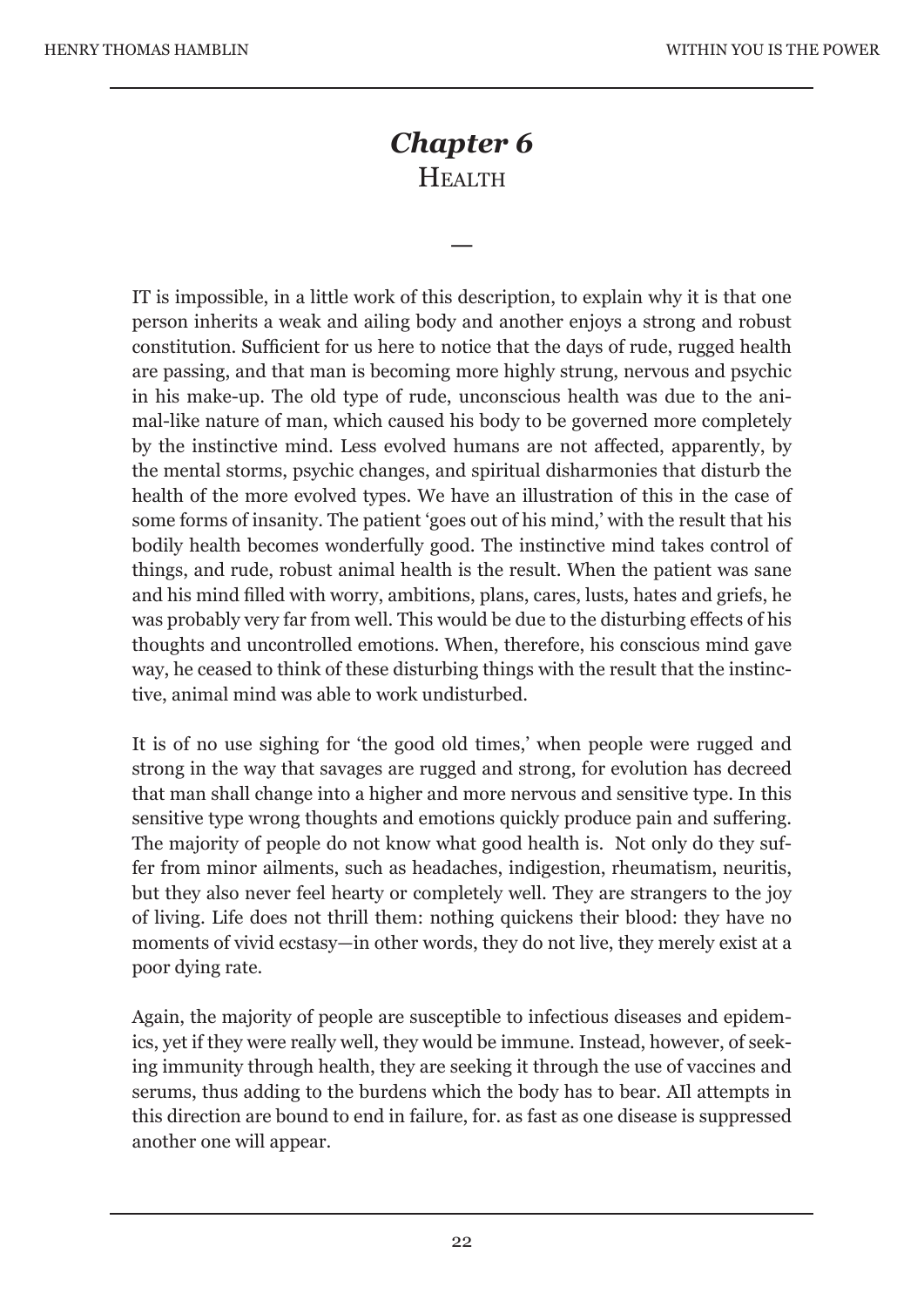# *Chapter 6*
## Health

—

IT is impossible, in a little work of this description, to explain why it is that one person inherits a weak and ailing body and another enjoys a strong and robust constitution. Sufficient for us here to notice that the days of rude, rugged health are passing, and that man is becoming more highly strung, nervous and psychic in his make-up. The old type of rude, unconscious health was due to the animal-like nature of man, which caused his body to be governed more completely by the instinctive mind. Less evolved humans are not affected, apparently, by the mental storms, psychic changes, and spiritual disharmonies that disturb the health of the more evolved types. We have an illustration of this in the case of some forms of insanity. The patient 'goes out of his mind,' with the result that his bodily health becomes wonderfully good. The instinctive mind takes control of things, and rude, robust animal health is the result. When the patient was sane and his mind filled with worry, ambitions, plans, cares, lusts, hates and griefs, he was probably very far from well. This would be due to the disturbing effects of his thoughts and uncontrolled emotions. When, therefore, his conscious mind gave way, he ceased to think of these disturbing things with the result that the instinctive, animal mind was able to work undisturbed.

It is of no use sighing for 'the good old times,' when people were rugged and strong in the way that savages are rugged and strong, for evolution has decreed that man shall change into a higher and more nervous and sensitive type. In this sensitive type wrong thoughts and emotions quickly produce pain and suffering. The majority of people do not know what good health is. Not only do they suffer from minor ailments, such as headaches, indigestion, rheumatism, neuritis, but they also never feel hearty or completely well. They are strangers to the joy of living. Life does not thrill them: nothing quickens their blood: they have no moments of vivid ecstasy—in other words, they do not live, they merely exist at a poor dying rate.

Again, the majority of people are susceptible to infectious diseases and epidemics, yet if they were really well, they would be immune. Instead, however, of seeking immunity through health, they are seeking it through the use of vaccines and serums, thus adding to the burdens which the body has to bear. All attempts in this direction are bound to end in failure, for. as fast as one disease is suppressed another one will appear.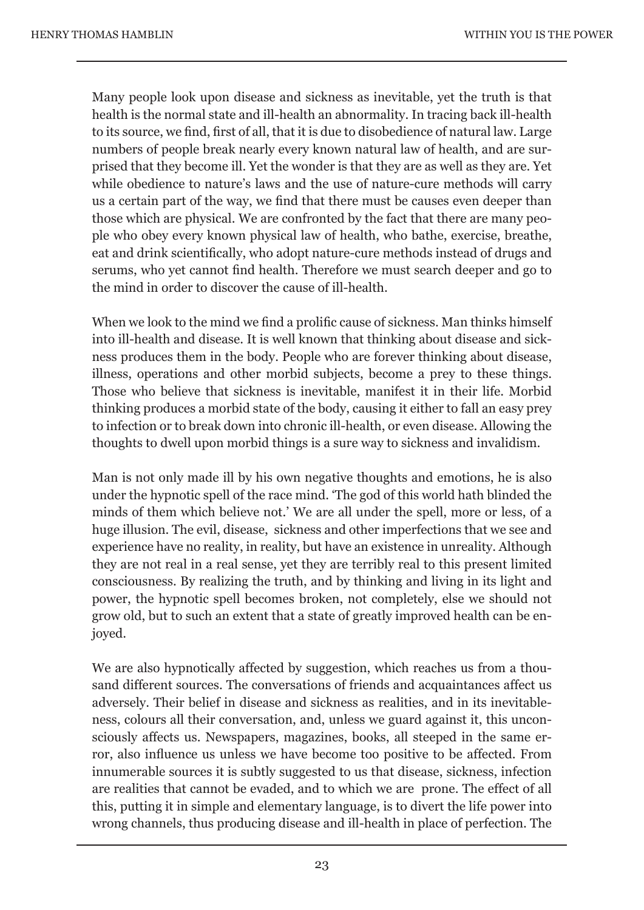Many people look upon disease and sickness as inevitable, yet the truth is that health is the normal state and ill-health an abnormality. In tracing back ill-health to its source, we find, first of all, that it is due to disobedience of natural law. Large numbers of people break nearly every known natural law of health, and are surprised that they become ill. Yet the wonder is that they are as well as they are. Yet while obedience to nature's laws and the use of nature-cure methods will carry us a certain part of the way, we find that there must be causes even deeper than those which are physical. We are confronted by the fact that there are many people who obey every known physical law of health, who bathe, exercise, breathe, eat and drink scientifically, who adopt nature-cure methods instead of drugs and serums, who yet cannot find health. Therefore we must search deeper and go to the mind in order to discover the cause of ill-health.

When we look to the mind we find a prolific cause of sickness. Man thinks himself into ill-health and disease. It is well known that thinking about disease and sickness produces them in the body. People who are forever thinking about disease, illness, operations and other morbid subjects, become a prey to these things. Those who believe that sickness is inevitable, manifest it in their life. Morbid thinking produces a morbid state of the body, causing it either to fall an easy prey to infection or to break down into chronic ill-health, or even disease. Allowing the thoughts to dwell upon morbid things is a sure way to sickness and invalidism.

Man is not only made ill by his own negative thoughts and emotions, he is also under the hypnotic spell of the race mind. 'The god of this world hath blinded the minds of them which believe not.' We are all under the spell, more or less, of a huge illusion. The evil, disease, sickness and other imperfections that we see and experience have no reality, in reality, but have an existence in unreality. Although they are not real in a real sense, yet they are terribly real to this present limited consciousness. By realizing the truth, and by thinking and living in its light and power, the hypnotic spell becomes broken, not completely, else we should not grow old, but to such an extent that a state of greatly improved health can be enjoyed.

We are also hypnotically affected by suggestion, which reaches us from a thousand different sources. The conversations of friends and acquaintances affect us adversely. Their belief in disease and sickness as realities, and in its inevitableness, colours all their conversation, and, unless we guard against it, this unconsciously affects us. Newspapers, magazines, books, all steeped in the same error, also influence us unless we have become too positive to be affected. From innumerable sources it is subtly suggested to us that disease, sickness, infection are realities that cannot be evaded, and to which we are prone. The effect of all this, putting it in simple and elementary language, is to divert the life power into wrong channels, thus producing disease and ill-health in place of perfection. The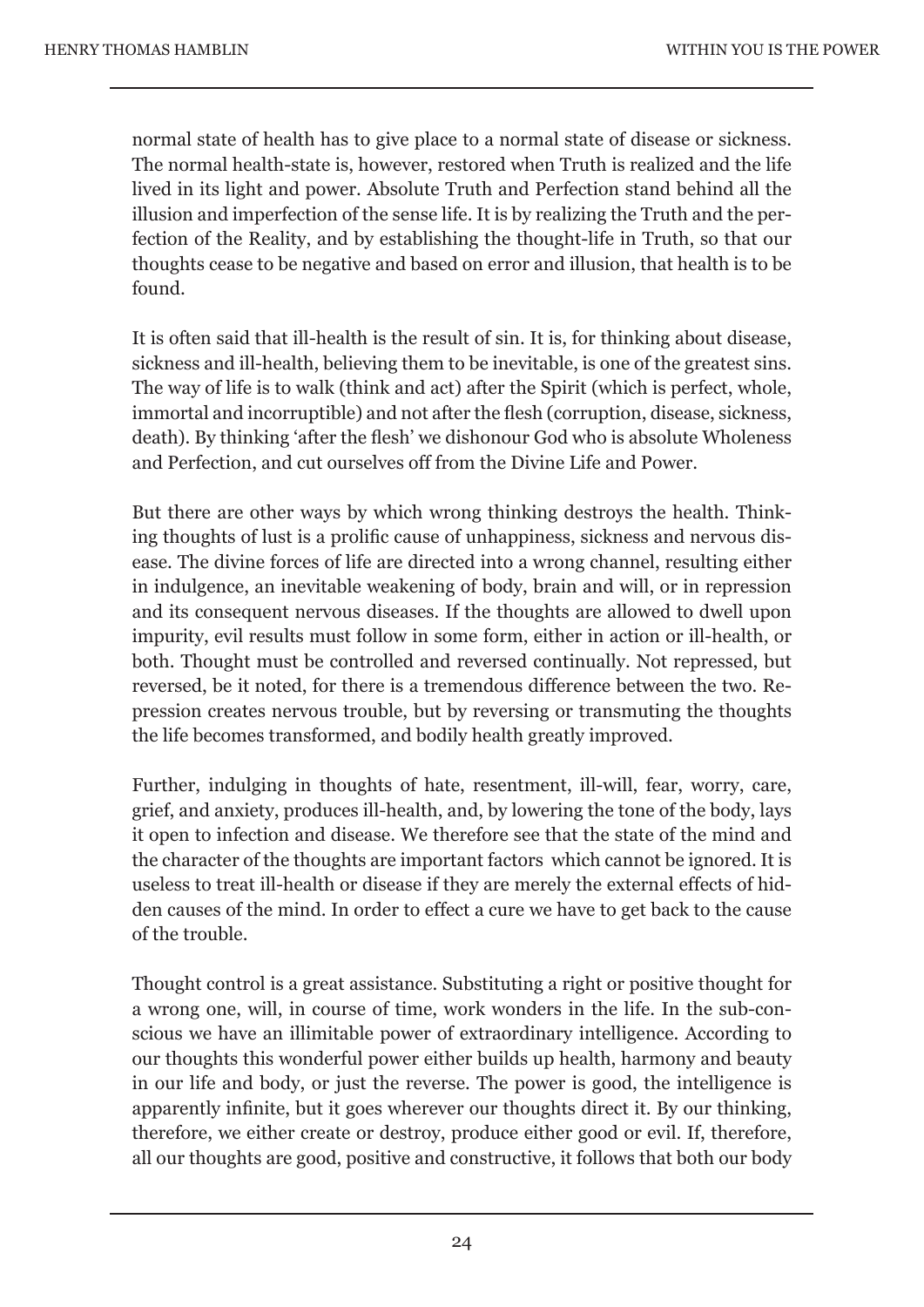normal state of health has to give place to a normal state of disease or sickness. The normal health-state is, however, restored when Truth is realized and the life lived in its light and power. Absolute Truth and Perfection stand behind all the illusion and imperfection of the sense life. It is by realizing the Truth and the perfection of the Reality, and by establishing the thought-life in Truth, so that our thoughts cease to be negative and based on error and illusion, that health is to be found.

It is often said that ill-health is the result of sin. It is, for thinking about disease, sickness and ill-health, believing them to be inevitable, is one of the greatest sins. The way of life is to walk (think and act) after the Spirit (which is perfect, whole, immortal and incorruptible) and not after the flesh (corruption, disease, sickness, death). By thinking 'after the flesh' we dishonour God who is absolute Wholeness and Perfection, and cut ourselves off from the Divine Life and Power.

But there are other ways by which wrong thinking destroys the health. Thinking thoughts of lust is a prolific cause of unhappiness, sickness and nervous disease. The divine forces of life are directed into a wrong channel, resulting either in indulgence, an inevitable weakening of body, brain and will, or in repression and its consequent nervous diseases. If the thoughts are allowed to dwell upon impurity, evil results must follow in some form, either in action or ill-health, or both. Thought must be controlled and reversed continually. Not repressed, but reversed, be it noted, for there is a tremendous difference between the two. Repression creates nervous trouble, but by reversing or transmuting the thoughts the life becomes transformed, and bodily health greatly improved.

Further, indulging in thoughts of hate, resentment, ill-will, fear, worry, care, grief, and anxiety, produces ill-health, and, by lowering the tone of the body, lays it open to infection and disease. We therefore see that the state of the mind and the character of the thoughts are important factors which cannot be ignored. It is useless to treat ill-health or disease if they are merely the external effects of hidden causes of the mind. In order to effect a cure we have to get back to the cause of the trouble.

Thought control is a great assistance. Substituting a right or positive thought for a wrong one, will, in course of time, work wonders in the life. In the sub-conscious we have an illimitable power of extraordinary intelligence. According to our thoughts this wonderful power either builds up health, harmony and beauty in our life and body, or just the reverse. The power is good, the intelligence is apparently infinite, but it goes wherever our thoughts direct it. By our thinking, therefore, we either create or destroy, produce either good or evil. If, therefore, all our thoughts are good, positive and constructive, it follows that both our body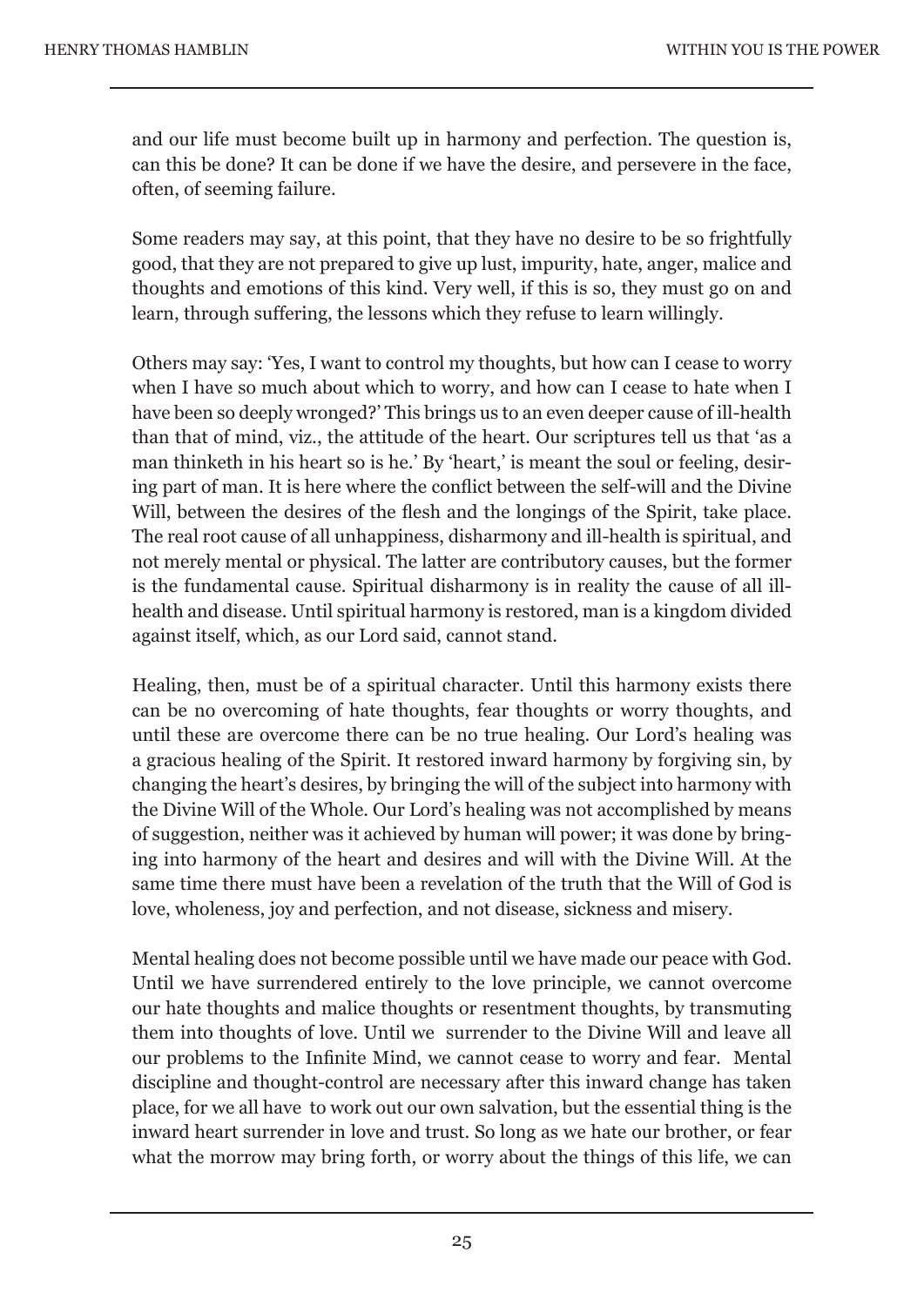and our life must become built up in harmony and perfection. The question is, can this be done? It can be done if we have the desire, and persevere in the face, often, of seeming failure.

Some readers may say, at this point, that they have no desire to be so frightfully good, that they are not prepared to give up lust, impurity, hate, anger, malice and thoughts and emotions of this kind. Very well, if this is so, they must go on and learn, through suffering, the lessons which they refuse to learn willingly.

Others may say: 'Yes, I want to control my thoughts, but how can I cease to worry when I have so much about which to worry, and how can I cease to hate when I have been so deeply wronged?' This brings us to an even deeper cause of ill-health than that of mind, viz., the attitude of the heart. Our scriptures tell us that 'as a man thinketh in his heart so is he.' By 'heart,' is meant the soul or feeling, desiring part of man. It is here where the conflict between the self-will and the Divine Will, between the desires of the flesh and the longings of the Spirit, take place. The real root cause of all unhappiness, disharmony and ill-health is spiritual, and not merely mental or physical. The latter are contributory causes, but the former is the fundamental cause. Spiritual disharmony is in reality the cause of all ill-health and disease. Until spiritual harmony is restored, man is a kingdom divided against itself, which, as our Lord said, cannot stand.

Healing, then, must be of a spiritual character. Until this harmony exists there can be no overcoming of hate thoughts, fear thoughts or worry thoughts, and until these are overcome there can be no true healing. Our Lord's healing was a gracious healing of the Spirit. It restored inward harmony by forgiving sin, by changing the heart's desires, by bringing the will of the subject into harmony with the Divine Will of the Whole. Our Lord's healing was not accomplished by means of suggestion, neither was it achieved by human will power; it was done by bringing into harmony of the heart and desires and will with the Divine Will. At the same time there must have been a revelation of the truth that the Will of God is love, wholeness, joy and perfection, and not disease, sickness and misery.

Mental healing does not become possible until we have made our peace with God. Until we have surrendered entirely to the love principle, we cannot overcome our hate thoughts and malice thoughts or resentment thoughts, by transmuting them into thoughts of love. Until we surrender to the Divine Will and leave all our problems to the Infinite Mind, we cannot cease to worry and fear. Mental discipline and thought-control are necessary after this inward change has taken place, for we all have to work out our own salvation, but the essential thing is the inward heart surrender in love and trust. So long as we hate our brother, or fear what the morrow may bring forth, or worry about the things of this life, we can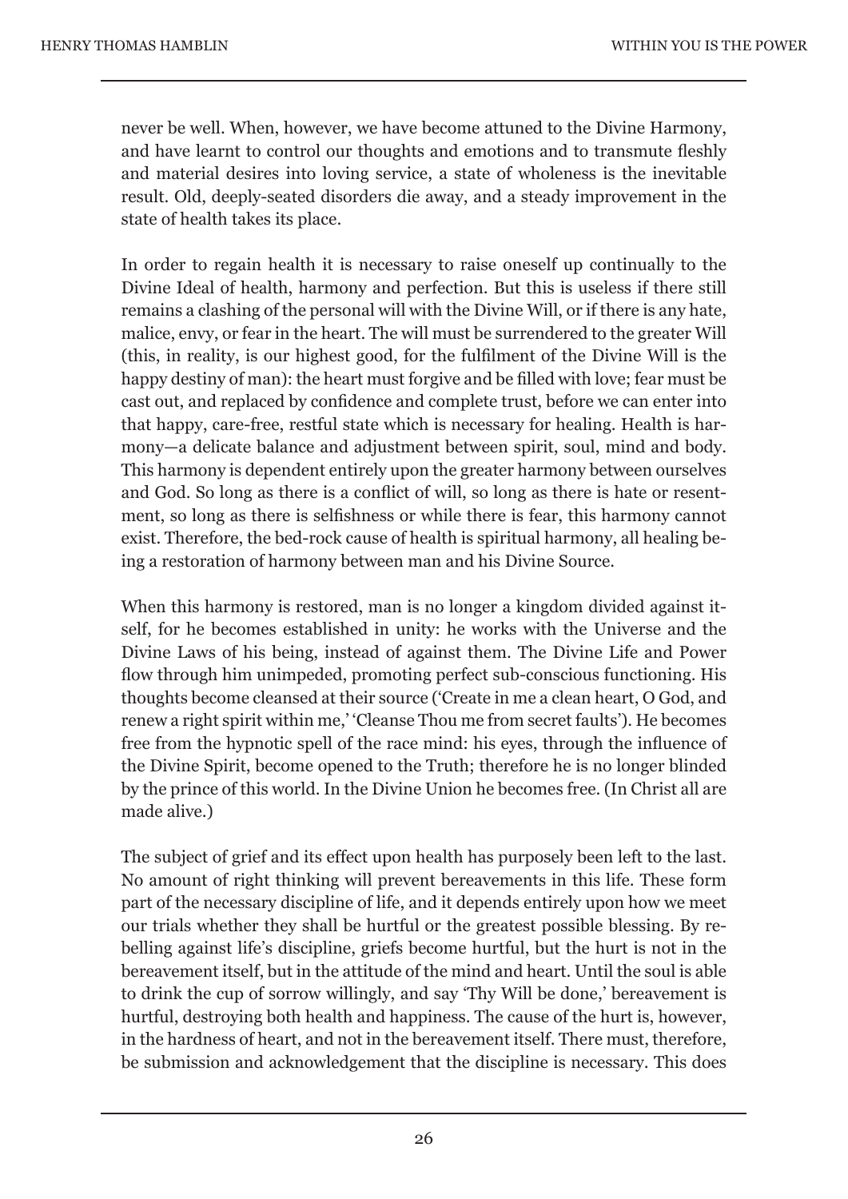never be well. When, however, we have become attuned to the Divine Harmony, and have learnt to control our thoughts and emotions and to transmute fleshly and material desires into loving service, a state of wholeness is the inevitable result. Old, deeply-seated disorders die away, and a steady improvement in the state of health takes its place.

In order to regain health it is necessary to raise oneself up continually to the Divine Ideal of health, harmony and perfection. But this is useless if there still remains a clashing of the personal will with the Divine Will, or if there is any hate, malice, envy, or fear in the heart. The will must be surrendered to the greater Will (this, in reality, is our highest good, for the fulfilment of the Divine Will is the happy destiny of man): the heart must forgive and be filled with love; fear must be cast out, and replaced by confidence and complete trust, before we can enter into that happy, care-free, restful state which is necessary for healing. Health is harmony—a delicate balance and adjustment between spirit, soul, mind and body. This harmony is dependent entirely upon the greater harmony between ourselves and God. So long as there is a conflict of will, so long as there is hate or resentment, so long as there is selfishness or while there is fear, this harmony cannot exist. Therefore, the bed-rock cause of health is spiritual harmony, all healing being a restoration of harmony between man and his Divine Source.

When this harmony is restored, man is no longer a kingdom divided against itself, for he becomes established in unity: he works with the Universe and the Divine Laws of his being, instead of against them. The Divine Life and Power flow through him unimpeded, promoting perfect sub-conscious functioning. His thoughts become cleansed at their source ('Create in me a clean heart, O God, and renew a right spirit within me,' 'Cleanse Thou me from secret faults'). He becomes free from the hypnotic spell of the race mind: his eyes, through the influence of the Divine Spirit, become opened to the Truth; therefore he is no longer blinded by the prince of this world. In the Divine Union he becomes free. (In Christ all are made alive.)

The subject of grief and its effect upon health has purposely been left to the last. No amount of right thinking will prevent bereavements in this life. These form part of the necessary discipline of life, and it depends entirely upon how we meet our trials whether they shall be hurtful or the greatest possible blessing. By rebelling against life's discipline, griefs become hurtful, but the hurt is not in the bereavement itself, but in the attitude of the mind and heart. Until the soul is able to drink the cup of sorrow willingly, and say 'Thy Will be done,' bereavement is hurtful, destroying both health and happiness. The cause of the hurt is, however, in the hardness of heart, and not in the bereavement itself. There must, therefore, be submission and acknowledgement that the discipline is necessary. This does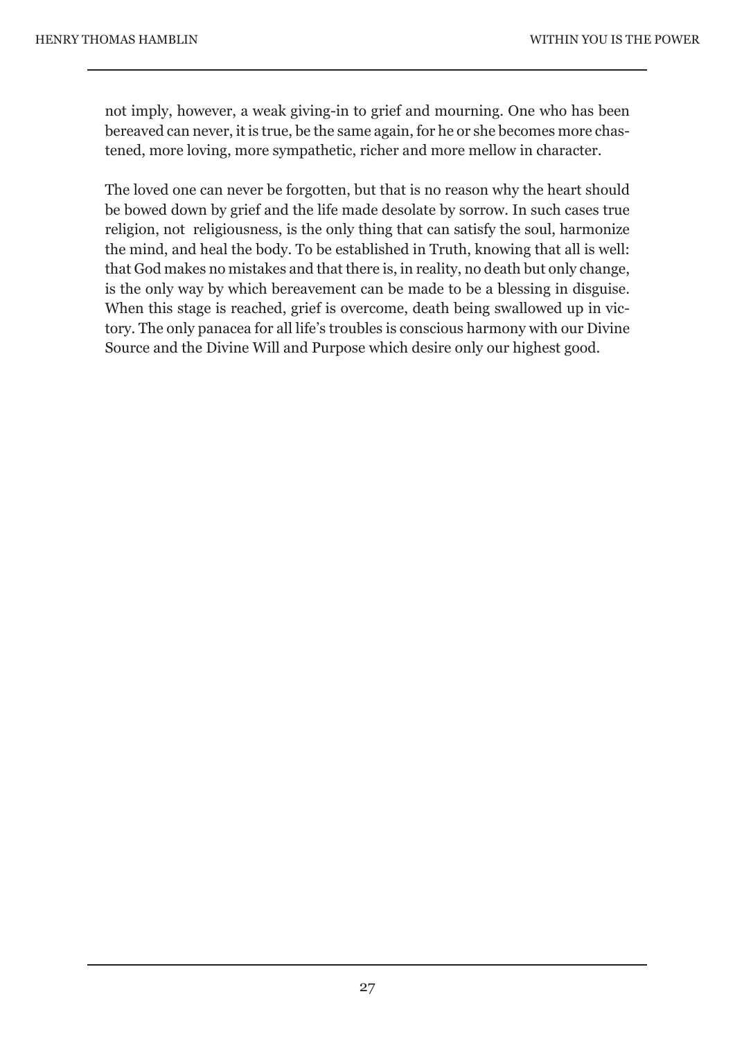not imply, however, a weak giving-in to grief and mourning. One who has been bereaved can never, it is true, be the same again, for he or she becomes more chastened, more loving, more sympathetic, richer and more mellow in character.

The loved one can never be forgotten, but that is no reason why the heart should be bowed down by grief and the life made desolate by sorrow. In such cases true religion, not religiousness, is the only thing that can satisfy the soul, harmonize the mind, and heal the body. To be established in Truth, knowing that all is well: that God makes no mistakes and that there is, in reality, no death but only change, is the only way by which bereavement can be made to be a blessing in disguise. When this stage is reached, grief is overcome, death being swallowed up in victory. The only panacea for all life's troubles is conscious harmony with our Divine Source and the Divine Will and Purpose which desire only our highest good.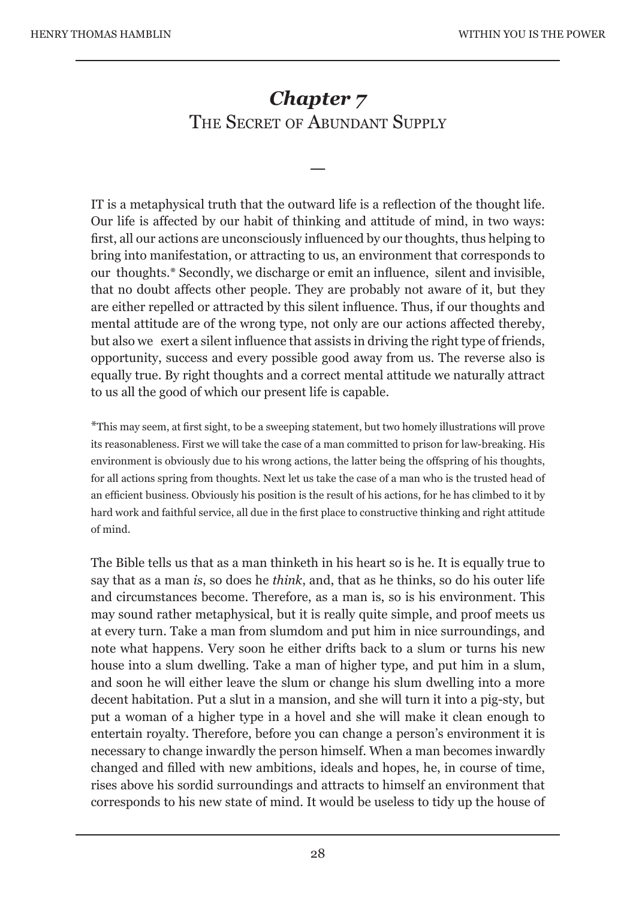# *Chapter 7*
## The Secret of Abundant Supply

—

IT is a metaphysical truth that the outward life is a reflection of the thought life. Our life is affected by our habit of thinking and attitude of mind, in two ways: first, all our actions are unconsciously influenced by our thoughts, thus helping to bring into manifestation, or attracting to us, an environment that corresponds to our thoughts.* Secondly, we discharge or emit an influence, silent and invisible, that no doubt affects other people. They are probably not aware of it, but they are either repelled or attracted by this silent influence. Thus, if our thoughts and mental attitude are of the wrong type, not only are our actions affected thereby, but also we exert a silent influence that assists in driving the right type of friends, opportunity, success and every possible good away from us. The reverse also is equally true. By right thoughts and a correct mental attitude we naturally attract to us all the good of which our present life is capable.

*This may seem, at first sight, to be a sweeping statement, but two homely illustrations will prove its reasonableness. First we will take the case of a man committed to prison for law-breaking. His environment is obviously due to his wrong actions, the latter being the offspring of his thoughts, for all actions spring from thoughts. Next let us take the case of a man who is the trusted head of an efficient business. Obviously his position is the result of his actions, for he has climbed to it by hard work and faithful service, all due in the first place to constructive thinking and right attitude of mind.

The Bible tells us that as a man thinketh in his heart so is he. It is equally true to say that as a man *is*, so does he *think*, and, that as he thinks, so do his outer life and circumstances become. Therefore, as a man is, so is his environment. This may sound rather metaphysical, but it is really quite simple, and proof meets us at every turn. Take a man from slumdom and put him in nice surroundings, and note what happens. Very soon he either drifts back to a slum or turns his new house into a slum dwelling. Take a man of higher type, and put him in a slum, and soon he will either leave the slum or change his slum dwelling into a more decent habitation. Put a slut in a mansion, and she will turn it into a pig-sty, but put a woman of a higher type in a hovel and she will make it clean enough to entertain royalty. Therefore, before you can change a person's environment it is necessary to change inwardly the person himself. When a man becomes inwardly changed and filled with new ambitions, ideals and hopes, he, in course of time, rises above his sordid surroundings and attracts to himself an environment that corresponds to his new state of mind. It would be useless to tidy up the house of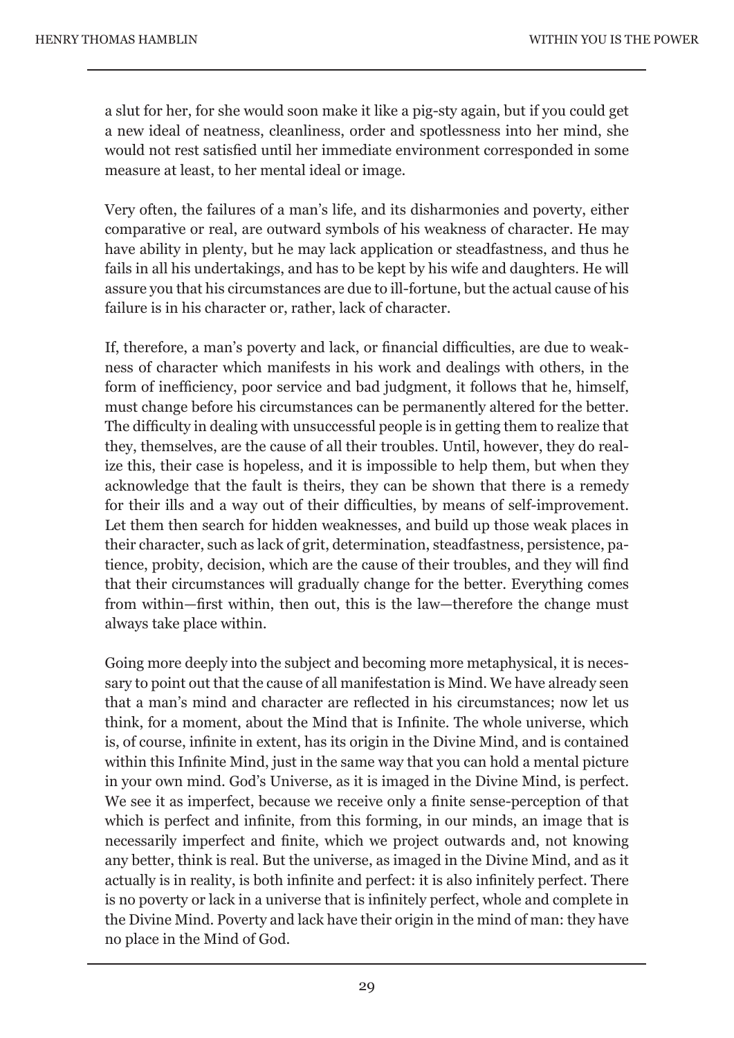a slut for her, for she would soon make it like a pig-sty again, but if you could get a new ideal of neatness, cleanliness, order and spotlessness into her mind, she would not rest satisfied until her immediate environment corresponded in some measure at least, to her mental ideal or image.

Very often, the failures of a man's life, and its disharmonies and poverty, either comparative or real, are outward symbols of his weakness of character. He may have ability in plenty, but he may lack application or steadfastness, and thus he fails in all his undertakings, and has to be kept by his wife and daughters. He will assure you that his circumstances are due to ill-fortune, but the actual cause of his failure is in his character or, rather, lack of character.

If, therefore, a man's poverty and lack, or financial difficulties, are due to weakness of character which manifests in his work and dealings with others, in the form of inefficiency, poor service and bad judgment, it follows that he, himself, must change before his circumstances can be permanently altered for the better. The difficulty in dealing with unsuccessful people is in getting them to realize that they, themselves, are the cause of all their troubles. Until, however, they do realize this, their case is hopeless, and it is impossible to help them, but when they acknowledge that the fault is theirs, they can be shown that there is a remedy for their ills and a way out of their difficulties, by means of self-improvement. Let them then search for hidden weaknesses, and build up those weak places in their character, such as lack of grit, determination, steadfastness, persistence, patience, probity, decision, which are the cause of their troubles, and they will find that their circumstances will gradually change for the better. Everything comes from within—first within, then out, this is the law—therefore the change must always take place within.

Going more deeply into the subject and becoming more metaphysical, it is necessary to point out that the cause of all manifestation is Mind. We have already seen that a man's mind and character are reflected in his circumstances; now let us think, for a moment, about the Mind that is Infinite. The whole universe, which is, of course, infinite in extent, has its origin in the Divine Mind, and is contained within this Infinite Mind, just in the same way that you can hold a mental picture in your own mind. God's Universe, as it is imaged in the Divine Mind, is perfect. We see it as imperfect, because we receive only a finite sense-perception of that which is perfect and infinite, from this forming, in our minds, an image that is necessarily imperfect and finite, which we project outwards and, not knowing any better, think is real. But the universe, as imaged in the Divine Mind, and as it actually is in reality, is both infinite and perfect: it is also infinitely perfect. There is no poverty or lack in a universe that is infinitely perfect, whole and complete in the Divine Mind. Poverty and lack have their origin in the mind of man: they have no place in the Mind of God.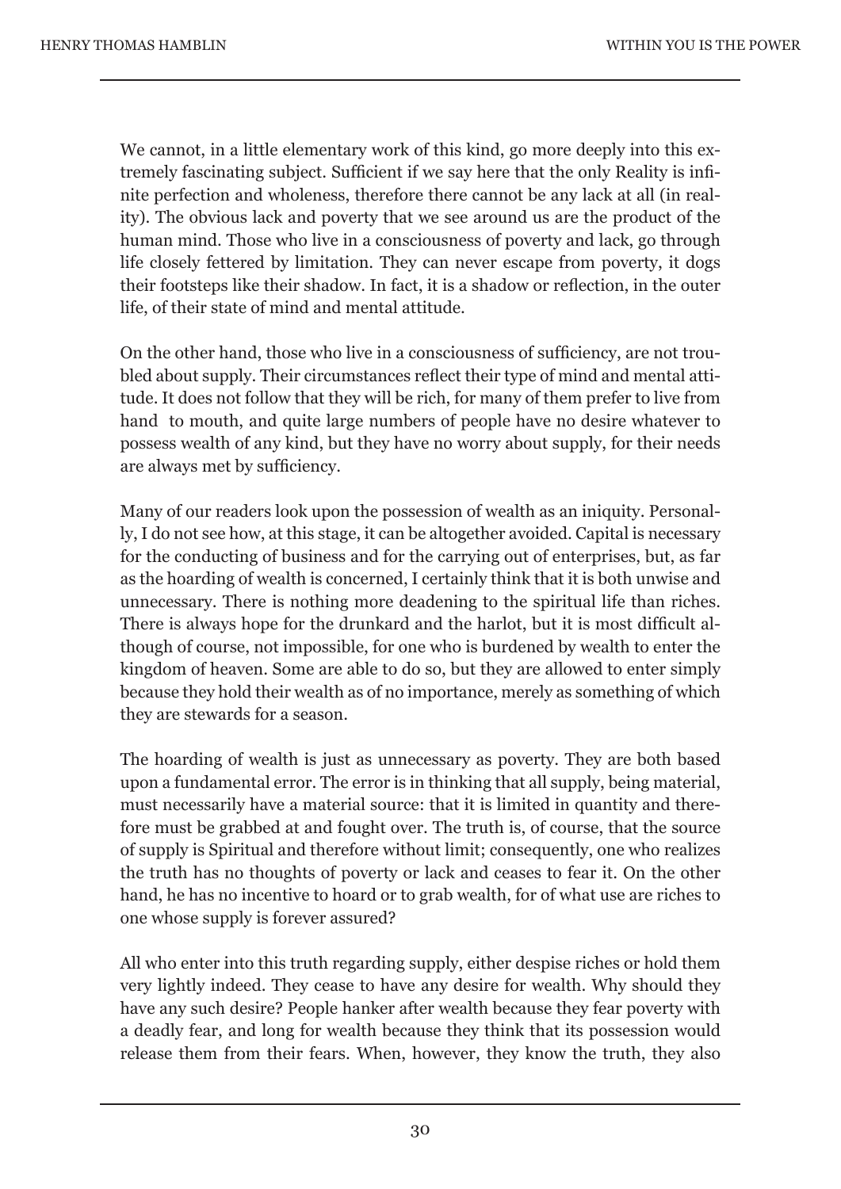We cannot, in a little elementary work of this kind, go more deeply into this extremely fascinating subject. Sufficient if we say here that the only Reality is infinite perfection and wholeness, therefore there cannot be any lack at all (in reality). The obvious lack and poverty that we see around us are the product of the human mind. Those who live in a consciousness of poverty and lack, go through life closely fettered by limitation. They can never escape from poverty, it dogs their footsteps like their shadow. In fact, it is a shadow or reflection, in the outer life, of their state of mind and mental attitude.

On the other hand, those who live in a consciousness of sufficiency, are not troubled about supply. Their circumstances reflect their type of mind and mental attitude. It does not follow that they will be rich, for many of them prefer to live from hand to mouth, and quite large numbers of people have no desire whatever to possess wealth of any kind, but they have no worry about supply, for their needs are always met by sufficiency.

Many of our readers look upon the possession of wealth as an iniquity. Personally, I do not see how, at this stage, it can be altogether avoided. Capital is necessary for the conducting of business and for the carrying out of enterprises, but, as far as the hoarding of wealth is concerned, I certainly think that it is both unwise and unnecessary. There is nothing more deadening to the spiritual life than riches. There is always hope for the drunkard and the harlot, but it is most difficult although of course, not impossible, for one who is burdened by wealth to enter the kingdom of heaven. Some are able to do so, but they are allowed to enter simply because they hold their wealth as of no importance, merely as something of which they are stewards for a season.

The hoarding of wealth is just as unnecessary as poverty. They are both based upon a fundamental error. The error is in thinking that all supply, being material, must necessarily have a material source: that it is limited in quantity and therefore must be grabbed at and fought over. The truth is, of course, that the source of supply is Spiritual and therefore without limit; consequently, one who realizes the truth has no thoughts of poverty or lack and ceases to fear it. On the other hand, he has no incentive to hoard or to grab wealth, for of what use are riches to one whose supply is forever assured?

All who enter into this truth regarding supply, either despise riches or hold them very lightly indeed. They cease to have any desire for wealth. Why should they have any such desire? People hanker after wealth because they fear poverty with a deadly fear, and long for wealth because they think that its possession would release them from their fears. When, however, they know the truth, they also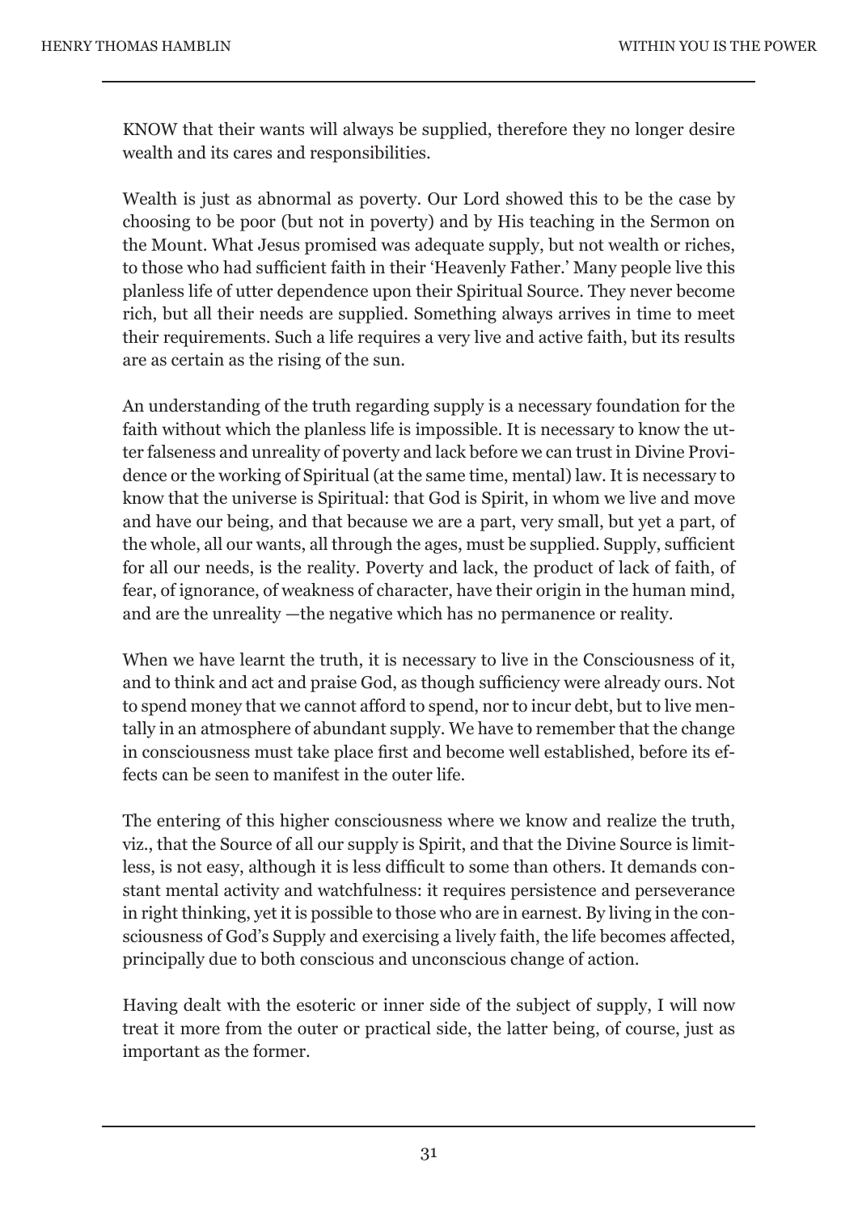KNOW that their wants will always be supplied, therefore they no longer desire wealth and its cares and responsibilities.

Wealth is just as abnormal as poverty. Our Lord showed this to be the case by choosing to be poor (but not in poverty) and by His teaching in the Sermon on the Mount. What Jesus promised was adequate supply, but not wealth or riches, to those who had sufficient faith in their 'Heavenly Father.' Many people live this planless life of utter dependence upon their Spiritual Source. They never become rich, but all their needs are supplied. Something always arrives in time to meet their requirements. Such a life requires a very live and active faith, but its results are as certain as the rising of the sun.

An understanding of the truth regarding supply is a necessary foundation for the faith without which the planless life is impossible. It is necessary to know the utter falseness and unreality of poverty and lack before we can trust in Divine Providence or the working of Spiritual (at the same time, mental) law. It is necessary to know that the universe is Spiritual: that God is Spirit, in whom we live and move and have our being, and that because we are a part, very small, but yet a part, of the whole, all our wants, all through the ages, must be supplied. Supply, sufficient for all our needs, is the reality. Poverty and lack, the product of lack of faith, of fear, of ignorance, of weakness of character, have their origin in the human mind, and are the unreality —the negative which has no permanence or reality.

When we have learnt the truth, it is necessary to live in the Consciousness of it, and to think and act and praise God, as though sufficiency were already ours. Not to spend money that we cannot afford to spend, nor to incur debt, but to live mentally in an atmosphere of abundant supply. We have to remember that the change in consciousness must take place first and become well established, before its effects can be seen to manifest in the outer life.

The entering of this higher consciousness where we know and realize the truth, viz., that the Source of all our supply is Spirit, and that the Divine Source is limitless, is not easy, although it is less difficult to some than others. It demands constant mental activity and watchfulness: it requires persistence and perseverance in right thinking, yet it is possible to those who are in earnest. By living in the consciousness of God's Supply and exercising a lively faith, the life becomes affected, principally due to both conscious and unconscious change of action.

Having dealt with the esoteric or inner side of the subject of supply, I will now treat it more from the outer or practical side, the latter being, of course, just as important as the former.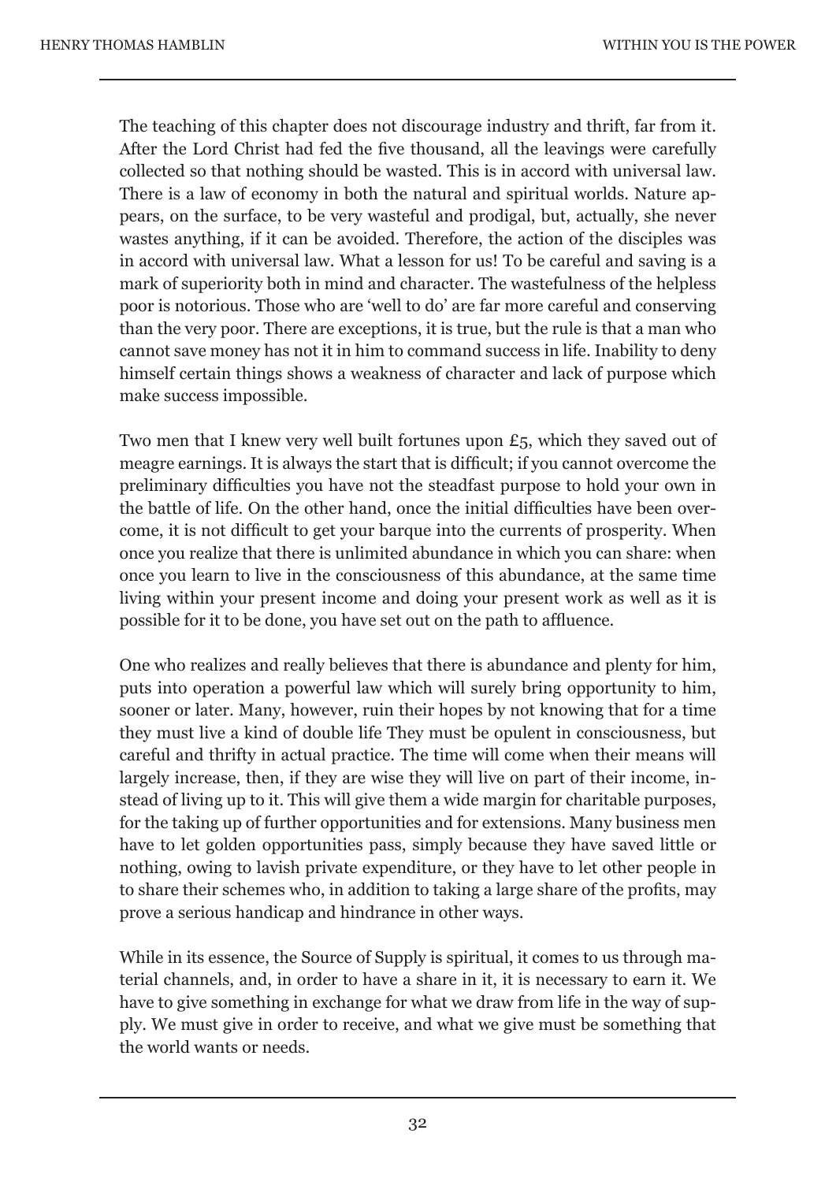The teaching of this chapter does not discourage industry and thrift, far from it. After the Lord Christ had fed the five thousand, all the leavings were carefully collected so that nothing should be wasted. This is in accord with universal law. There is a law of economy in both the natural and spiritual worlds. Nature appears, on the surface, to be very wasteful and prodigal, but, actually, she never wastes anything, if it can be avoided. Therefore, the action of the disciples was in accord with universal law. What a lesson for us! To be careful and saving is a mark of superiority both in mind and character. The wastefulness of the helpless poor is notorious. Those who are 'well to do' are far more careful and conserving than the very poor. There are exceptions, it is true, but the rule is that a man who cannot save money has not it in him to command success in life. Inability to deny himself certain things shows a weakness of character and lack of purpose which make success impossible.

Two men that I knew very well built fortunes upon £5, which they saved out of meagre earnings. It is always the start that is difficult; if you cannot overcome the preliminary difficulties you have not the steadfast purpose to hold your own in the battle of life. On the other hand, once the initial difficulties have been overcome, it is not difficult to get your barque into the currents of prosperity. When once you realize that there is unlimited abundance in which you can share: when once you learn to live in the consciousness of this abundance, at the same time living within your present income and doing your present work as well as it is possible for it to be done, you have set out on the path to affluence.

One who realizes and really believes that there is abundance and plenty for him, puts into operation a powerful law which will surely bring opportunity to him, sooner or later. Many, however, ruin their hopes by not knowing that for a time they must live a kind of double life They must be opulent in consciousness, but careful and thrifty in actual practice. The time will come when their means will largely increase, then, if they are wise they will live on part of their income, instead of living up to it. This will give them a wide margin for charitable purposes, for the taking up of further opportunities and for extensions. Many business men have to let golden opportunities pass, simply because they have saved little or nothing, owing to lavish private expenditure, or they have to let other people in to share their schemes who, in addition to taking a large share of the profits, may prove a serious handicap and hindrance in other ways.

While in its essence, the Source of Supply is spiritual, it comes to us through material channels, and, in order to have a share in it, it is necessary to earn it. We have to give something in exchange for what we draw from life in the way of supply. We must give in order to receive, and what we give must be something that the world wants or needs.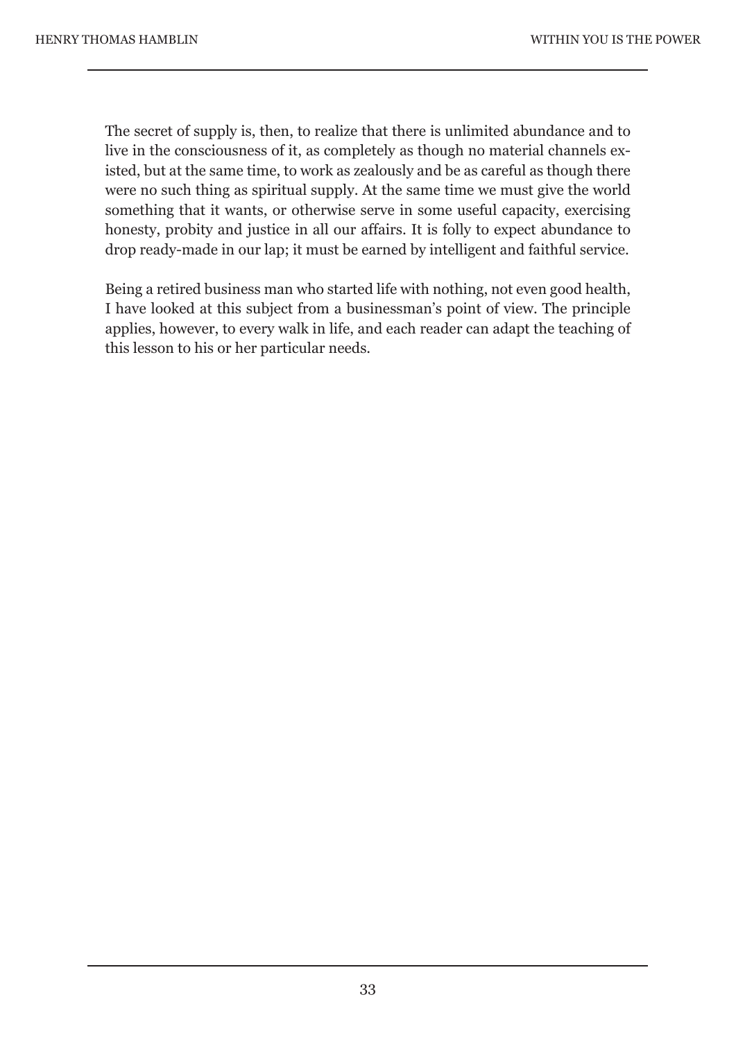The secret of supply is, then, to realize that there is unlimited abundance and to live in the consciousness of it, as completely as though no material channels existed, but at the same time, to work as zealously and be as careful as though there were no such thing as spiritual supply. At the same time we must give the world something that it wants, or otherwise serve in some useful capacity, exercising honesty, probity and justice in all our affairs. It is folly to expect abundance to drop ready-made in our lap; it must be earned by intelligent and faithful service.

Being a retired business man who started life with nothing, not even good health, I have looked at this subject from a businessman's point of view. The principle applies, however, to every walk in life, and each reader can adapt the teaching of this lesson to his or her particular needs.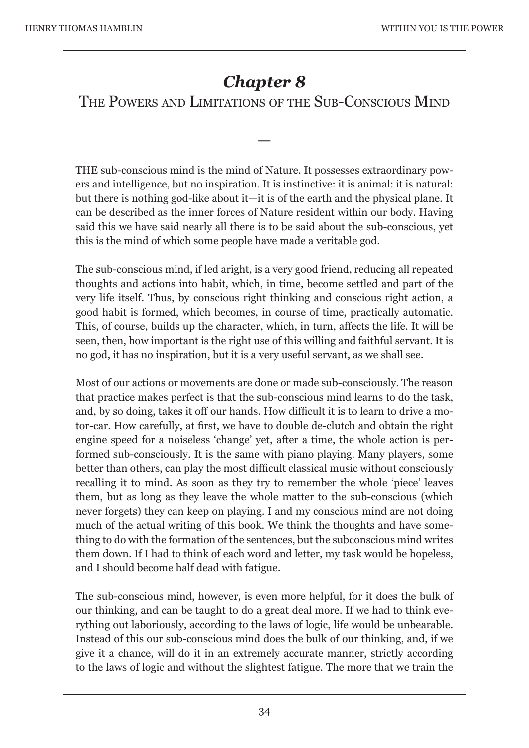# *Chapter 8*

## The Powers and Limitations of the Sub-Conscious Mind

—

THE sub-conscious mind is the mind of Nature. It possesses extraordinary powers and intelligence, but no inspiration. It is instinctive: it is animal: it is natural: but there is nothing god-like about it—it is of the earth and the physical plane. It can be described as the inner forces of Nature resident within our body. Having said this we have said nearly all there is to be said about the sub-conscious, yet this is the mind of which some people have made a veritable god.

The sub-conscious mind, if led aright, is a very good friend, reducing all repeated thoughts and actions into habit, which, in time, become settled and part of the very life itself. Thus, by conscious right thinking and conscious right action, a good habit is formed, which becomes, in course of time, practically automatic. This, of course, builds up the character, which, in turn, affects the life. It will be seen, then, how important is the right use of this willing and faithful servant. It is no god, it has no inspiration, but it is a very useful servant, as we shall see.

Most of our actions or movements are done or made sub-consciously. The reason that practice makes perfect is that the sub-conscious mind learns to do the task, and, by so doing, takes it off our hands. How difficult it is to learn to drive a motor-car. How carefully, at first, we have to double de-clutch and obtain the right engine speed for a noiseless 'change' yet, after a time, the whole action is performed sub-consciously. It is the same with piano playing. Many players, some better than others, can play the most difficult classical music without consciously recalling it to mind. As soon as they try to remember the whole 'piece' leaves them, but as long as they leave the whole matter to the sub-conscious (which never forgets) they can keep on playing. I and my conscious mind are not doing much of the actual writing of this book. We think the thoughts and have something to do with the formation of the sentences, but the subconscious mind writes them down. If I had to think of each word and letter, my task would be hopeless, and I should become half dead with fatigue.

The sub-conscious mind, however, is even more helpful, for it does the bulk of our thinking, and can be taught to do a great deal more. If we had to think everything out laboriously, according to the laws of logic, life would be unbearable. Instead of this our sub-conscious mind does the bulk of our thinking, and, if we give it a chance, will do it in an extremely accurate manner, strictly according to the laws of logic and without the slightest fatigue. The more that we train the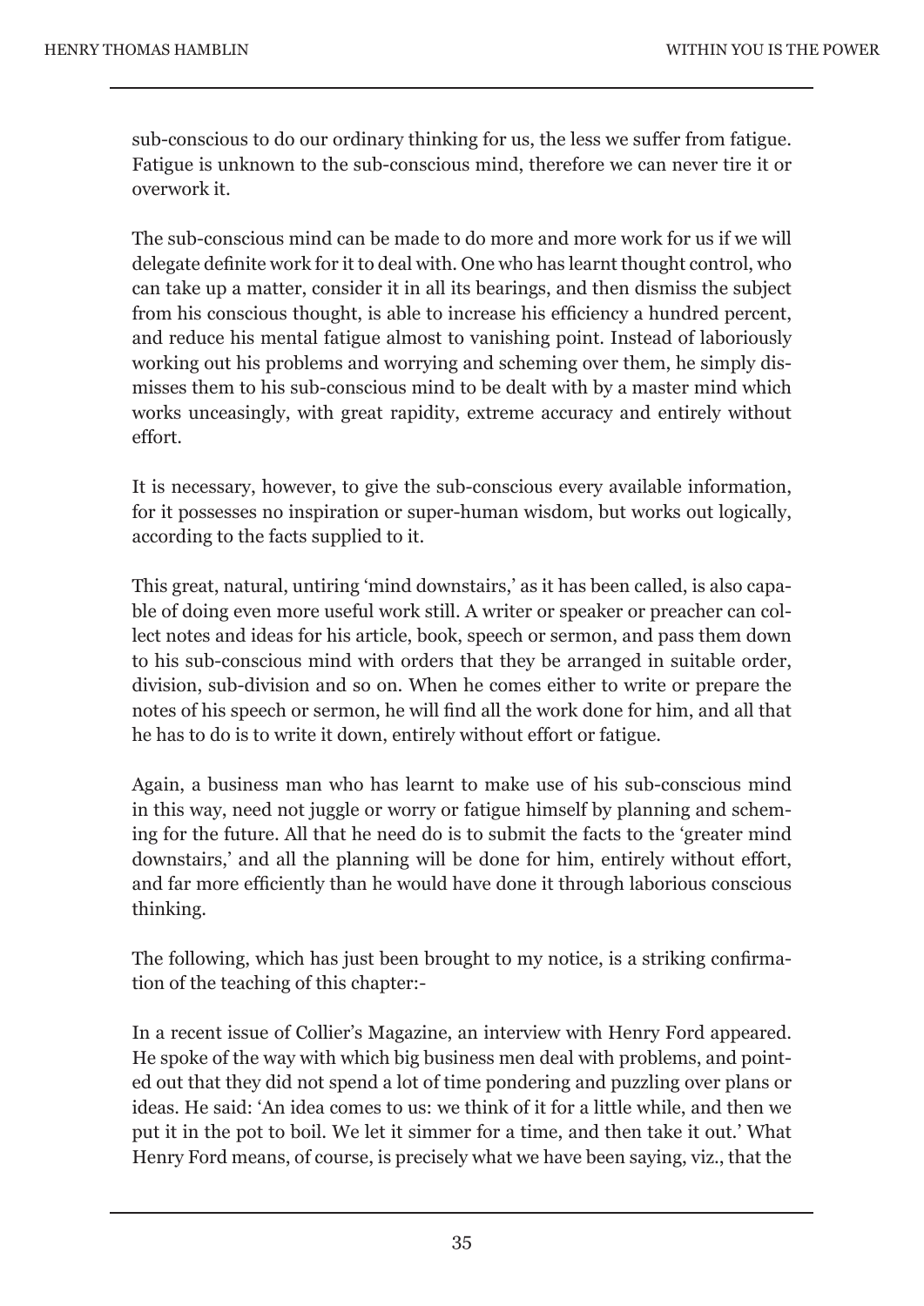sub-conscious to do our ordinary thinking for us, the less we suffer from fatigue. Fatigue is unknown to the sub-conscious mind, therefore we can never tire it or overwork it.

The sub-conscious mind can be made to do more and more work for us if we will delegate definite work for it to deal with. One who has learnt thought control, who can take up a matter, consider it in all its bearings, and then dismiss the subject from his conscious thought, is able to increase his efficiency a hundred percent, and reduce his mental fatigue almost to vanishing point. Instead of laboriously working out his problems and worrying and scheming over them, he simply dismisses them to his sub-conscious mind to be dealt with by a master mind which works unceasingly, with great rapidity, extreme accuracy and entirely without effort.

It is necessary, however, to give the sub-conscious every available information, for it possesses no inspiration or super-human wisdom, but works out logically, according to the facts supplied to it.

This great, natural, untiring 'mind downstairs,' as it has been called, is also capable of doing even more useful work still. A writer or speaker or preacher can collect notes and ideas for his article, book, speech or sermon, and pass them down to his sub-conscious mind with orders that they be arranged in suitable order, division, sub-division and so on. When he comes either to write or prepare the notes of his speech or sermon, he will find all the work done for him, and all that he has to do is to write it down, entirely without effort or fatigue.

Again, a business man who has learnt to make use of his sub-conscious mind in this way, need not juggle or worry or fatigue himself by planning and scheming for the future. All that he need do is to submit the facts to the 'greater mind downstairs,' and all the planning will be done for him, entirely without effort, and far more efficiently than he would have done it through laborious conscious thinking.

The following, which has just been brought to my notice, is a striking confirmation of the teaching of this chapter:-

In a recent issue of Collier's Magazine, an interview with Henry Ford appeared. He spoke of the way with which big business men deal with problems, and pointed out that they did not spend a lot of time pondering and puzzling over plans or ideas. He said: 'An idea comes to us: we think of it for a little while, and then we put it in the pot to boil. We let it simmer for a time, and then take it out.' What Henry Ford means, of course, is precisely what we have been saying, viz., that the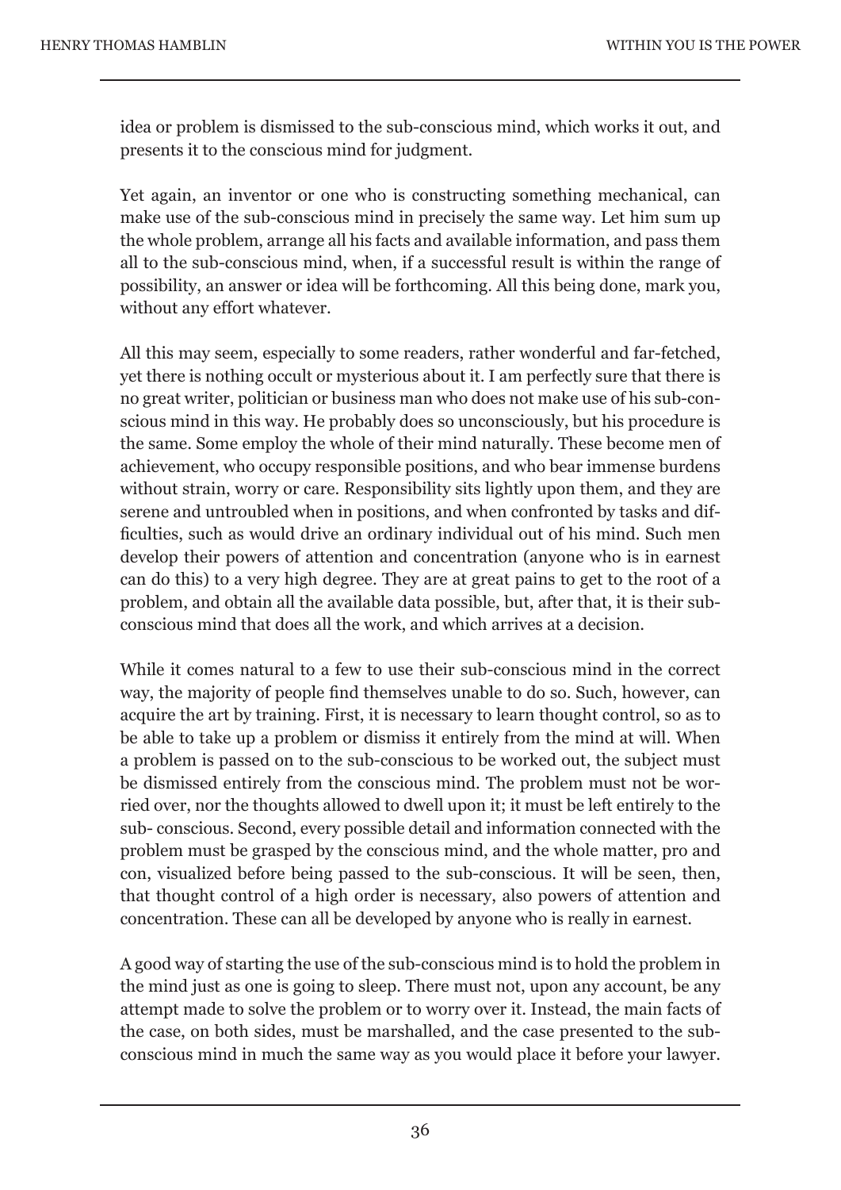idea or problem is dismissed to the sub-conscious mind, which works it out, and presents it to the conscious mind for judgment.

Yet again, an inventor or one who is constructing something mechanical, can make use of the sub-conscious mind in precisely the same way. Let him sum up the whole problem, arrange all his facts and available information, and pass them all to the sub-conscious mind, when, if a successful result is within the range of possibility, an answer or idea will be forthcoming. All this being done, mark you, without any effort whatever.

All this may seem, especially to some readers, rather wonderful and far-fetched, yet there is nothing occult or mysterious about it. I am perfectly sure that there is no great writer, politician or business man who does not make use of his sub-conscious mind in this way. He probably does so unconsciously, but his procedure is the same. Some employ the whole of their mind naturally. These become men of achievement, who occupy responsible positions, and who bear immense burdens without strain, worry or care. Responsibility sits lightly upon them, and they are serene and untroubled when in positions, and when confronted by tasks and difficulties, such as would drive an ordinary individual out of his mind. Such men develop their powers of attention and concentration (anyone who is in earnest can do this) to a very high degree. They are at great pains to get to the root of a problem, and obtain all the available data possible, but, after that, it is their sub-conscious mind that does all the work, and which arrives at a decision.

While it comes natural to a few to use their sub-conscious mind in the correct way, the majority of people find themselves unable to do so. Such, however, can acquire the art by training. First, it is necessary to learn thought control, so as to be able to take up a problem or dismiss it entirely from the mind at will. When a problem is passed on to the sub-conscious to be worked out, the subject must be dismissed entirely from the conscious mind. The problem must not be worried over, nor the thoughts allowed to dwell upon it; it must be left entirely to the sub- conscious. Second, every possible detail and information connected with the problem must be grasped by the conscious mind, and the whole matter, pro and con, visualized before being passed to the sub-conscious. It will be seen, then, that thought control of a high order is necessary, also powers of attention and concentration. These can all be developed by anyone who is really in earnest.

A good way of starting the use of the sub-conscious mind is to hold the problem in the mind just as one is going to sleep. There must not, upon any account, be any attempt made to solve the problem or to worry over it. Instead, the main facts of the case, on both sides, must be marshalled, and the case presented to the sub-conscious mind in much the same way as you would place it before your lawyer.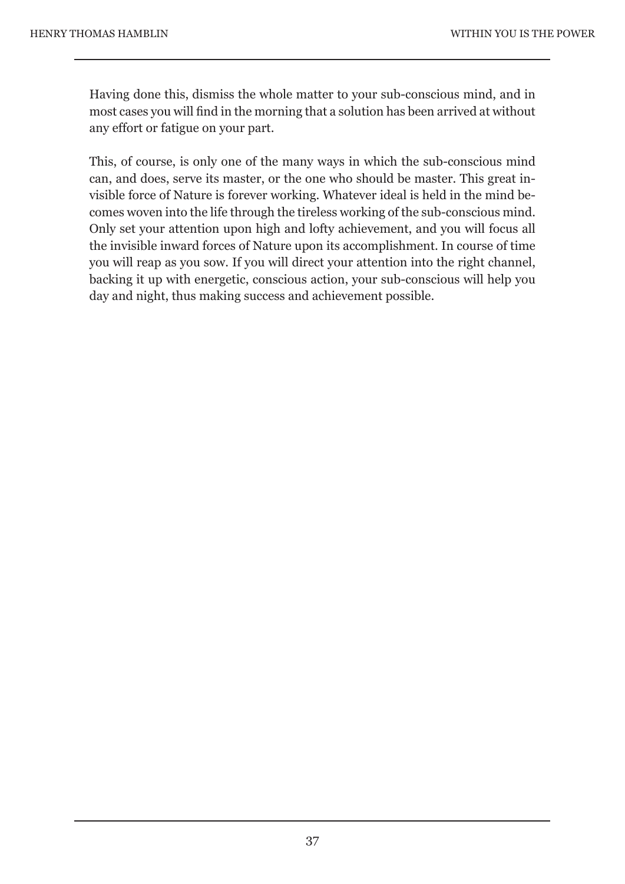Having done this, dismiss the whole matter to your sub-conscious mind, and in most cases you will find in the morning that a solution has been arrived at without any effort or fatigue on your part.

This, of course, is only one of the many ways in which the sub-conscious mind can, and does, serve its master, or the one who should be master. This great invisible force of Nature is forever working. Whatever ideal is held in the mind becomes woven into the life through the tireless working of the sub-conscious mind. Only set your attention upon high and lofty achievement, and you will focus all the invisible inward forces of Nature upon its accomplishment. In course of time you will reap as you sow. If you will direct your attention into the right channel, backing it up with energetic, conscious action, your sub-conscious will help you day and night, thus making success and achievement possible.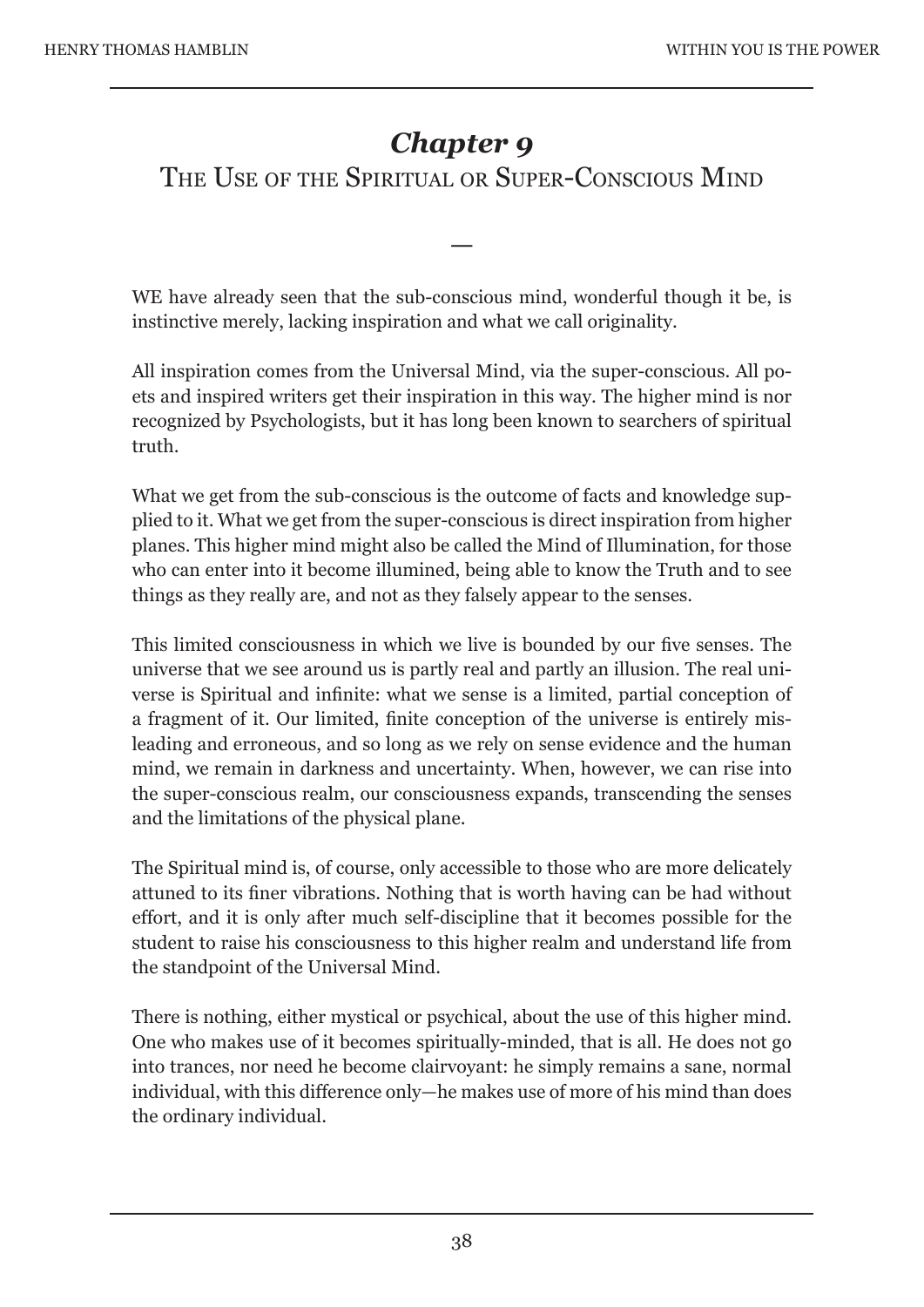# *Chapter 9*
## The Use of the Spiritual or Super-Conscious Mind

—

WE have already seen that the sub-conscious mind, wonderful though it be, is instinctive merely, lacking inspiration and what we call originality.

All inspiration comes from the Universal Mind, via the super-conscious. All poets and inspired writers get their inspiration in this way. The higher mind is nor recognized by Psychologists, but it has long been known to searchers of spiritual truth.

What we get from the sub-conscious is the outcome of facts and knowledge supplied to it. What we get from the super-conscious is direct inspiration from higher planes. This higher mind might also be called the Mind of Illumination, for those who can enter into it become illumined, being able to know the Truth and to see things as they really are, and not as they falsely appear to the senses.

This limited consciousness in which we live is bounded by our five senses. The universe that we see around us is partly real and partly an illusion. The real universe is Spiritual and infinite: what we sense is a limited, partial conception of a fragment of it. Our limited, finite conception of the universe is entirely misleading and erroneous, and so long as we rely on sense evidence and the human mind, we remain in darkness and uncertainty. When, however, we can rise into the super-conscious realm, our consciousness expands, transcending the senses and the limitations of the physical plane.

The Spiritual mind is, of course, only accessible to those who are more delicately attuned to its finer vibrations. Nothing that is worth having can be had without effort, and it is only after much self-discipline that it becomes possible for the student to raise his consciousness to this higher realm and understand life from the standpoint of the Universal Mind.

There is nothing, either mystical or psychical, about the use of this higher mind. One who makes use of it becomes spiritually-minded, that is all. He does not go into trances, nor need he become clairvoyant: he simply remains a sane, normal individual, with this difference only—he makes use of more of his mind than does the ordinary individual.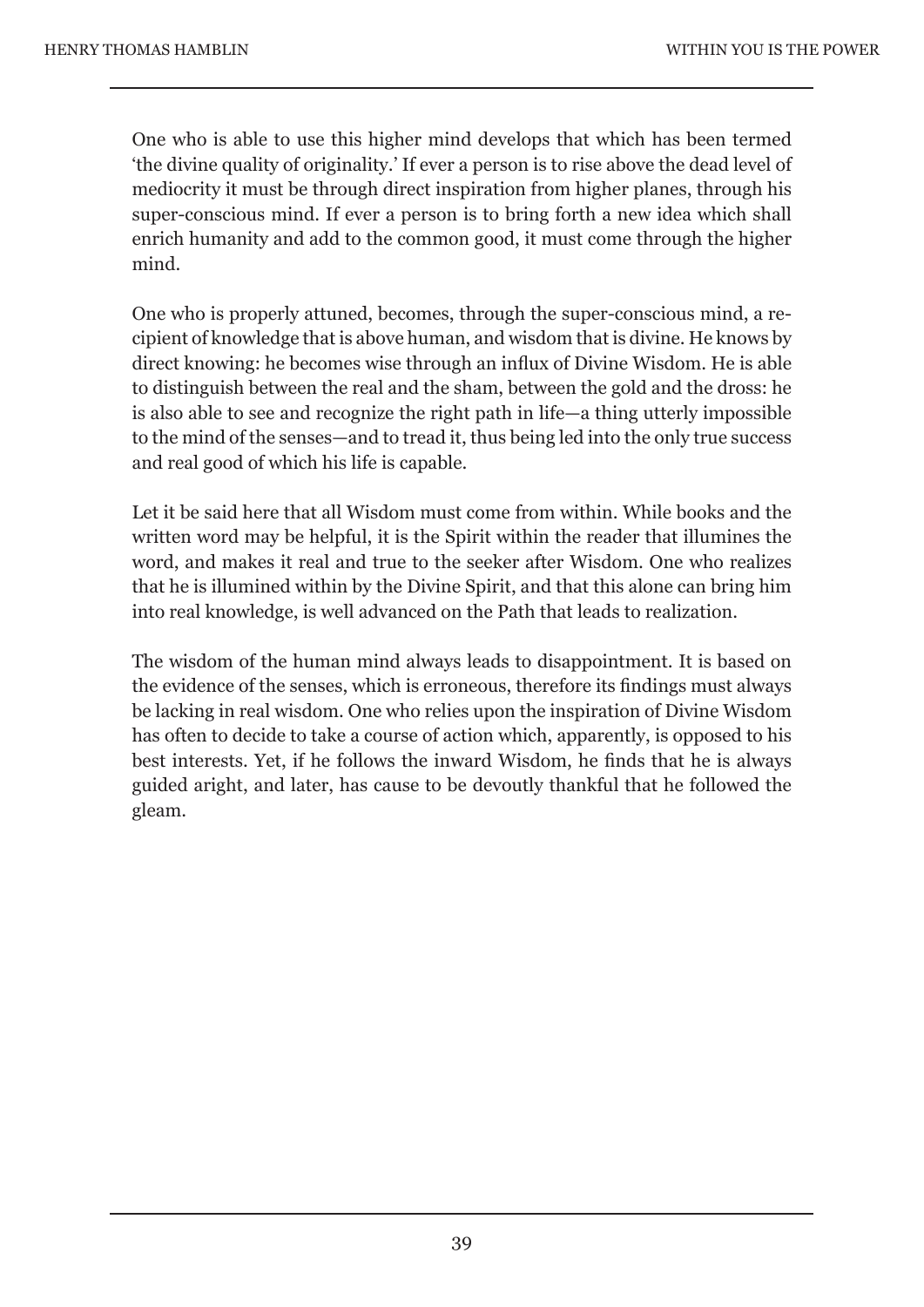One who is able to use this higher mind develops that which has been termed 'the divine quality of originality.' If ever a person is to rise above the dead level of mediocrity it must be through direct inspiration from higher planes, through his super-conscious mind. If ever a person is to bring forth a new idea which shall enrich humanity and add to the common good, it must come through the higher mind.

One who is properly attuned, becomes, through the super-conscious mind, a recipient of knowledge that is above human, and wisdom that is divine. He knows by direct knowing: he becomes wise through an influx of Divine Wisdom. He is able to distinguish between the real and the sham, between the gold and the dross: he is also able to see and recognize the right path in life—a thing utterly impossible to the mind of the senses—and to tread it, thus being led into the only true success and real good of which his life is capable.

Let it be said here that all Wisdom must come from within. While books and the written word may be helpful, it is the Spirit within the reader that illumines the word, and makes it real and true to the seeker after Wisdom. One who realizes that he is illumined within by the Divine Spirit, and that this alone can bring him into real knowledge, is well advanced on the Path that leads to realization.

The wisdom of the human mind always leads to disappointment. It is based on the evidence of the senses, which is erroneous, therefore its findings must always be lacking in real wisdom. One who relies upon the inspiration of Divine Wisdom has often to decide to take a course of action which, apparently, is opposed to his best interests. Yet, if he follows the inward Wisdom, he finds that he is always guided aright, and later, has cause to be devoutly thankful that he followed the gleam.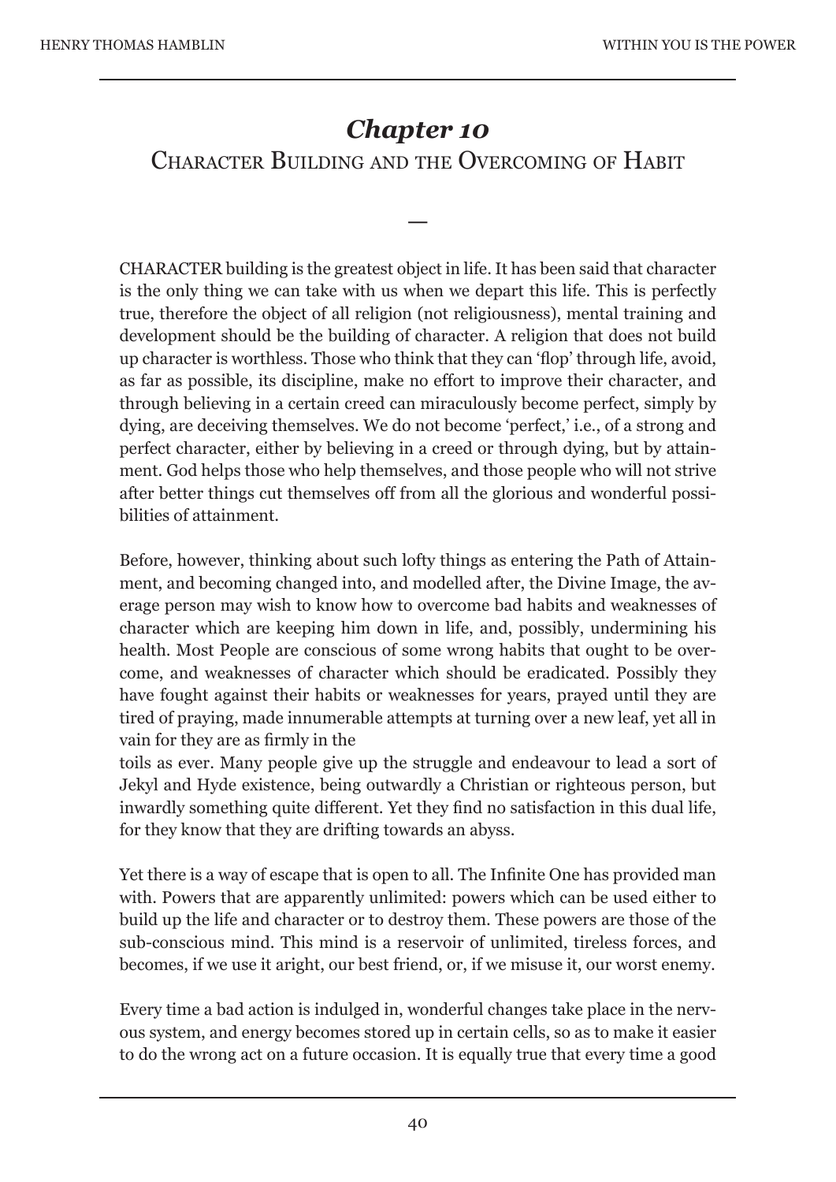# *Chapter 10*

## Character Building and the Overcoming of Habit

—

CHARACTER building is the greatest object in life. It has been said that character is the only thing we can take with us when we depart this life. This is perfectly true, therefore the object of all religion (not religiousness), mental training and development should be the building of character. A religion that does not build up character is worthless. Those who think that they can 'flop' through life, avoid, as far as possible, its discipline, make no effort to improve their character, and through believing in a certain creed can miraculously become perfect, simply by dying, are deceiving themselves. We do not become 'perfect,' i.e., of a strong and perfect character, either by believing in a creed or through dying, but by attainment. God helps those who help themselves, and those people who will not strive after better things cut themselves off from all the glorious and wonderful possibilities of attainment.

Before, however, thinking about such lofty things as entering the Path of Attainment, and becoming changed into, and modelled after, the Divine Image, the average person may wish to know how to overcome bad habits and weaknesses of character which are keeping him down in life, and, possibly, undermining his health. Most People are conscious of some wrong habits that ought to be overcome, and weaknesses of character which should be eradicated. Possibly they have fought against their habits or weaknesses for years, prayed until they are tired of praying, made innumerable attempts at turning over a new leaf, yet all in vain for they are as firmly in the toils as ever. Many people give up the struggle and endeavour to lead a sort of Jekyl and Hyde existence, being outwardly a Christian or righteous person, but inwardly something quite different. Yet they find no satisfaction in this dual life, for they know that they are drifting towards an abyss.

Yet there is a way of escape that is open to all. The Infinite One has provided man with. Powers that are apparently unlimited: powers which can be used either to build up the life and character or to destroy them. These powers are those of the sub-conscious mind. This mind is a reservoir of unlimited, tireless forces, and becomes, if we use it aright, our best friend, or, if we misuse it, our worst enemy.

Every time a bad action is indulged in, wonderful changes take place in the nervous system, and energy becomes stored up in certain cells, so as to make it easier to do the wrong act on a future occasion. It is equally true that every time a good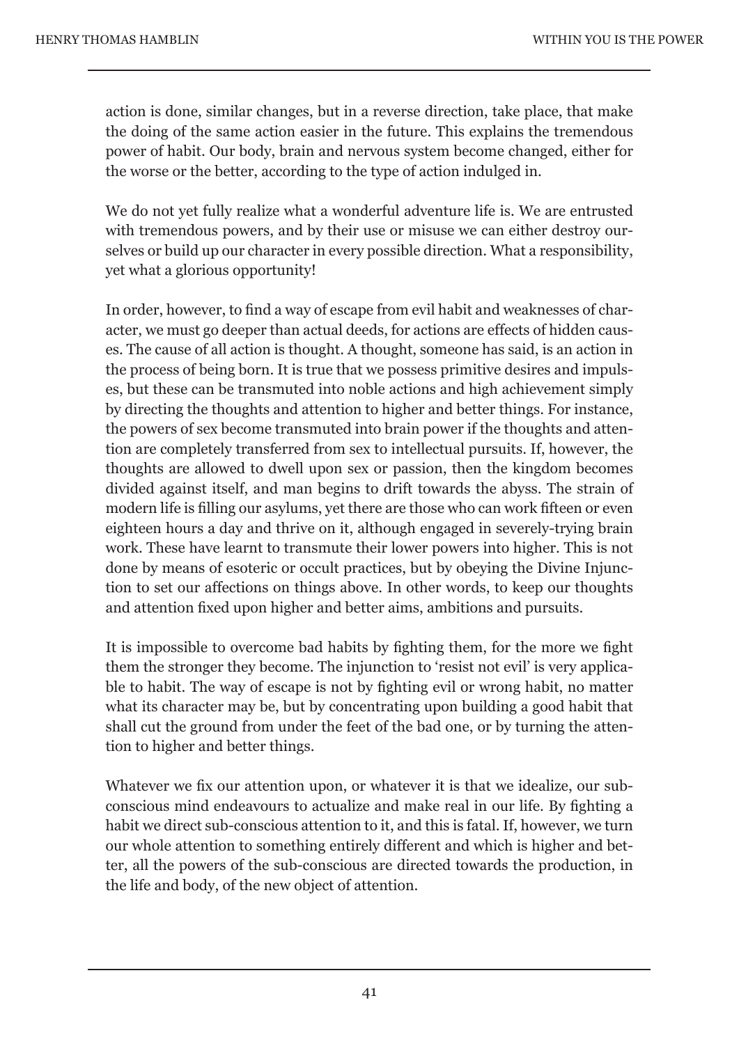action is done, similar changes, but in a reverse direction, take place, that make the doing of the same action easier in the future. This explains the tremendous power of habit. Our body, brain and nervous system become changed, either for the worse or the better, according to the type of action indulged in.

We do not yet fully realize what a wonderful adventure life is. We are entrusted with tremendous powers, and by their use or misuse we can either destroy ourselves or build up our character in every possible direction. What a responsibility, yet what a glorious opportunity!

In order, however, to find a way of escape from evil habit and weaknesses of character, we must go deeper than actual deeds, for actions are effects of hidden causes. The cause of all action is thought. A thought, someone has said, is an action in the process of being born. It is true that we possess primitive desires and impulses, but these can be transmuted into noble actions and high achievement simply by directing the thoughts and attention to higher and better things. For instance, the powers of sex become transmuted into brain power if the thoughts and attention are completely transferred from sex to intellectual pursuits. If, however, the thoughts are allowed to dwell upon sex or passion, then the kingdom becomes divided against itself, and man begins to drift towards the abyss. The strain of modern life is filling our asylums, yet there are those who can work fifteen or even eighteen hours a day and thrive on it, although engaged in severely-trying brain work. These have learnt to transmute their lower powers into higher. This is not done by means of esoteric or occult practices, but by obeying the Divine Injunction to set our affections on things above. In other words, to keep our thoughts and attention fixed upon higher and better aims, ambitions and pursuits.

It is impossible to overcome bad habits by fighting them, for the more we fight them the stronger they become. The injunction to 'resist not evil' is very applicable to habit. The way of escape is not by fighting evil or wrong habit, no matter what its character may be, but by concentrating upon building a good habit that shall cut the ground from under the feet of the bad one, or by turning the attention to higher and better things.

Whatever we fix our attention upon, or whatever it is that we idealize, our sub-conscious mind endeavours to actualize and make real in our life. By fighting a habit we direct sub-conscious attention to it, and this is fatal. If, however, we turn our whole attention to something entirely different and which is higher and better, all the powers of the sub-conscious are directed towards the production, in the life and body, of the new object of attention.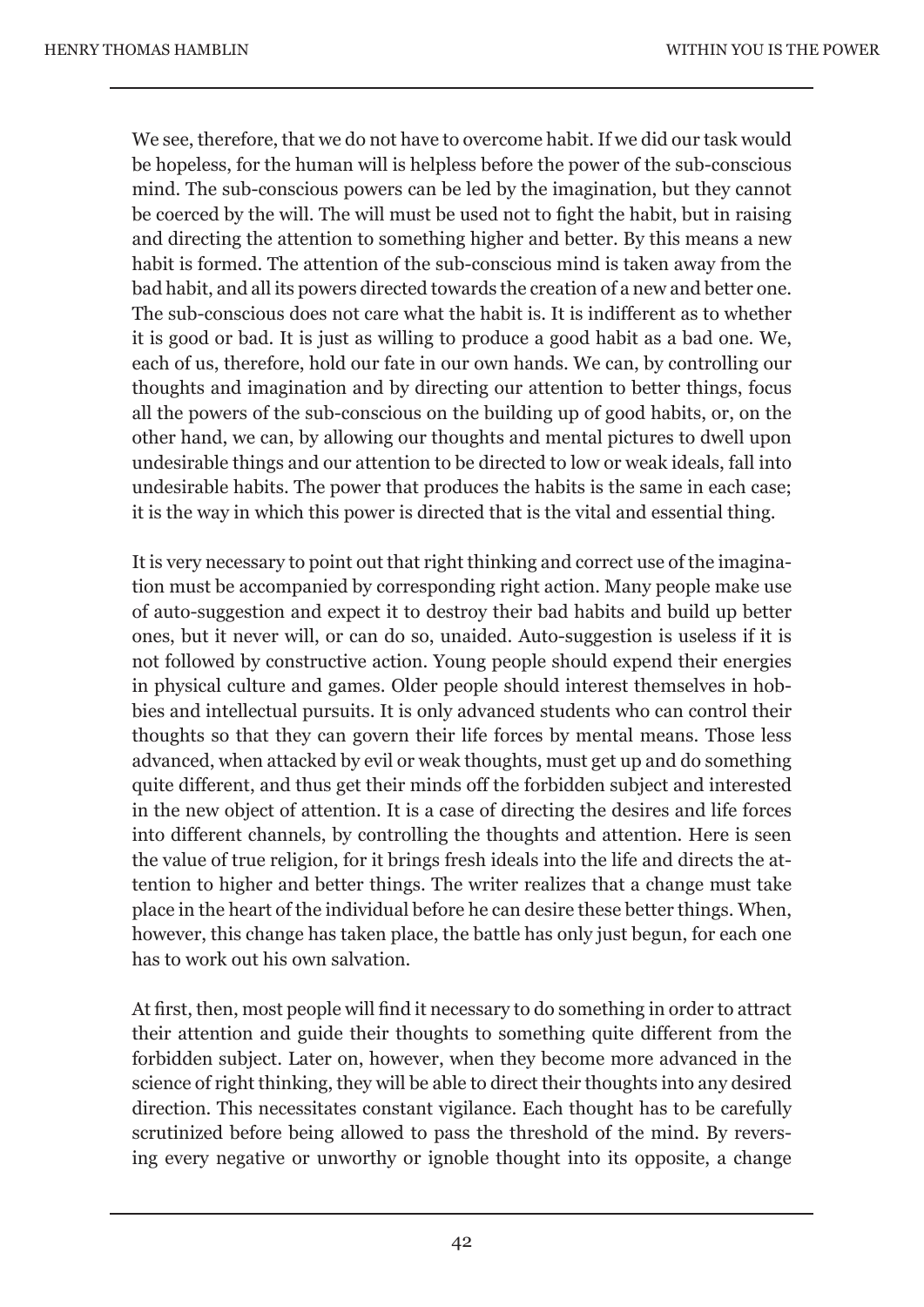We see, therefore, that we do not have to overcome habit. If we did our task would be hopeless, for the human will is helpless before the power of the sub-conscious mind. The sub-conscious powers can be led by the imagination, but they cannot be coerced by the will. The will must be used not to fight the habit, but in raising and directing the attention to something higher and better. By this means a new habit is formed. The attention of the sub-conscious mind is taken away from the bad habit, and all its powers directed towards the creation of a new and better one. The sub-conscious does not care what the habit is. It is indifferent as to whether it is good or bad. It is just as willing to produce a good habit as a bad one. We, each of us, therefore, hold our fate in our own hands. We can, by controlling our thoughts and imagination and by directing our attention to better things, focus all the powers of the sub-conscious on the building up of good habits, or, on the other hand, we can, by allowing our thoughts and mental pictures to dwell upon undesirable things and our attention to be directed to low or weak ideals, fall into undesirable habits. The power that produces the habits is the same in each case; it is the way in which this power is directed that is the vital and essential thing.

It is very necessary to point out that right thinking and correct use of the imagination must be accompanied by corresponding right action. Many people make use of auto-suggestion and expect it to destroy their bad habits and build up better ones, but it never will, or can do so, unaided. Auto-suggestion is useless if it is not followed by constructive action. Young people should expend their energies in physical culture and games. Older people should interest themselves in hobbies and intellectual pursuits. It is only advanced students who can control their thoughts so that they can govern their life forces by mental means. Those less advanced, when attacked by evil or weak thoughts, must get up and do something quite different, and thus get their minds off the forbidden subject and interested in the new object of attention. It is a case of directing the desires and life forces into different channels, by controlling the thoughts and attention. Here is seen the value of true religion, for it brings fresh ideals into the life and directs the attention to higher and better things. The writer realizes that a change must take place in the heart of the individual before he can desire these better things. When, however, this change has taken place, the battle has only just begun, for each one has to work out his own salvation.

At first, then, most people will find it necessary to do something in order to attract their attention and guide their thoughts to something quite different from the forbidden subject. Later on, however, when they become more advanced in the science of right thinking, they will be able to direct their thoughts into any desired direction. This necessitates constant vigilance. Each thought has to be carefully scrutinized before being allowed to pass the threshold of the mind. By reversing every negative or unworthy or ignoble thought into its opposite, a change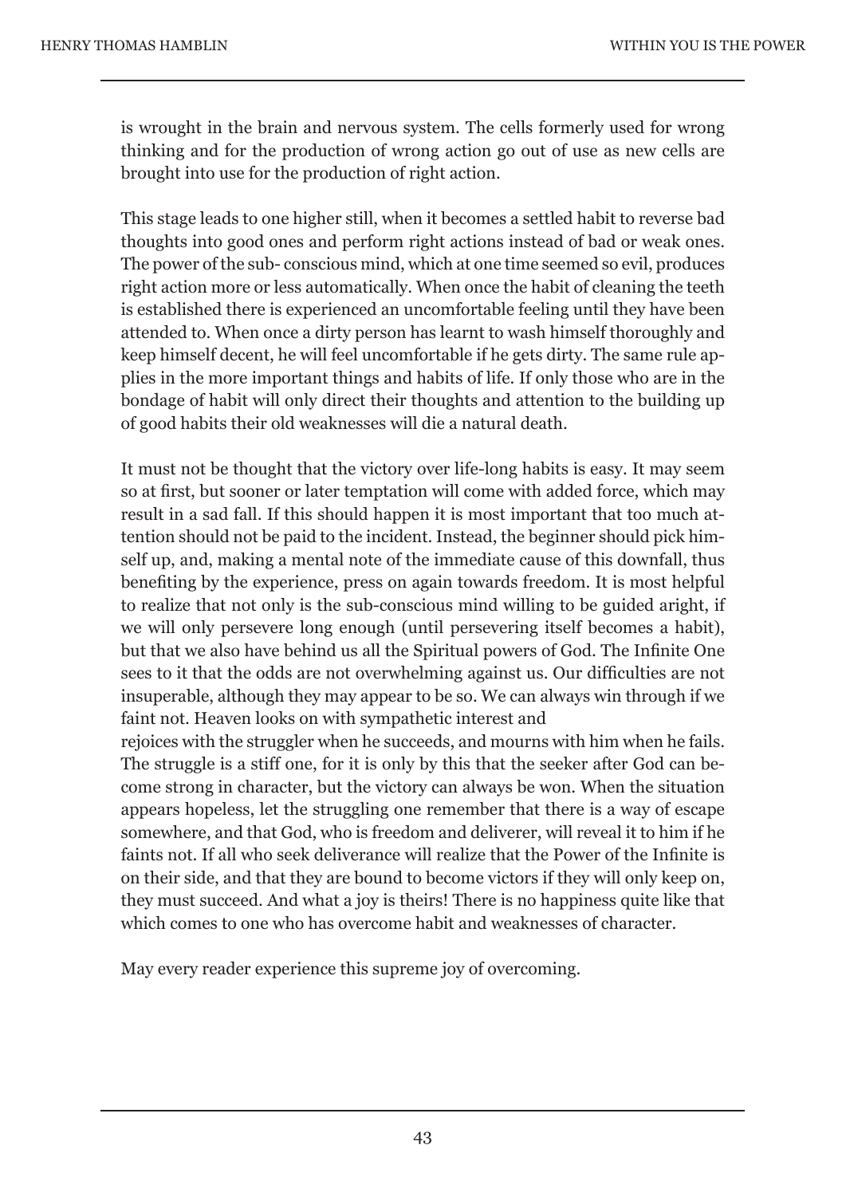is wrought in the brain and nervous system. The cells formerly used for wrong thinking and for the production of wrong action go out of use as new cells are brought into use for the production of right action.

This stage leads to one higher still, when it becomes a settled habit to reverse bad thoughts into good ones and perform right actions instead of bad or weak ones. The power of the sub- conscious mind, which at one time seemed so evil, produces right action more or less automatically. When once the habit of cleaning the teeth is established there is experienced an uncomfortable feeling until they have been attended to. When once a dirty person has learnt to wash himself thoroughly and keep himself decent, he will feel uncomfortable if he gets dirty. The same rule applies in the more important things and habits of life. If only those who are in the bondage of habit will only direct their thoughts and attention to the building up of good habits their old weaknesses will die a natural death.

It must not be thought that the victory over life-long habits is easy. It may seem so at first, but sooner or later temptation will come with added force, which may result in a sad fall. If this should happen it is most important that too much attention should not be paid to the incident. Instead, the beginner should pick himself up, and, making a mental note of the immediate cause of this downfall, thus benefiting by the experience, press on again towards freedom. It is most helpful to realize that not only is the sub-conscious mind willing to be guided aright, if we will only persevere long enough (until persevering itself becomes a habit), but that we also have behind us all the Spiritual powers of God. The Infinite One sees to it that the odds are not overwhelming against us. Our difficulties are not insuperable, although they may appear to be so. We can always win through if we faint not. Heaven looks on with sympathetic interest and
rejoices with the struggler when he succeeds, and mourns with him when he fails. The struggle is a stiff one, for it is only by this that the seeker after God can become strong in character, but the victory can always be won. When the situation appears hopeless, let the struggling one remember that there is a way of escape somewhere, and that God, who is freedom and deliverer, will reveal it to him if he faints not. If all who seek deliverance will realize that the Power of the Infinite is on their side, and that they are bound to become victors if they will only keep on, they must succeed. And what a joy is theirs! There is no happiness quite like that which comes to one who has overcome habit and weaknesses of character.

May every reader experience this supreme joy of overcoming.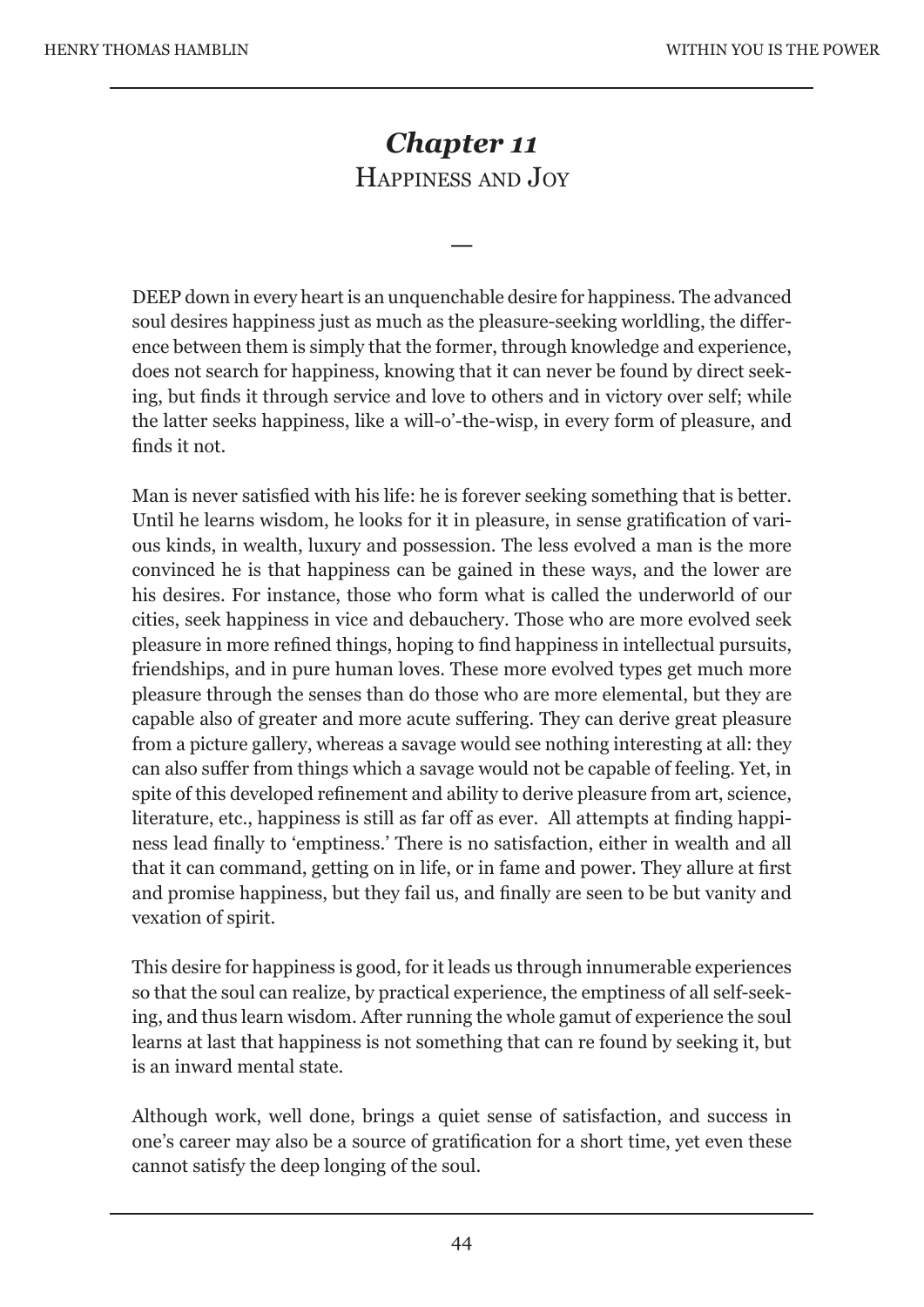# *Chapter 11*
## Happiness and Joy

—

DEEP down in every heart is an unquenchable desire for happiness. The advanced soul desires happiness just as much as the pleasure-seeking worldling, the difference between them is simply that the former, through knowledge and experience, does not search for happiness, knowing that it can never be found by direct seeking, but finds it through service and love to others and in victory over self; while the latter seeks happiness, like a will-o'-the-wisp, in every form of pleasure, and finds it not.

Man is never satisfied with his life: he is forever seeking something that is better. Until he learns wisdom, he looks for it in pleasure, in sense gratification of various kinds, in wealth, luxury and possession. The less evolved a man is the more convinced he is that happiness can be gained in these ways, and the lower are his desires. For instance, those who form what is called the underworld of our cities, seek happiness in vice and debauchery. Those who are more evolved seek pleasure in more refined things, hoping to find happiness in intellectual pursuits, friendships, and in pure human loves. These more evolved types get much more pleasure through the senses than do those who are more elemental, but they are capable also of greater and more acute suffering. They can derive great pleasure from a picture gallery, whereas a savage would see nothing interesting at all: they can also suffer from things which a savage would not be capable of feeling. Yet, in spite of this developed refinement and ability to derive pleasure from art, science, literature, etc., happiness is still as far off as ever. All attempts at finding happiness lead finally to 'emptiness.' There is no satisfaction, either in wealth and all that it can command, getting on in life, or in fame and power. They allure at first and promise happiness, but they fail us, and finally are seen to be but vanity and vexation of spirit.

This desire for happiness is good, for it leads us through innumerable experiences so that the soul can realize, by practical experience, the emptiness of all self-seeking, and thus learn wisdom. After running the whole gamut of experience the soul learns at last that happiness is not something that can re found by seeking it, but is an inward mental state.

Although work, well done, brings a quiet sense of satisfaction, and success in one's career may also be a source of gratification for a short time, yet even these cannot satisfy the deep longing of the soul.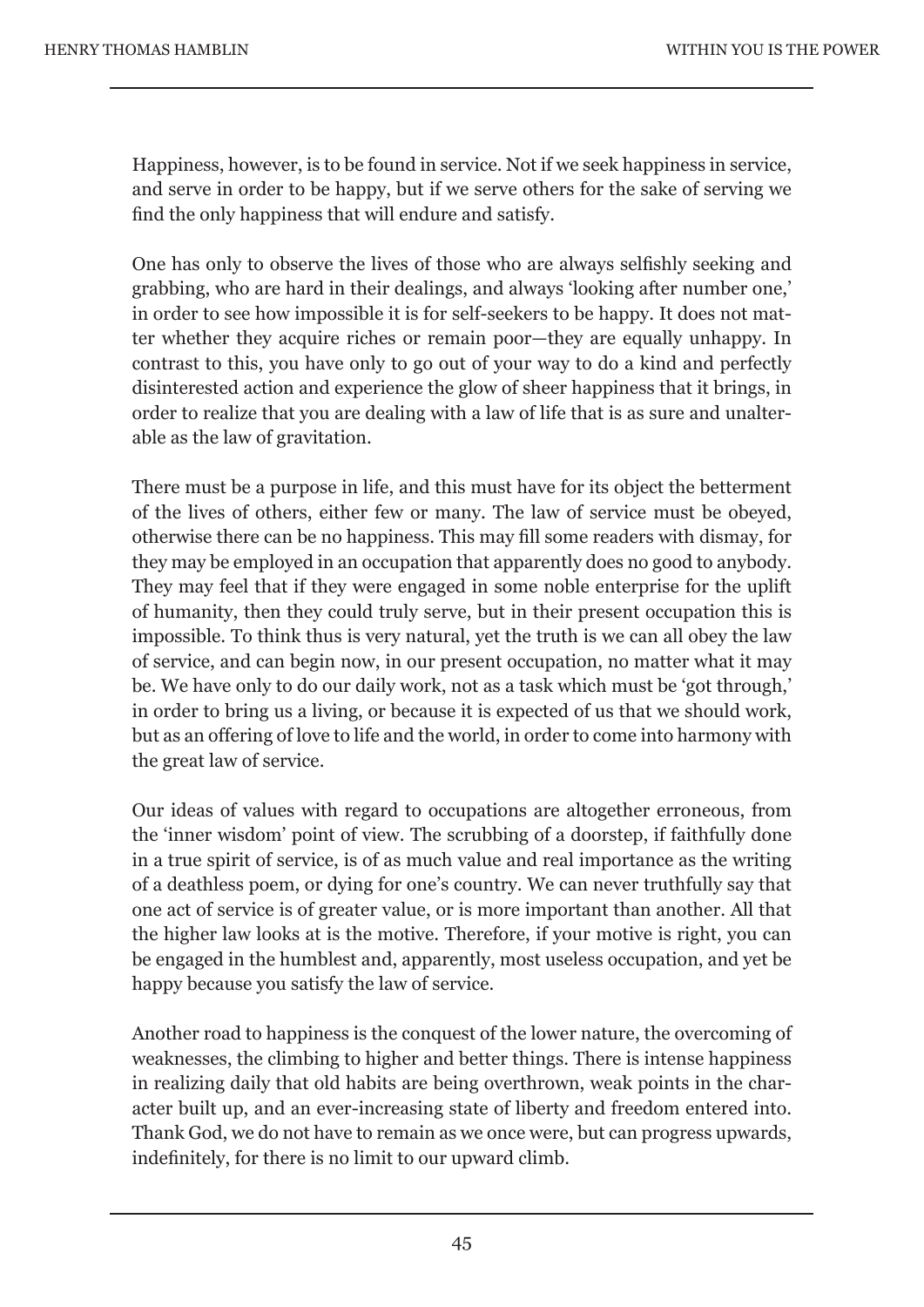Happiness, however, is to be found in service. Not if we seek happiness in service, and serve in order to be happy, but if we serve others for the sake of serving we find the only happiness that will endure and satisfy.

One has only to observe the lives of those who are always selfishly seeking and grabbing, who are hard in their dealings, and always 'looking after number one,' in order to see how impossible it is for self-seekers to be happy. It does not matter whether they acquire riches or remain poor—they are equally unhappy. In contrast to this, you have only to go out of your way to do a kind and perfectly disinterested action and experience the glow of sheer happiness that it brings, in order to realize that you are dealing with a law of life that is as sure and unalterable as the law of gravitation.

There must be a purpose in life, and this must have for its object the betterment of the lives of others, either few or many. The law of service must be obeyed, otherwise there can be no happiness. This may fill some readers with dismay, for they may be employed in an occupation that apparently does no good to anybody. They may feel that if they were engaged in some noble enterprise for the uplift of humanity, then they could truly serve, but in their present occupation this is impossible. To think thus is very natural, yet the truth is we can all obey the law of service, and can begin now, in our present occupation, no matter what it may be. We have only to do our daily work, not as a task which must be 'got through,' in order to bring us a living, or because it is expected of us that we should work, but as an offering of love to life and the world, in order to come into harmony with the great law of service.

Our ideas of values with regard to occupations are altogether erroneous, from the 'inner wisdom' point of view. The scrubbing of a doorstep, if faithfully done in a true spirit of service, is of as much value and real importance as the writing of a deathless poem, or dying for one's country. We can never truthfully say that one act of service is of greater value, or is more important than another. All that the higher law looks at is the motive. Therefore, if your motive is right, you can be engaged in the humblest and, apparently, most useless occupation, and yet be happy because you satisfy the law of service.

Another road to happiness is the conquest of the lower nature, the overcoming of weaknesses, the climbing to higher and better things. There is intense happiness in realizing daily that old habits are being overthrown, weak points in the character built up, and an ever-increasing state of liberty and freedom entered into. Thank God, we do not have to remain as we once were, but can progress upwards, indefinitely, for there is no limit to our upward climb.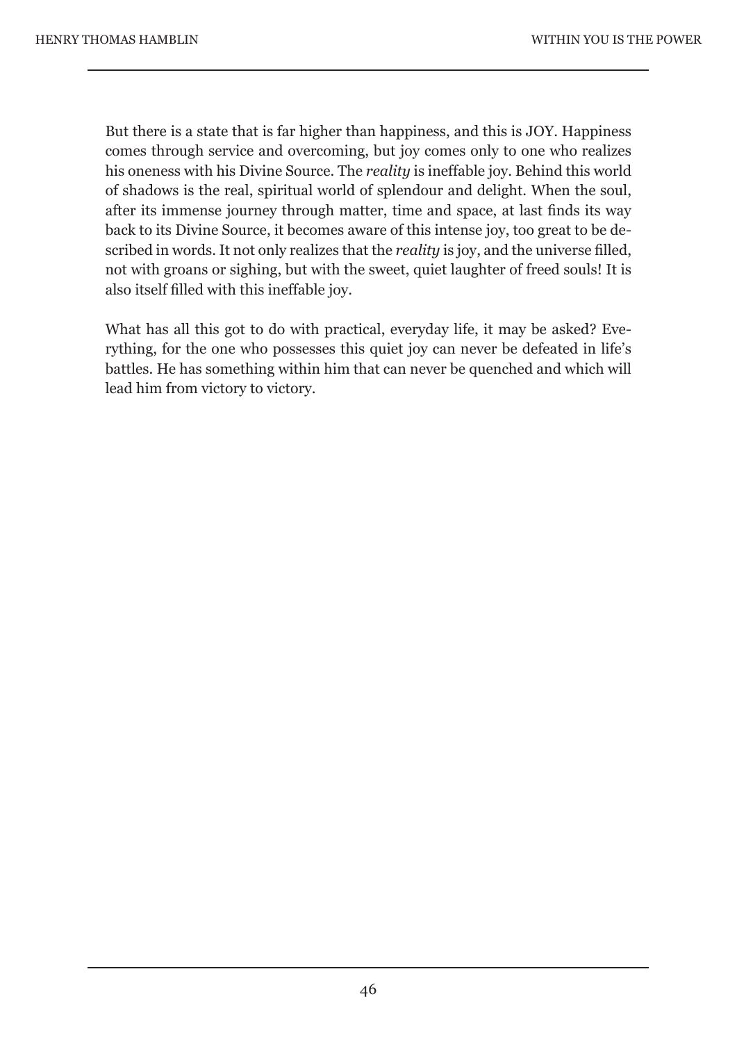But there is a state that is far higher than happiness, and this is JOY. Happiness comes through service and overcoming, but joy comes only to one who realizes his oneness with his Divine Source. The *reality* is ineffable joy. Behind this world of shadows is the real, spiritual world of splendour and delight. When the soul, after its immense journey through matter, time and space, at last finds its way back to its Divine Source, it becomes aware of this intense joy, too great to be described in words. It not only realizes that the *reality* is joy, and the universe filled, not with groans or sighing, but with the sweet, quiet laughter of freed souls! It is also itself filled with this ineffable joy.

What has all this got to do with practical, everyday life, it may be asked? Everything, for the one who possesses this quiet joy can never be defeated in life's battles. He has something within him that can never be quenched and which will lead him from victory to victory.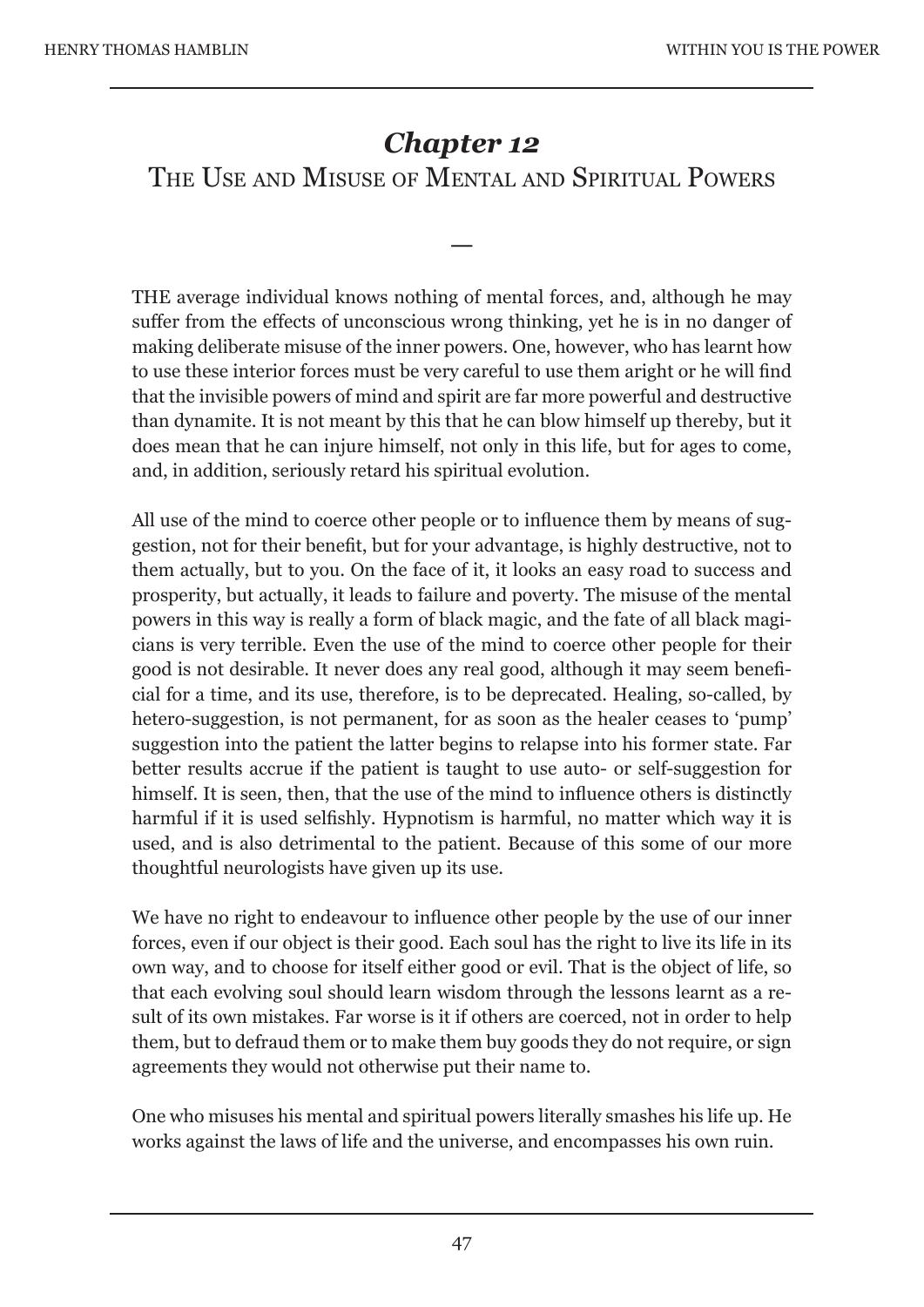# *Chapter 12*

## The Use and Misuse of Mental and Spiritual Powers

—

THE average individual knows nothing of mental forces, and, although he may suffer from the effects of unconscious wrong thinking, yet he is in no danger of making deliberate misuse of the inner powers. One, however, who has learnt how to use these interior forces must be very careful to use them aright or he will find that the invisible powers of mind and spirit are far more powerful and destructive than dynamite. It is not meant by this that he can blow himself up thereby, but it does mean that he can injure himself, not only in this life, but for ages to come, and, in addition, seriously retard his spiritual evolution.

All use of the mind to coerce other people or to influence them by means of suggestion, not for their benefit, but for your advantage, is highly destructive, not to them actually, but to you. On the face of it, it looks an easy road to success and prosperity, but actually, it leads to failure and poverty. The misuse of the mental powers in this way is really a form of black magic, and the fate of all black magicians is very terrible. Even the use of the mind to coerce other people for their good is not desirable. It never does any real good, although it may seem beneficial for a time, and its use, therefore, is to be deprecated. Healing, so-called, by hetero-suggestion, is not permanent, for as soon as the healer ceases to 'pump' suggestion into the patient the latter begins to relapse into his former state. Far better results accrue if the patient is taught to use auto- or self-suggestion for himself. It is seen, then, that the use of the mind to influence others is distinctly harmful if it is used selfishly. Hypnotism is harmful, no matter which way it is used, and is also detrimental to the patient. Because of this some of our more thoughtful neurologists have given up its use.

We have no right to endeavour to influence other people by the use of our inner forces, even if our object is their good. Each soul has the right to live its life in its own way, and to choose for itself either good or evil. That is the object of life, so that each evolving soul should learn wisdom through the lessons learnt as a result of its own mistakes. Far worse is it if others are coerced, not in order to help them, but to defraud them or to make them buy goods they do not require, or sign agreements they would not otherwise put their name to.

One who misuses his mental and spiritual powers literally smashes his life up. He works against the laws of life and the universe, and encompasses his own ruin.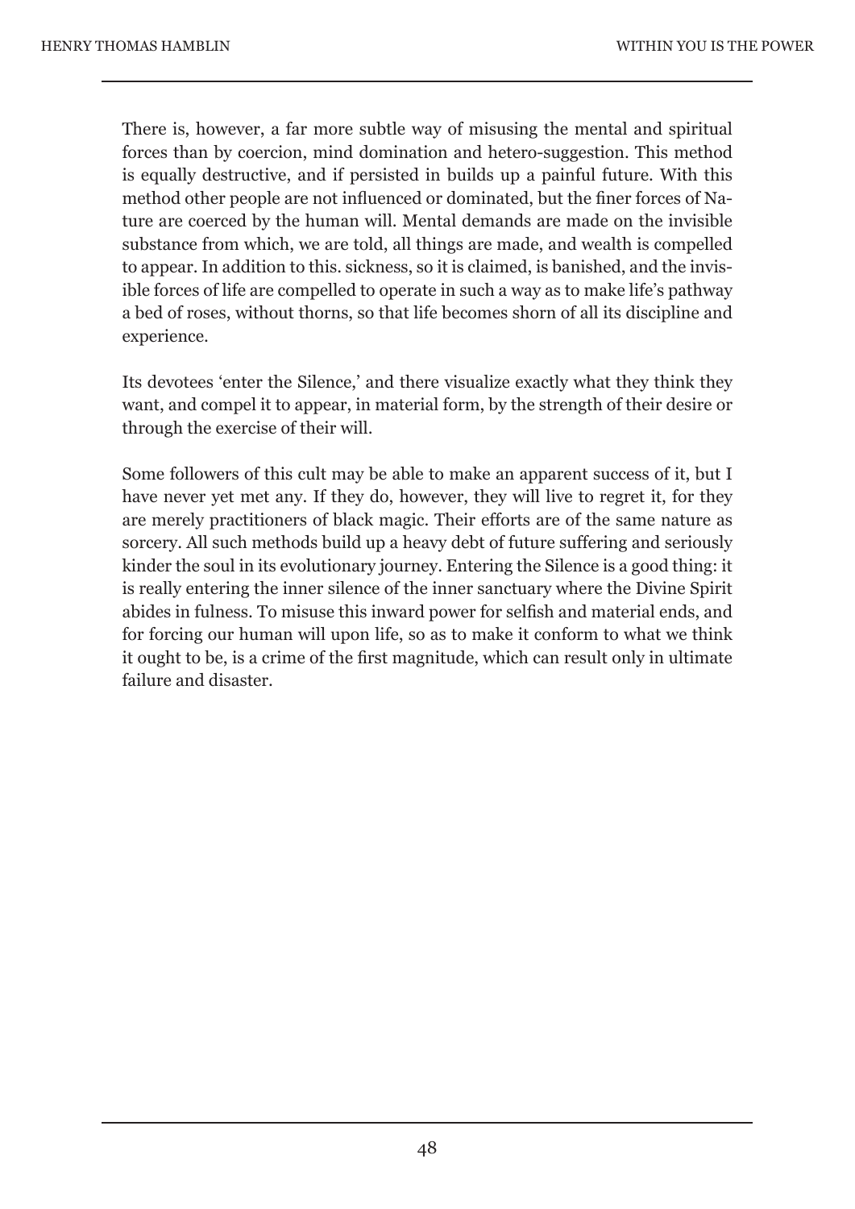There is, however, a far more subtle way of misusing the mental and spiritual forces than by coercion, mind domination and hetero-suggestion. This method is equally destructive, and if persisted in builds up a painful future. With this method other people are not influenced or dominated, but the finer forces of Nature are coerced by the human will. Mental demands are made on the invisible substance from which, we are told, all things are made, and wealth is compelled to appear. In addition to this. sickness, so it is claimed, is banished, and the invisible forces of life are compelled to operate in such a way as to make life's pathway a bed of roses, without thorns, so that life becomes shorn of all its discipline and experience.

Its devotees 'enter the Silence,' and there visualize exactly what they think they want, and compel it to appear, in material form, by the strength of their desire or through the exercise of their will.

Some followers of this cult may be able to make an apparent success of it, but I have never yet met any. If they do, however, they will live to regret it, for they are merely practitioners of black magic. Their efforts are of the same nature as sorcery. All such methods build up a heavy debt of future suffering and seriously kinder the soul in its evolutionary journey. Entering the Silence is a good thing: it is really entering the inner silence of the inner sanctuary where the Divine Spirit abides in fulness. To misuse this inward power for selfish and material ends, and for forcing our human will upon life, so as to make it conform to what we think it ought to be, is a crime of the first magnitude, which can result only in ultimate failure and disaster.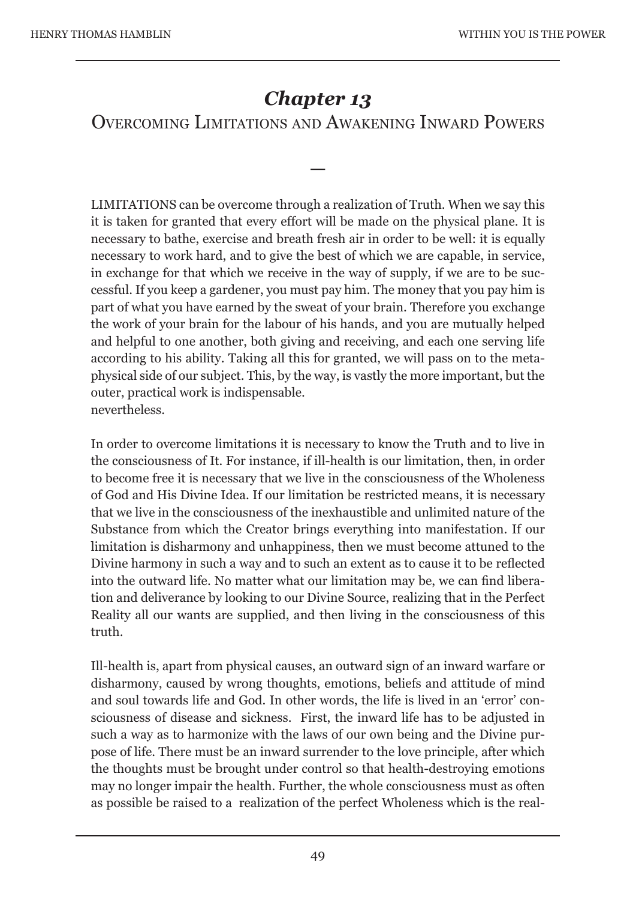# *Chapter 13*

## Overcoming Limitations and Awakening Inward Powers

—

LIMITATIONS can be overcome through a realization of Truth. When we say this it is taken for granted that every effort will be made on the physical plane. It is necessary to bathe, exercise and breath fresh air in order to be well: it is equally necessary to work hard, and to give the best of which we are capable, in service, in exchange for that which we receive in the way of supply, if we are to be successful. If you keep a gardener, you must pay him. The money that you pay him is part of what you have earned by the sweat of your brain. Therefore you exchange the work of your brain for the labour of his hands, and you are mutually helped and helpful to one another, both giving and receiving, and each one serving life according to his ability. Taking all this for granted, we will pass on to the metaphysical side of our subject. This, by the way, is vastly the more important, but the outer, practical work is indispensable.
nevertheless.

In order to overcome limitations it is necessary to know the Truth and to live in the consciousness of It. For instance, if ill-health is our limitation, then, in order to become free it is necessary that we live in the consciousness of the Wholeness of God and His Divine Idea. If our limitation be restricted means, it is necessary that we live in the consciousness of the inexhaustible and unlimited nature of the Substance from which the Creator brings everything into manifestation. If our limitation is disharmony and unhappiness, then we must become attuned to the Divine harmony in such a way and to such an extent as to cause it to be reflected into the outward life. No matter what our limitation may be, we can find liberation and deliverance by looking to our Divine Source, realizing that in the Perfect Reality all our wants are supplied, and then living in the consciousness of this truth.

Ill-health is, apart from physical causes, an outward sign of an inward warfare or disharmony, caused by wrong thoughts, emotions, beliefs and attitude of mind and soul towards life and God. In other words, the life is lived in an 'error' consciousness of disease and sickness. First, the inward life has to be adjusted in such a way as to harmonize with the laws of our own being and the Divine purpose of life. There must be an inward surrender to the love principle, after which the thoughts must be brought under control so that health-destroying emotions may no longer impair the health. Further, the whole consciousness must as often as possible be raised to a realization of the perfect Wholeness which is the real-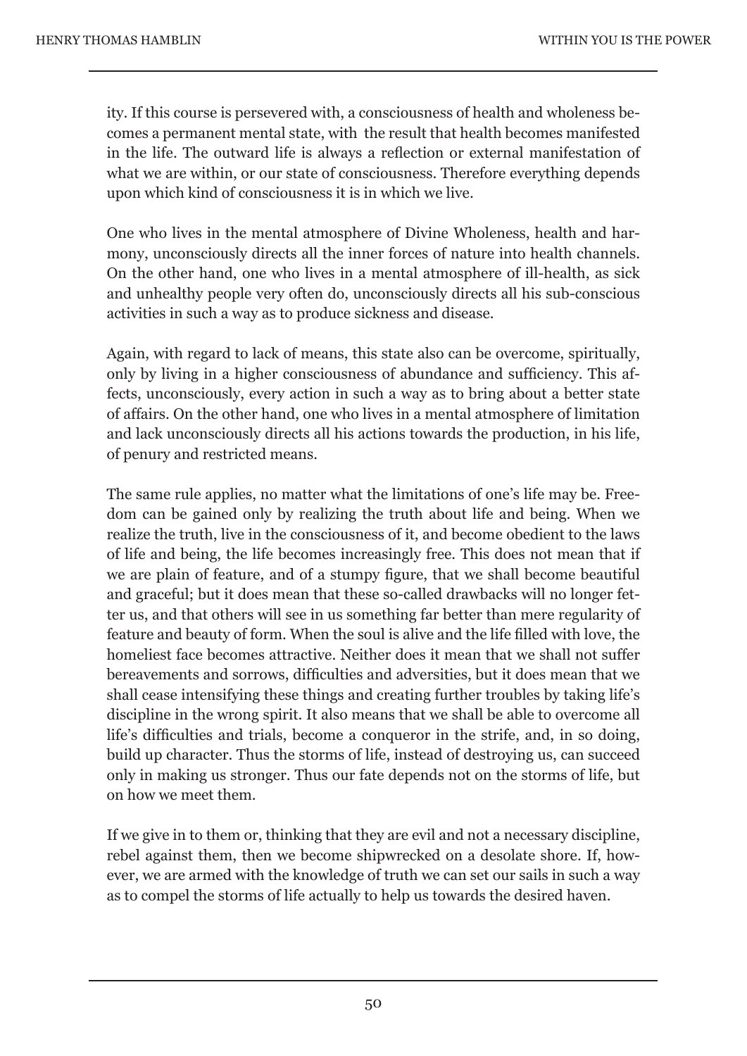ity. If this course is persevered with, a consciousness of health and wholeness becomes a permanent mental state, with the result that health becomes manifested in the life. The outward life is always a reflection or external manifestation of what we are within, or our state of consciousness. Therefore everything depends upon which kind of consciousness it is in which we live.

One who lives in the mental atmosphere of Divine Wholeness, health and harmony, unconsciously directs all the inner forces of nature into health channels. On the other hand, one who lives in a mental atmosphere of ill-health, as sick and unhealthy people very often do, unconsciously directs all his sub-conscious activities in such a way as to produce sickness and disease.

Again, with regard to lack of means, this state also can be overcome, spiritually, only by living in a higher consciousness of abundance and sufficiency. This affects, unconsciously, every action in such a way as to bring about a better state of affairs. On the other hand, one who lives in a mental atmosphere of limitation and lack unconsciously directs all his actions towards the production, in his life, of penury and restricted means.

The same rule applies, no matter what the limitations of one's life may be. Freedom can be gained only by realizing the truth about life and being. When we realize the truth, live in the consciousness of it, and become obedient to the laws of life and being, the life becomes increasingly free. This does not mean that if we are plain of feature, and of a stumpy figure, that we shall become beautiful and graceful; but it does mean that these so-called drawbacks will no longer fetter us, and that others will see in us something far better than mere regularity of feature and beauty of form. When the soul is alive and the life filled with love, the homeliest face becomes attractive. Neither does it mean that we shall not suffer bereavements and sorrows, difficulties and adversities, but it does mean that we shall cease intensifying these things and creating further troubles by taking life's discipline in the wrong spirit. It also means that we shall be able to overcome all life's difficulties and trials, become a conqueror in the strife, and, in so doing, build up character. Thus the storms of life, instead of destroying us, can succeed only in making us stronger. Thus our fate depends not on the storms of life, but on how we meet them.

If we give in to them or, thinking that they are evil and not a necessary discipline, rebel against them, then we become shipwrecked on a desolate shore. If, however, we are armed with the knowledge of truth we can set our sails in such a way as to compel the storms of life actually to help us towards the desired haven.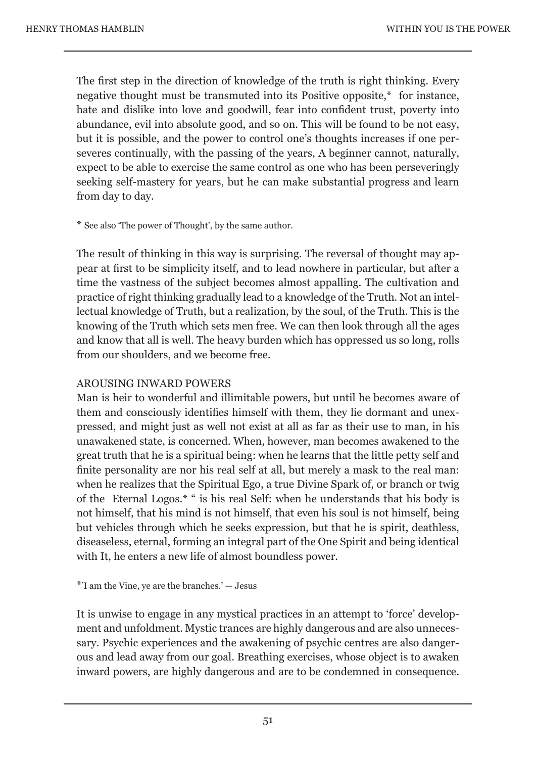The first step in the direction of knowledge of the truth is right thinking. Every negative thought must be transmuted into its Positive opposite,* for instance, hate and dislike into love and goodwill, fear into confident trust, poverty into abundance, evil into absolute good, and so on. This will be found to be not easy, but it is possible, and the power to control one's thoughts increases if one perseveres continually, with the passing of the years, A beginner cannot, naturally, expect to be able to exercise the same control as one who has been perseveringly seeking self-mastery for years, but he can make substantial progress and learn from day to day.

* See also 'The power of Thought', by the same author.

The result of thinking in this way is surprising. The reversal of thought may appear at first to be simplicity itself, and to lead nowhere in particular, but after a time the vastness of the subject becomes almost appalling. The cultivation and practice of right thinking gradually lead to a knowledge of the Truth. Not an intellectual knowledge of Truth, but a realization, by the soul, of the Truth. This is the knowing of the Truth which sets men free. We can then look through all the ages and know that all is well. The heavy burden which has oppressed us so long, rolls from our shoulders, and we become free.

## AROUSING INWARD POWERS

Man is heir to wonderful and illimitable powers, but until he becomes aware of them and consciously identifies himself with them, they lie dormant and unexpressed, and might just as well not exist at all as far as their use to man, in his unawakened state, is concerned. When, however, man becomes awakened to the great truth that he is a spiritual being: when he learns that the little petty self and finite personality are nor his real self at all, but merely a mask to the real man: when he realizes that the Spiritual Ego, a true Divine Spark of, or branch or twig of the Eternal Logos.* " is his real Self: when he understands that his body is not himself, that his mind is not himself, that even his soul is not himself, being but vehicles through which he seeks expression, but that he is spirit, deathless, diseaseless, eternal, forming an integral part of the One Spirit and being identical with It, he enters a new life of almost boundless power.

*'I am the Vine, ye are the branches.' — Jesus

It is unwise to engage in any mystical practices in an attempt to 'force' development and unfoldment. Mystic trances are highly dangerous and are also unnecessary. Psychic experiences and the awakening of psychic centres are also dangerous and lead away from our goal. Breathing exercises, whose object is to awaken inward powers, are highly dangerous and are to be condemned in consequence.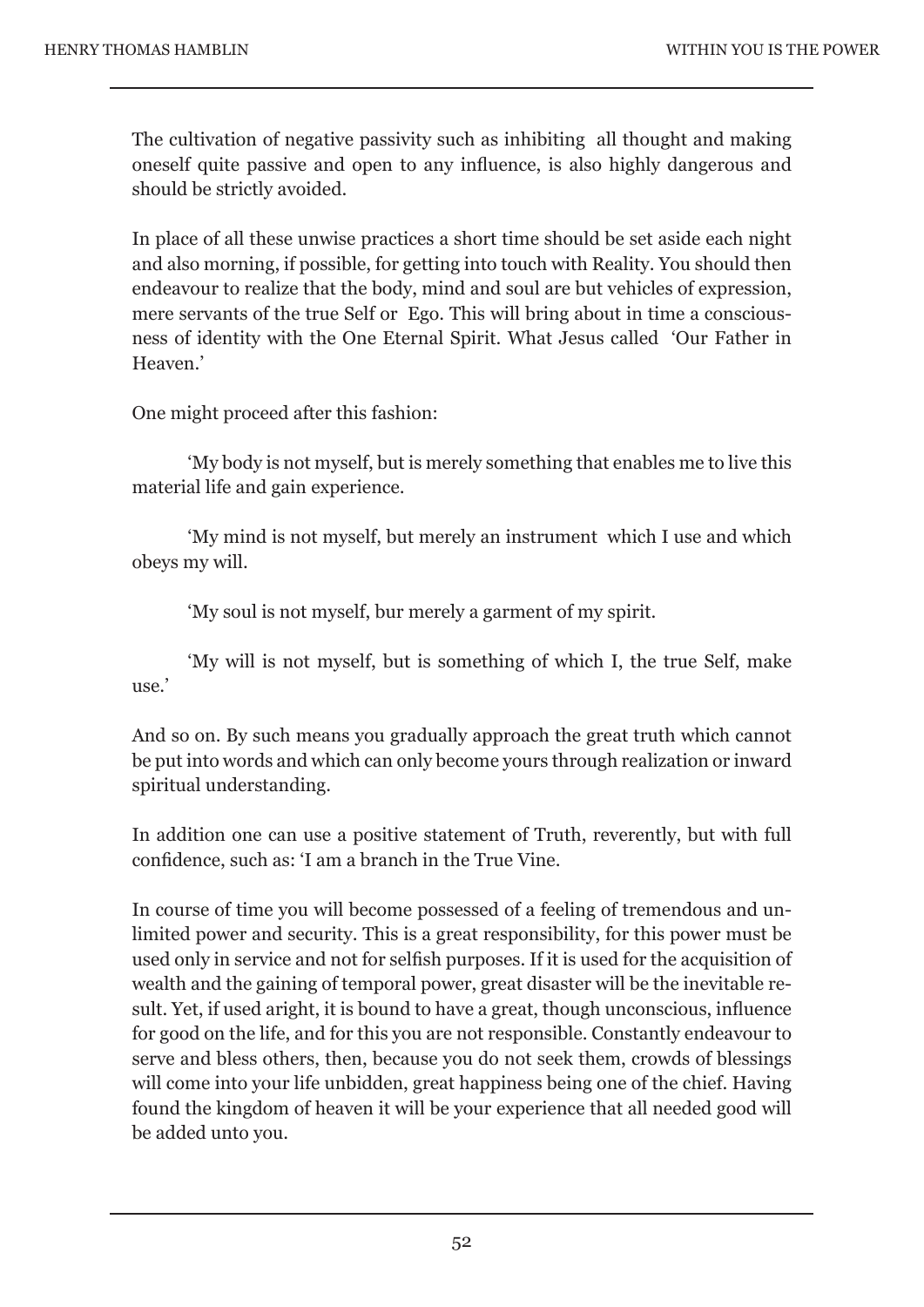The cultivation of negative passivity such as inhibiting all thought and making oneself quite passive and open to any influence, is also highly dangerous and should be strictly avoided.

In place of all these unwise practices a short time should be set aside each night and also morning, if possible, for getting into touch with Reality. You should then endeavour to realize that the body, mind and soul are but vehicles of expression, mere servants of the true Self or Ego. This will bring about in time a consciousness of identity with the One Eternal Spirit. What Jesus called 'Our Father in Heaven.'

One might proceed after this fashion:

'My body is not myself, but is merely something that enables me to live this material life and gain experience.

'My mind is not myself, but merely an instrument which I use and which obeys my will.

'My soul is not myself, bur merely a garment of my spirit.

'My will is not myself, but is something of which I, the true Self, make use.'

And so on. By such means you gradually approach the great truth which cannot be put into words and which can only become yours through realization or inward spiritual understanding.

In addition one can use a positive statement of Truth, reverently, but with full confidence, such as: 'I am a branch in the True Vine.

In course of time you will become possessed of a feeling of tremendous and unlimited power and security. This is a great responsibility, for this power must be used only in service and not for selfish purposes. If it is used for the acquisition of wealth and the gaining of temporal power, great disaster will be the inevitable result. Yet, if used aright, it is bound to have a great, though unconscious, influence for good on the life, and for this you are not responsible. Constantly endeavour to serve and bless others, then, because you do not seek them, crowds of blessings will come into your life unbidden, great happiness being one of the chief. Having found the kingdom of heaven it will be your experience that all needed good will be added unto you.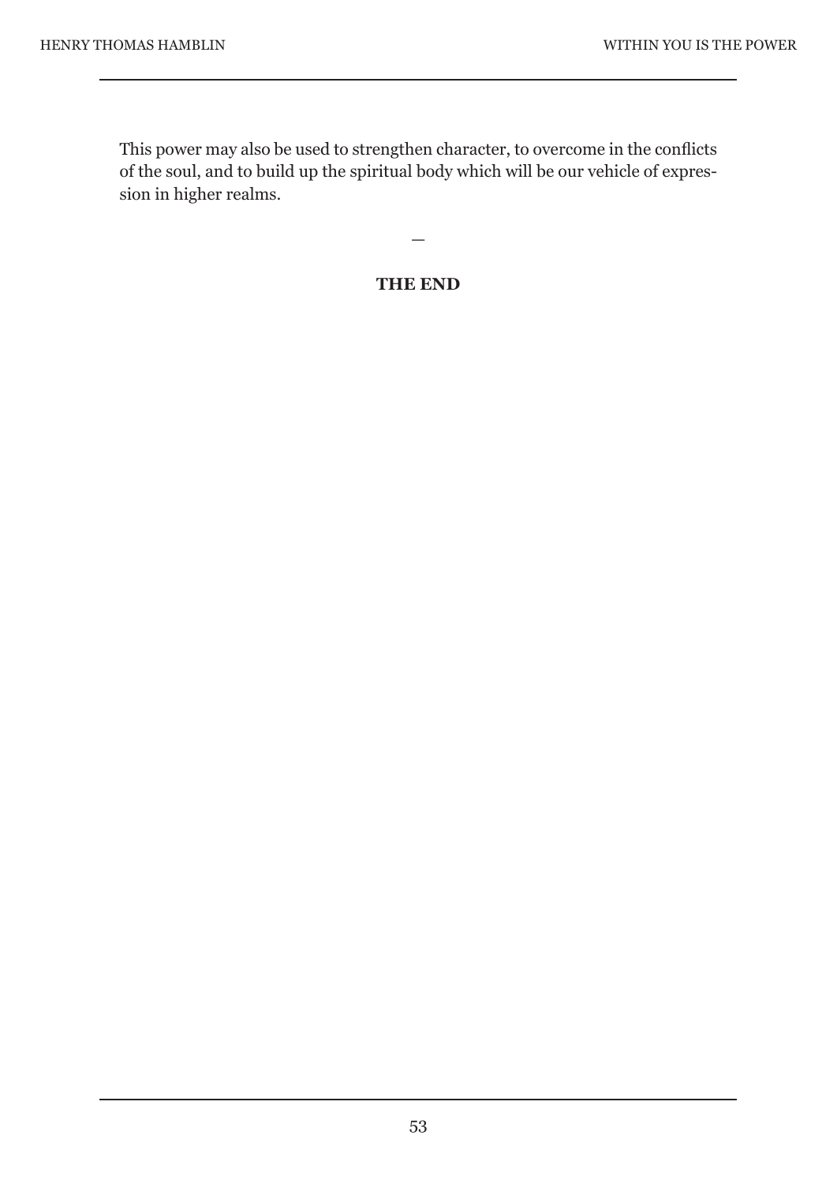This power may also be used to strengthen character, to overcome in the conflicts of the soul, and to build up the spiritual body which will be our vehicle of expression in higher realms.

—

**THE END**